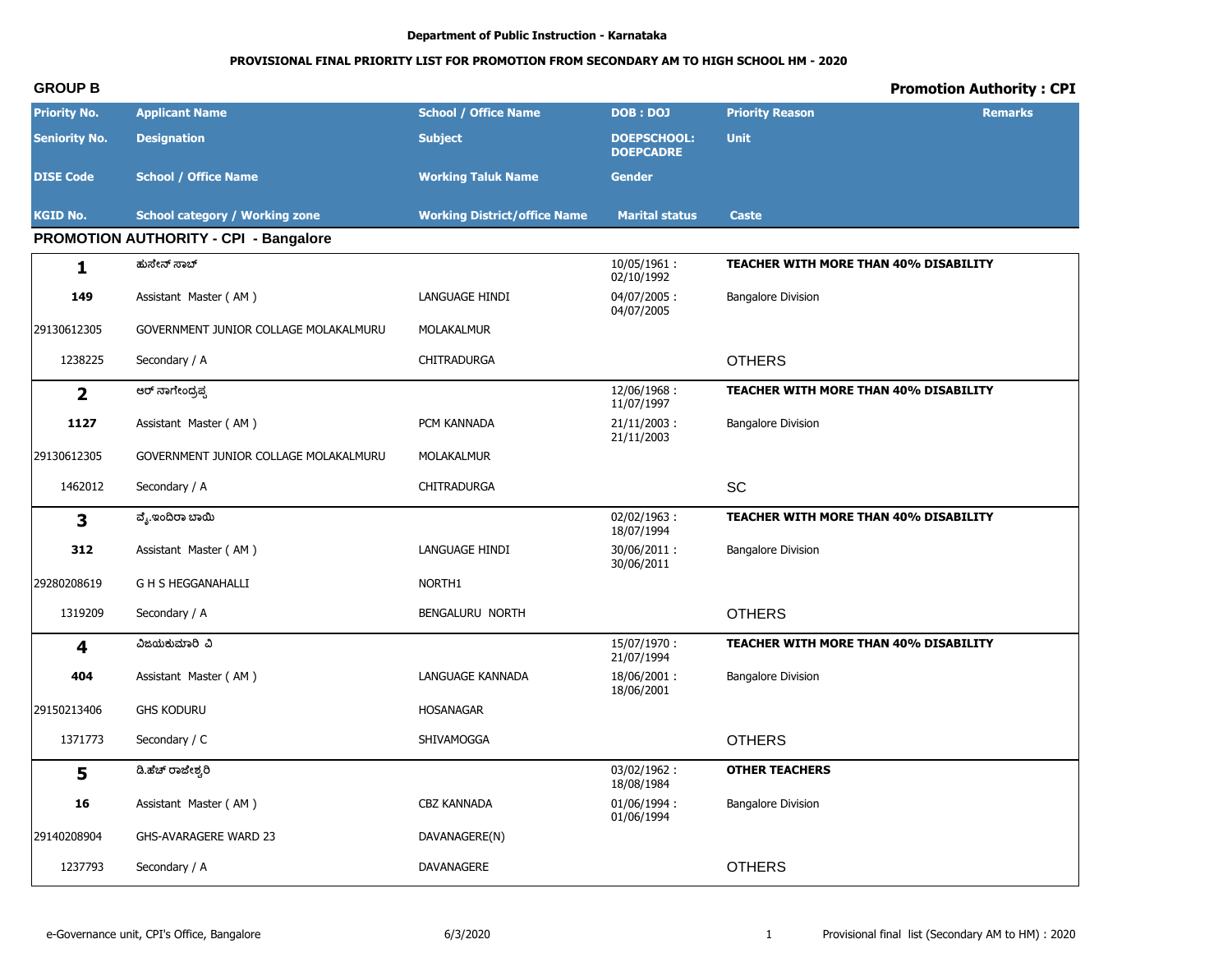**Department of Public Instruction - Karnataka**

**PROVISIONAL FINAL PRIORITY LIST FOR PROMOTION FROM SECONDARY AM TO HIGH SCHOOL HM - 2020**

**GROUP B** | **Promotion Authority : CPI**

| Priority No. / Seniority No. / DISE Code / KGID No. | Applicant Name / Designation / School / Office Name / School category / Working zone | School / Office Name / Subject / Working Taluk Name / Working District/office Name | DOB : DOJ / DOEPSCHOOL: DOEPCADRE / Gender / Marital status | Priority Reason / Unit / Caste | Remarks |
|---|---|---|---|---|---|
| **PROMOTION AUTHORITY - CPI - Bangalore** | | | | | |
| **1** | ಹುಸೇನ್ ಸಾಬ್ | | 10/05/1961 : 02/10/1992 | **TEACHER WITH MORE THAN 40% DISABILITY** | |
| **149** | Assistant Master ( AM ) | LANGUAGE HINDI | 04/07/2005 : 04/07/2005 | Bangalore Division | |
| 29130612305 | GOVERNMENT JUNIOR COLLAGE MOLAKALMURU | MOLAKALMUR | | | |
| 1238225 | Secondary / A | CHITRADURGA | | OTHERS | |
| **2** | ಆರ್ ನಾಗೇಂದ್ರಪ್ಪ | | 12/06/1968 : 11/07/1997 | **TEACHER WITH MORE THAN 40% DISABILITY** | |
| **1127** | Assistant Master ( AM ) | PCM KANNADA | 21/11/2003 : 21/11/2003 | Bangalore Division | |
| 29130612305 | GOVERNMENT JUNIOR COLLAGE MOLAKALMURU | MOLAKALMUR | | | |
| 1462012 | Secondary / A | CHITRADURGA | | SC | |
| **3** | ವೈ.ಇಂದಿರಾ ಬಾಯಿ | | 02/02/1963 : 18/07/1994 | **TEACHER WITH MORE THAN 40% DISABILITY** | |
| **312** | Assistant Master ( AM ) | LANGUAGE HINDI | 30/06/2011 : 30/06/2011 | Bangalore Division | |
| 29280208619 | G H S HEGGANAHALLI | NORTH1 | | | |
| 1319209 | Secondary / A | BENGALURU NORTH | | OTHERS | |
| **4** | ವಿಜಯಕುಮಾರಿ ವಿ | | 15/07/1970 : 21/07/1994 | **TEACHER WITH MORE THAN 40% DISABILITY** | |
| **404** | Assistant Master ( AM ) | LANGUAGE KANNADA | 18/06/2001 : 18/06/2001 | Bangalore Division | |
| 29150213406 | GHS KODURU | HOSANAGAR | | | |
| 1371773 | Secondary / C | SHIVAMOGGA | | OTHERS | |
| **5** | ಡಿ.ಹೆಚ್ ರಾಜೇಶ್ವರಿ | | 03/02/1962 : 18/08/1984 | **OTHER TEACHERS** | |
| **16** | Assistant Master ( AM ) | CBZ KANNADA | 01/06/1994 : 01/06/1994 | Bangalore Division | |
| 29140208904 | GHS-AVARAGERE WARD 23 | DAVANAGERE(N) | | | |
| 1237793 | Secondary / A | DAVANAGERE | | OTHERS | |

e-Governance unit, CPI's Office, Bangalore | 6/3/2020 | Provisional final list (Secondary AM to HM) : 2020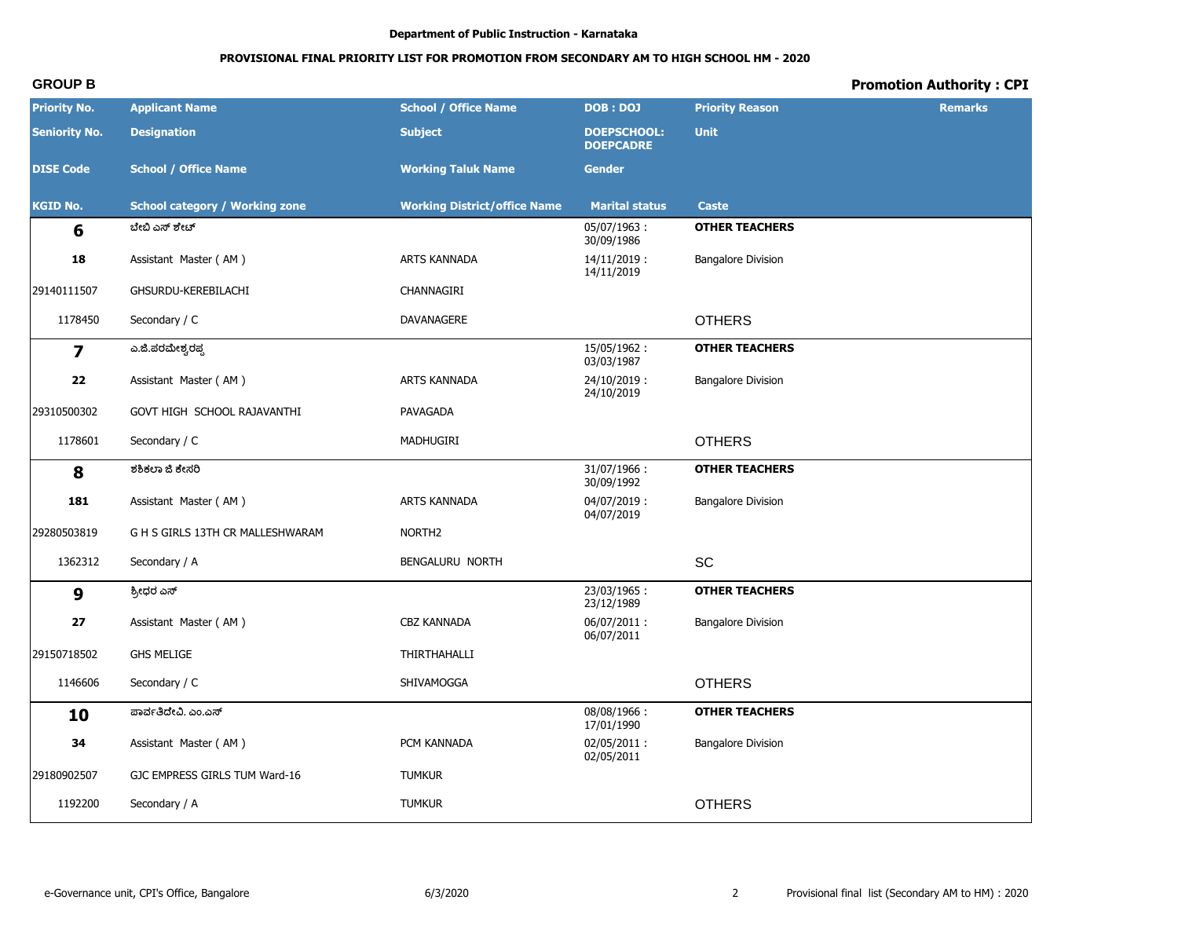Department of Public Instruction - Karnataka

**PROVISIONAL FINAL PRIORITY LIST FOR PROMOTION FROM SECONDARY AM TO HIGH SCHOOL HM - 2020**

**GROUP B** | **Promotion Authority : CPI**

| Priority No. / Seniority No. / DISE Code / KGID No. | Applicant Name / Designation / School / Office Name / School category / Working zone | School / Office Name / Subject / Working Taluk Name / Working District/office Name | DOB : DOJ / DOEPSCHOOL: DOEPCADRE / Gender / Marital status | Priority Reason / Unit / Caste | Remarks |
|---|---|---|---|---|---|
| **6** | ಬೇಬಿ ಎಸ್ ಶೇಟ್ | | 05/07/1963 : 30/09/1986 | **OTHER TEACHERS** | |
| **18** | Assistant Master ( AM ) | ARTS KANNADA | 14/11/2019 : 14/11/2019 | Bangalore Division | |
| 29140111507 | GHSURDU-KEREBILACHI | CHANNAGIRI | | | |
| 1178450 | Secondary / C | DAVANAGERE | | OTHERS | |
| **7** | ಎ.ಜಿ.ಪರಮೇಶ್ವರಪ್ಪ | | 15/05/1962 : 03/03/1987 | **OTHER TEACHERS** | |
| **22** | Assistant Master ( AM ) | ARTS KANNADA | 24/10/2019 : 24/10/2019 | Bangalore Division | |
| 29310500302 | GOVT HIGH SCHOOL RAJAVANTHI | PAVAGADA | | | |
| 1178601 | Secondary / C | MADHUGIRI | | OTHERS | |
| **8** | ಶಶಿಕಲಾ ಜಿ ಕೇಸರಿ | | 31/07/1966 : 30/09/1992 | **OTHER TEACHERS** | |
| **181** | Assistant Master ( AM ) | ARTS KANNADA | 04/07/2019 : 04/07/2019 | Bangalore Division | |
| 29280503819 | G H S GIRLS 13TH CR MALLESHWARAM | NORTH2 | | | |
| 1362312 | Secondary / A | BENGALURU NORTH | | SC | |
| **9** | ಶ್ರೀಧರ ಎಸ್ | | 23/03/1965 : 23/12/1989 | **OTHER TEACHERS** | |
| **27** | Assistant Master ( AM ) | CBZ KANNADA | 06/07/2011 : 06/07/2011 | Bangalore Division | |
| 29150718502 | GHS MELIGE | THIRTHAHALLI | | | |
| 1146606 | Secondary / C | SHIVAMOGGA | | OTHERS | |
| **10** | ಪಾರ್ವತಿದೇವಿ. ಎಂ.ಎಸ್ | | 08/08/1966 : 17/01/1990 | **OTHER TEACHERS** | |
| **34** | Assistant Master ( AM ) | PCM KANNADA | 02/05/2011 : 02/05/2011 | Bangalore Division | |
| 29180902507 | GJC EMPRESS GIRLS TUM Ward-16 | TUMKUR | | | |
| 1192200 | Secondary / A | TUMKUR | | OTHERS | |

e-Governance unit, CPI's Office, Bangalore | 6/3/2020 | Provisional final list (Secondary AM to HM) : 2020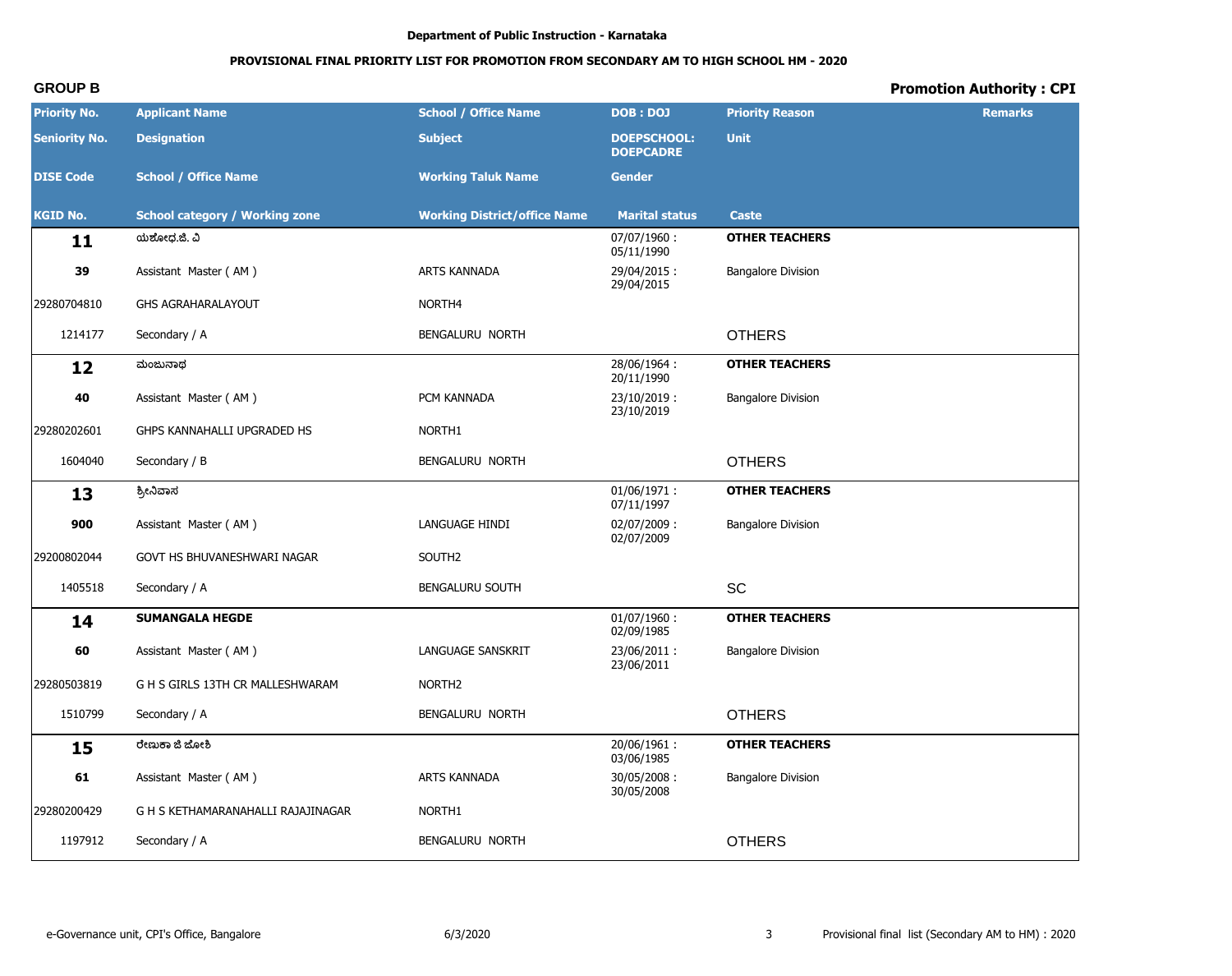**Department of Public Instruction - Karnataka**

**PROVISIONAL FINAL PRIORITY LIST FOR PROMOTION FROM SECONDARY AM TO HIGH SCHOOL HM - 2020**

**GROUP B** | **Promotion Authority : CPI**

| Priority No. / Seniority No. / DISE Code / KGID No. | Applicant Name / Designation / School / Office Name / School category / Working zone | School / Office Name / Subject / Working Taluk Name / Working District/office Name | DOB : DOJ / DOEPSCHOOL: DOEPCADRE / Gender / Marital status | Priority Reason / Unit / Caste | Remarks |
|---|---|---|---|---|---|
| **11** | ಯಶೋಧ.ಜಿ. ವಿ | | 07/07/1960 : 05/11/1990 | **OTHER TEACHERS** | |
| **39** | Assistant Master ( AM ) | ARTS KANNADA | 29/04/2015 : 29/04/2015 | Bangalore Division | |
| 29280704810 | GHS AGRAHARALAYOUT | NORTH4 | | | |
| 1214177 | Secondary / A | BENGALURU NORTH | | OTHERS | |
| **12** | ಮಂಜುನಾಥ | | 28/06/1964 : 20/11/1990 | **OTHER TEACHERS** | |
| **40** | Assistant Master ( AM ) | PCM KANNADA | 23/10/2019 : 23/10/2019 | Bangalore Division | |
| 29280202601 | GHPS KANNAHALLI UPGRADED HS | NORTH1 | | | |
| 1604040 | Secondary / B | BENGALURU NORTH | | OTHERS | |
| **13** | ಶ್ರೀನಿವಾಸ | | 01/06/1971 : 07/11/1997 | **OTHER TEACHERS** | |
| **900** | Assistant Master ( AM ) | LANGUAGE HINDI | 02/07/2009 : 02/07/2009 | Bangalore Division | |
| 29200802044 | GOVT HS BHUVANESHWARI NAGAR | SOUTH2 | | | |
| 1405518 | Secondary / A | BENGALURU SOUTH | | SC | |
| **14** | **SUMANGALA HEGDE** | | 01/07/1960 : 02/09/1985 | **OTHER TEACHERS** | |
| **60** | Assistant Master ( AM ) | LANGUAGE SANSKRIT | 23/06/2011 : 23/06/2011 | Bangalore Division | |
| 29280503819 | G H S GIRLS 13TH CR MALLESHWARAM | NORTH2 | | | |
| 1510799 | Secondary / A | BENGALURU NORTH | | OTHERS | |
| **15** | ರೇಣುಕಾ ಜಿ ಜೋಶಿ | | 20/06/1961 : 03/06/1985 | **OTHER TEACHERS** | |
| **61** | Assistant Master ( AM ) | ARTS KANNADA | 30/05/2008 : 30/05/2008 | Bangalore Division | |
| 29280200429 | G H S KETHAMARANAHALLI RAJAJINAGAR | NORTH1 | | | |
| 1197912 | Secondary / A | BENGALURU NORTH | | OTHERS | |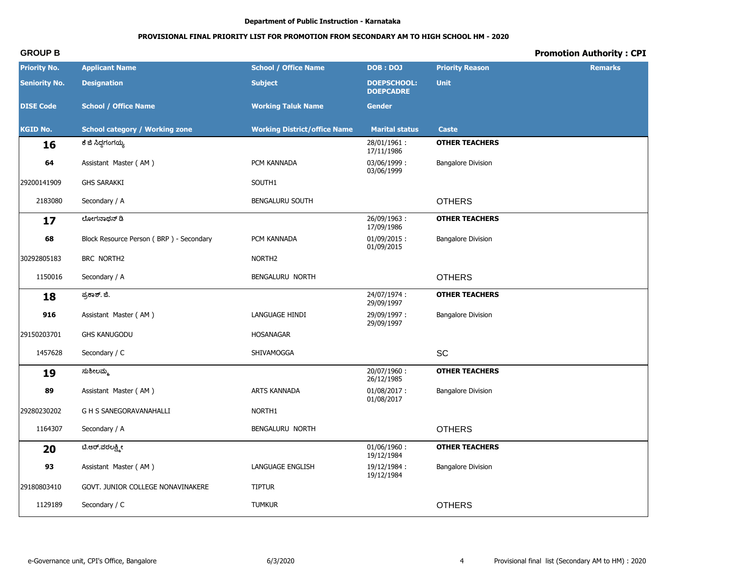Department of Public Instruction - Karnataka

**PROVISIONAL FINAL PRIORITY LIST FOR PROMOTION FROM SECONDARY AM TO HIGH SCHOOL HM - 2020**

**GROUP B** — **Promotion Authority : CPI**

| Priority No. / Seniority No. / DISE Code / KGID No. | Applicant Name / Designation / School / Office Name / School category / Working zone | School / Office Name / Subject / Working Taluk Name / Working District/office Name | DOB : DOJ / DOEPSCHOOL: DOEPCADRE / Gender / Marital status | Priority Reason / Unit / Caste | Remarks |
|---|---|---|---|---|---|
| **16** | ಕೆ ಜಿ ಸಿದ್ದಗಂಗಯ್ಯ | | 28/01/1961 : 17/11/1986 | **OTHER TEACHERS** | |
| 64 | Assistant Master ( AM ) | PCM KANNADA | 03/06/1999 : 03/06/1999 | Bangalore Division | |
| 29200141909 | GHS SARAKKI | SOUTH1 | | | |
| 2183080 | Secondary / A | BENGALURU SOUTH | | OTHERS | |
| **17** | ಲೋಗನಾಥನ್ ಡಿ | | 26/09/1963 : 17/09/1986 | **OTHER TEACHERS** | |
| 68 | Block Resource Person ( BRP ) - Secondary | PCM KANNADA | 01/09/2015 : 01/09/2015 | Bangalore Division | |
| 30292805183 | BRC NORTH2 | NORTH2 | | | |
| 1150016 | Secondary / A | BENGALURU NORTH | | OTHERS | |
| **18** | ಪ್ರಕಾಶ್. ಜಿ. | | 24/07/1974 : 29/09/1997 | **OTHER TEACHERS** | |
| 916 | Assistant Master ( AM ) | LANGUAGE HINDI | 29/09/1997 : 29/09/1997 | Bangalore Division | |
| 29150203701 | GHS KANUGODU | HOSANAGAR | | | |
| 1457628 | Secondary / C | SHIVAMOGGA | | SC | |
| **19** | ಸುಶೀಲಮ್ಮ | | 20/07/1960 : 26/12/1985 | **OTHER TEACHERS** | |
| 89 | Assistant Master ( AM ) | ARTS KANNADA | 01/08/2017 : 01/08/2017 | Bangalore Division | |
| 29280230202 | G H S SANEGORAVANAHALLI | NORTH1 | | | |
| 1164307 | Secondary / A | BENGALURU NORTH | | OTHERS | |
| **20** | ಟಿ.ಆರ್.ವರಲಕ್ಷ್ಮೀ | | 01/06/1960 : 19/12/1984 | **OTHER TEACHERS** | |
| 93 | Assistant Master ( AM ) | LANGUAGE ENGLISH | 19/12/1984 : 19/12/1984 | Bangalore Division | |
| 29180803410 | GOVT. JUNIOR COLLEGE NONAVINAKERE | TIPTUR | | | |
| 1129189 | Secondary / C | TUMKUR | | OTHERS | |

e-Governance unit, CPI's Office, Bangalore — 6/3/2020 — Provisional final list (Secondary AM to HM) : 2020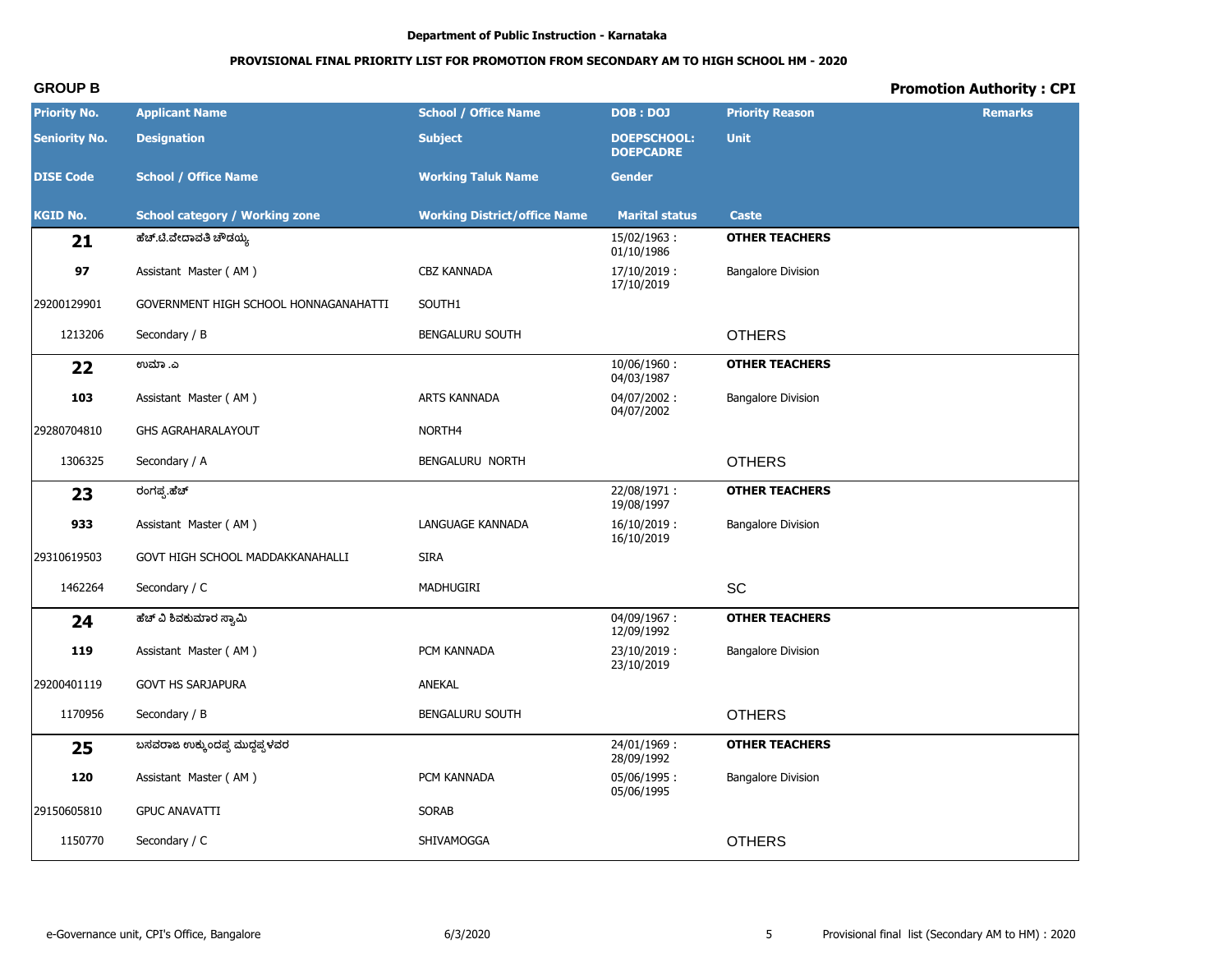Department of Public Instruction - Karnataka

## PROVISIONAL FINAL PRIORITY LIST FOR PROMOTION FROM SECONDARY AM TO HIGH SCHOOL HM - 2020

**GROUP B** | **Promotion Authority : CPI**

| Priority No. / Seniority No. / DISE Code / KGID No. | Applicant Name / Designation / School / Office Name / School category / Working zone | School / Office Name / Subject / Working Taluk Name / Working District/office Name | DOB : DOJ / DOEPSCHOOL: DOEPCADRE / Gender / Marital status | Priority Reason / Unit / Caste | Remarks |
|---|---|---|---|---|---|
| **21** | ಹೆಚ್.ಟಿ.ವೇದಾವತಿ ಚೌಡಯ್ಯ | | 15/02/1963 : 01/10/1986 | **OTHER TEACHERS** | |
| **97** | Assistant Master ( AM ) | CBZ KANNADA | 17/10/2019 : 17/10/2019 | Bangalore Division | |
| 29200129901 | GOVERNMENT HIGH SCHOOL HONNAGANAHATTI | SOUTH1 | | | |
| 1213206 | Secondary / B | BENGALURU SOUTH | | OTHERS | |
| **22** | ಉಮಾ .ಎ | | 10/06/1960 : 04/03/1987 | **OTHER TEACHERS** | |
| **103** | Assistant Master ( AM ) | ARTS KANNADA | 04/07/2002 : 04/07/2002 | Bangalore Division | |
| 29280704810 | GHS AGRAHARALAYOUT | NORTH4 | | | |
| 1306325 | Secondary / A | BENGALURU NORTH | | OTHERS | |
| **23** | ರಂಗಪ್ಪ.ಹೆಚ್ | | 22/08/1971 : 19/08/1997 | **OTHER TEACHERS** | |
| **933** | Assistant Master ( AM ) | LANGUAGE KANNADA | 16/10/2019 : 16/10/2019 | Bangalore Division | |
| 29310619503 | GOVT HIGH SCHOOL MADDAKKANAHALLI | SIRA | | | |
| 1462264 | Secondary / C | MADHUGIRI | | SC | |
| **24** | ಹೆಚ್ ವಿ ಶಿವಕುಮಾರ ಸ್ವಾಮಿ | | 04/09/1967 : 12/09/1992 | **OTHER TEACHERS** | |
| **119** | Assistant Master ( AM ) | PCM KANNADA | 23/10/2019 : 23/10/2019 | Bangalore Division | |
| 29200401119 | GOVT HS SARJAPURA | ANEKAL | | | |
| 1170956 | Secondary / B | BENGALURU SOUTH | | OTHERS | |
| **25** | ಬಸವರಾಜ ಉಕ್ಕುಂದಪ್ಪ ಮುದ್ದಪ್ಪಳವರ | | 24/01/1969 : 28/09/1992 | **OTHER TEACHERS** | |
| **120** | Assistant Master ( AM ) | PCM KANNADA | 05/06/1995 : 05/06/1995 | Bangalore Division | |
| 29150605810 | GPUC ANAVATTI | SORAB | | | |
| 1150770 | Secondary / C | SHIVAMOGGA | | OTHERS | |

e-Governance unit, CPI's Office, Bangalore | 6/3/2020 | Provisional final list (Secondary AM to HM) : 2020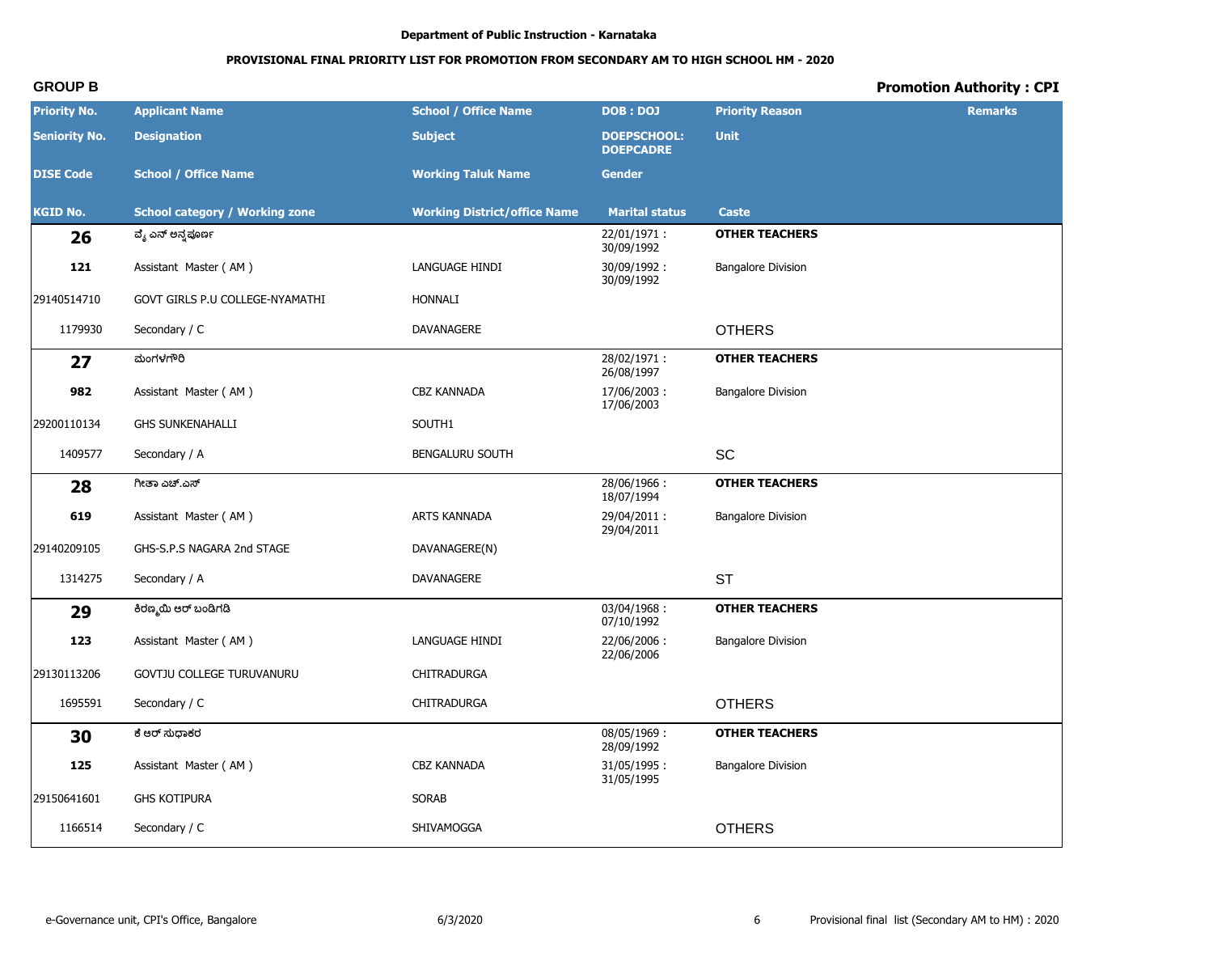Department of Public Instruction - Karnataka

**PROVISIONAL FINAL PRIORITY LIST FOR PROMOTION FROM SECONDARY AM TO HIGH SCHOOL HM - 2020**

**GROUP B** | **Promotion Authority : CPI**

| Priority No. / Seniority No. / DISE Code / KGID No. | Applicant Name / Designation / School / Office Name / School category / Working zone | School / Office Name / Subject / Working Taluk Name / Working District/office Name | DOB : DOJ / DOEPSCHOOL: DOEPCADRE / Gender / Marital status | Priority Reason / Unit / Caste | Remarks |
|---|---|---|---|---|---|
| **26** | ವೈ ಎನ್ ಅನ್ನಪೂರ್ಣ | | 22/01/1971 : 30/09/1992 | **OTHER TEACHERS** | |
| **121** | Assistant Master ( AM ) | LANGUAGE HINDI | 30/09/1992 : 30/09/1992 | Bangalore Division | |
| 29140514710 | GOVT GIRLS P.U COLLEGE-NYAMATHI | HONNALI | | | |
| 1179930 | Secondary / C | DAVANAGERE | | OTHERS | |
| **27** | ಮಂಗಳಗೌರಿ | | 28/02/1971 : 26/08/1997 | **OTHER TEACHERS** | |
| **982** | Assistant Master ( AM ) | CBZ KANNADA | 17/06/2003 : 17/06/2003 | Bangalore Division | |
| 29200110134 | GHS SUNKENAHALLI | SOUTH1 | | | |
| 1409577 | Secondary / A | BENGALURU SOUTH | | SC | |
| **28** | ಗೀತಾ ಎಚ್.ಎಸ್ | | 28/06/1966 : 18/07/1994 | **OTHER TEACHERS** | |
| **619** | Assistant Master ( AM ) | ARTS KANNADA | 29/04/2011 : 29/04/2011 | Bangalore Division | |
| 29140209105 | GHS-S.P.S NAGARA 2nd STAGE | DAVANAGERE(N) | | | |
| 1314275 | Secondary / A | DAVANAGERE | | ST | |
| **29** | ಕಿರಣ್ಮಯಿ ಆರ್ ಬಂಡಿಗಡಿ | | 03/04/1968 : 07/10/1992 | **OTHER TEACHERS** | |
| **123** | Assistant Master ( AM ) | LANGUAGE HINDI | 22/06/2006 : 22/06/2006 | Bangalore Division | |
| 29130113206 | GOVTJU COLLEGE TURUVANURU | CHITRADURGA | | | |
| 1695591 | Secondary / C | CHITRADURGA | | OTHERS | |
| **30** | ಕೆ ಆರ್ ಸುಧಾಕರ | | 08/05/1969 : 28/09/1992 | **OTHER TEACHERS** | |
| **125** | Assistant Master ( AM ) | CBZ KANNADA | 31/05/1995 : 31/05/1995 | Bangalore Division | |
| 29150641601 | GHS KOTIPURA | SORAB | | | |
| 1166514 | Secondary / C | SHIVAMOGGA | | OTHERS | |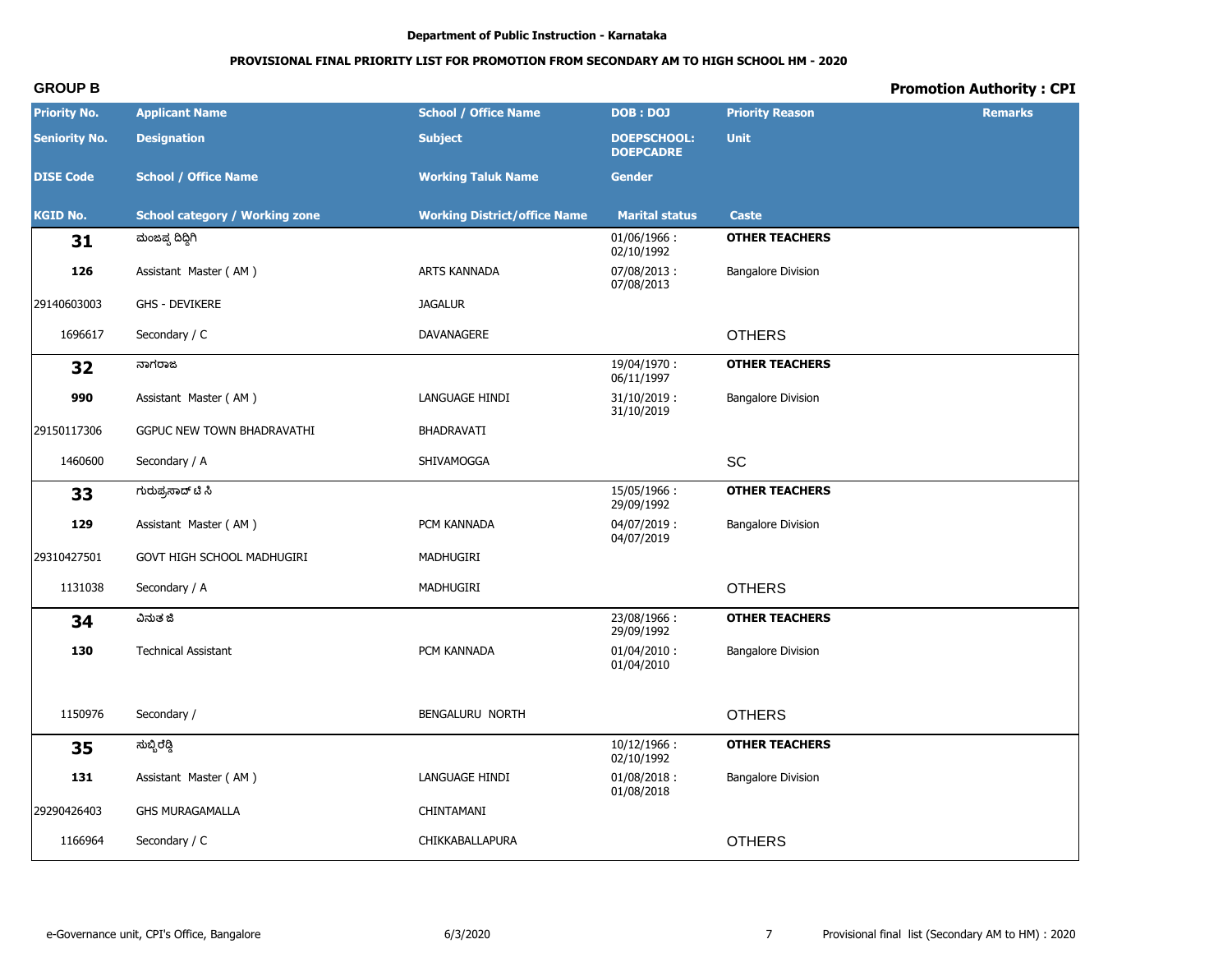Department of Public Instruction - Karnataka

**PROVISIONAL FINAL PRIORITY LIST FOR PROMOTION FROM SECONDARY AM TO HIGH SCHOOL HM - 2020**

**GROUP B** **Promotion Authority : CPI**

| Priority No. / Seniority No. / DISE Code / KGID No. | Applicant Name / Designation / School / Office Name / School category / Working zone | School / Office Name / Subject / Working Taluk Name / Working District/office Name | DOB : DOJ / DOEPSCHOOL: DOEPCADRE / Gender / Marital status | Priority Reason / Unit / Caste | Remarks |
|---|---|---|---|---|---|
| **31** | ಮಂಜಪ್ಪ ದಿದ್ದಿಗಿ | | 01/06/1966 : 02/10/1992 | **OTHER TEACHERS** | |
| **126** | Assistant Master ( AM ) | ARTS KANNADA | 07/08/2013 : 07/08/2013 | Bangalore Division | |
| 29140603003 | GHS - DEVIKERE | JAGALUR | | | |
| 1696617 | Secondary / C | DAVANAGERE | | OTHERS | |
| **32** | ನಾಗರಾಜ | | 19/04/1970 : 06/11/1997 | **OTHER TEACHERS** | |
| **990** | Assistant Master ( AM ) | LANGUAGE HINDI | 31/10/2019 : 31/10/2019 | Bangalore Division | |
| 29150117306 | GGPUC NEW TOWN BHADRAVATHI | BHADRAVATI | | | |
| 1460600 | Secondary / A | SHIVAMOGGA | | SC | |
| **33** | ಗುರುಪ್ರಸಾದ್ ಟಿ ಸಿ | | 15/05/1966 : 29/09/1992 | **OTHER TEACHERS** | |
| **129** | Assistant Master ( AM ) | PCM KANNADA | 04/07/2019 : 04/07/2019 | Bangalore Division | |
| 29310427501 | GOVT HIGH SCHOOL MADHUGIRI | MADHUGIRI | | | |
| 1131038 | Secondary / A | MADHUGIRI | | OTHERS | |
| **34** | ವಿನುತ ಜಿ | | 23/08/1966 : 29/09/1992 | **OTHER TEACHERS** | |
| **130** | Technical Assistant | PCM KANNADA | 01/04/2010 : 01/04/2010 | Bangalore Division | |
| | | | | | |
| 1150976 | Secondary / | BENGALURU NORTH | | OTHERS | |
| **35** | ಸುಬ್ಬಿರೆಡ್ಡಿ | | 10/12/1966 : 02/10/1992 | **OTHER TEACHERS** | |
| **131** | Assistant Master ( AM ) | LANGUAGE HINDI | 01/08/2018 : 01/08/2018 | Bangalore Division | |
| 29290426403 | GHS MURAGAMALLA | CHINTAMANI | | | |
| 1166964 | Secondary / C | CHIKKABALLAPURA | | OTHERS | |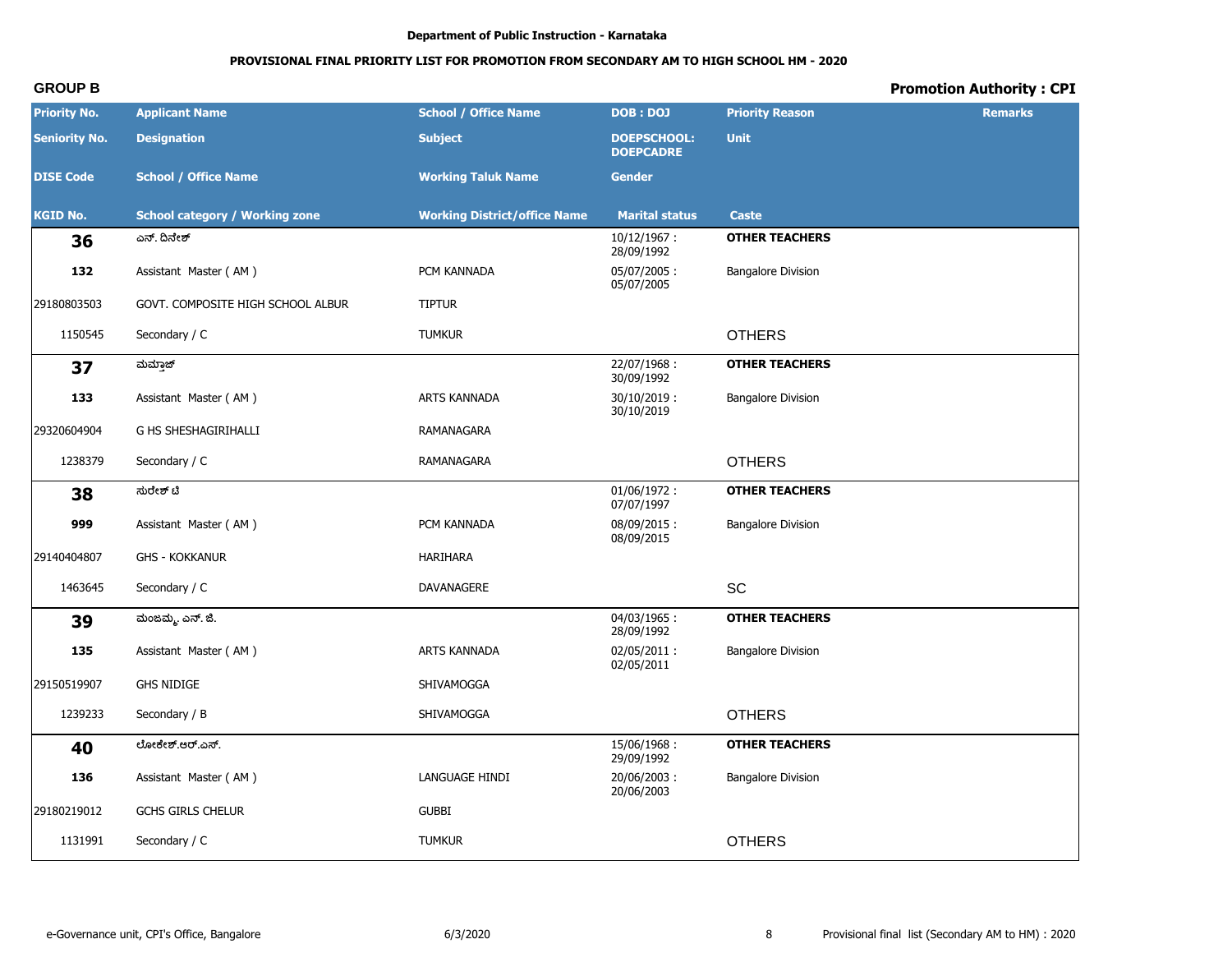**Department of Public Instruction - Karnataka**

**PROVISIONAL FINAL PRIORITY LIST FOR PROMOTION FROM SECONDARY AM TO HIGH SCHOOL HM - 2020**

**GROUP B** | **Promotion Authority : CPI**

| Priority No. / Seniority No. / DISE Code / KGID No. | Applicant Name / Designation / School / Office Name / School category / Working zone | School / Office Name / Subject / Working Taluk Name / Working District/office Name | DOB : DOJ / DOEPSCHOOL: DOEPCADRE / Gender / Marital status | Priority Reason / Unit / Caste | Remarks |
|---|---|---|---|---|---|
| **36** | ಎನ್. ದಿನೇಶ್ | | 10/12/1967 : 28/09/1992 | **OTHER TEACHERS** | |
| **132** | Assistant Master ( AM ) | PCM KANNADA | 05/07/2005 : 05/07/2005 | Bangalore Division | |
| 29180803503 | GOVT. COMPOSITE HIGH SCHOOL ALBUR | TIPTUR | | | |
| 1150545 | Secondary / C | TUMKUR | | OTHERS | |
| **37** | ಮಮ್ತಾಜ್ | | 22/07/1968 : 30/09/1992 | **OTHER TEACHERS** | |
| **133** | Assistant Master ( AM ) | ARTS KANNADA | 30/10/2019 : 30/10/2019 | Bangalore Division | |
| 29320604904 | G HS SHESHAGIRIHALLI | RAMANAGARA | | | |
| 1238379 | Secondary / C | RAMANAGARA | | OTHERS | |
| **38** | ಸುರೇಶ್ ಟಿ | | 01/06/1972 : 07/07/1997 | **OTHER TEACHERS** | |
| **999** | Assistant Master ( AM ) | PCM KANNADA | 08/09/2015 : 08/09/2015 | Bangalore Division | |
| 29140404807 | GHS - KOKKANUR | HARIHARA | | | |
| 1463645 | Secondary / C | DAVANAGERE | | SC | |
| **39** | ಮಂಜಮ್ಮ ಎನ್. ಜಿ. | | 04/03/1965 : 28/09/1992 | **OTHER TEACHERS** | |
| **135** | Assistant Master ( AM ) | ARTS KANNADA | 02/05/2011 : 02/05/2011 | Bangalore Division | |
| 29150519907 | GHS NIDIGE | SHIVAMOGGA | | | |
| 1239233 | Secondary / B | SHIVAMOGGA | | OTHERS | |
| **40** | ಲೋಕೇಶ್.ಆರ್.ಎಸ್. | | 15/06/1968 : 29/09/1992 | **OTHER TEACHERS** | |
| **136** | Assistant Master ( AM ) | LANGUAGE HINDI | 20/06/2003 : 20/06/2003 | Bangalore Division | |
| 29180219012 | GCHS GIRLS CHELUR | GUBBI | | | |
| 1131991 | Secondary / C | TUMKUR | | OTHERS | |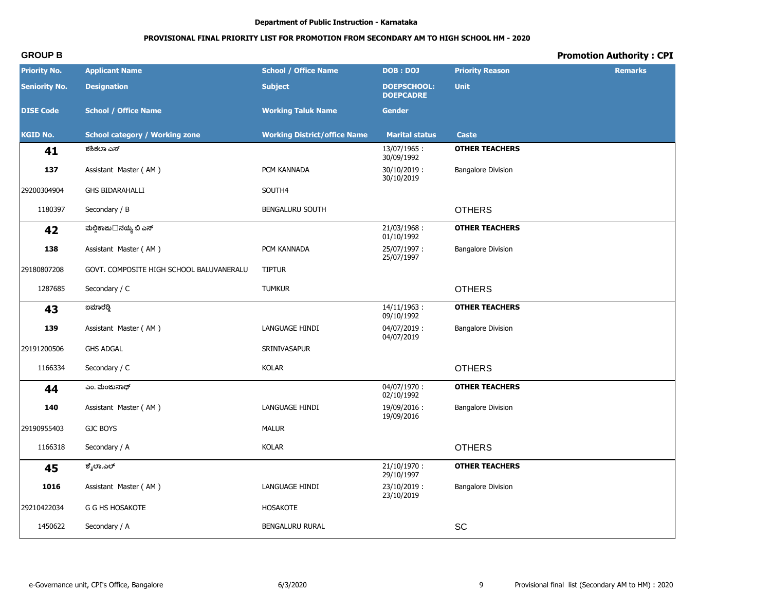Department of Public Instruction - Karnataka

**PROVISIONAL FINAL PRIORITY LIST FOR PROMOTION FROM SECONDARY AM TO HIGH SCHOOL HM - 2020**

**GROUP B** | **Promotion Authority : CPI**

| Priority No. / Seniority No. / DISE Code / KGID No. | Applicant Name / Designation / School / Office Name / School category / Working zone | School / Office Name / Subject / Working Taluk Name / Working District/office Name | DOB : DOJ / DOEPSCHOOL: DOEPCADRE / Gender / Marital status | Priority Reason / Unit / Caste | Remarks |
|---|---|---|---|---|---|
| **41** | ಶಶಿಕಲಾ ಎಸ್ | | 13/07/1965 : 30/09/1992 | **OTHER TEACHERS** | |
| 137 | Assistant Master ( AM ) | PCM KANNADA | 30/10/2019 : 30/10/2019 | Bangalore Division | |
| 29200304904 | GHS BIDARAHALLI | SOUTH4 | | | |
| 1180397 | Secondary / B | BENGALURU SOUTH | | OTHERS | |
| **42** | ಮಲ್ಲಿಕಾಜು□ನಯ್ಯ ಬಿ ಎಸ್ | | 21/03/1968 : 01/10/1992 | **OTHER TEACHERS** | |
| 138 | Assistant Master ( AM ) | PCM KANNADA | 25/07/1997 : 25/07/1997 | Bangalore Division | |
| 29180807208 | GOVT. COMPOSITE HIGH SCHOOL BALUVANERALU | TIPTUR | | | |
| 1287685 | Secondary / C | TUMKUR | | OTHERS | |
| **43** | ಐಮಾರೆಡ್ಡಿ | | 14/11/1963 : 09/10/1992 | **OTHER TEACHERS** | |
| 139 | Assistant Master ( AM ) | LANGUAGE HINDI | 04/07/2019 : 04/07/2019 | Bangalore Division | |
| 29191200506 | GHS ADGAL | SRINIVASAPUR | | | |
| 1166334 | Secondary / C | KOLAR | | OTHERS | |
| **44** | ಎಂ. ಮಂಜುನಾಥ್ | | 04/07/1970 : 02/10/1992 | **OTHER TEACHERS** | |
| 140 | Assistant Master ( AM ) | LANGUAGE HINDI | 19/09/2016 : 19/09/2016 | Bangalore Division | |
| 29190955403 | GJC BOYS | MALUR | | | |
| 1166318 | Secondary / A | KOLAR | | OTHERS | |
| **45** | ಶೈಲಾ.ಎಲ್ | | 21/10/1970 : 29/10/1997 | **OTHER TEACHERS** | |
| 1016 | Assistant Master ( AM ) | LANGUAGE HINDI | 23/10/2019 : 23/10/2019 | Bangalore Division | |
| 29210422034 | G G HS HOSAKOTE | HOSAKOTE | | | |
| 1450622 | Secondary / A | BENGALURU RURAL | | SC | |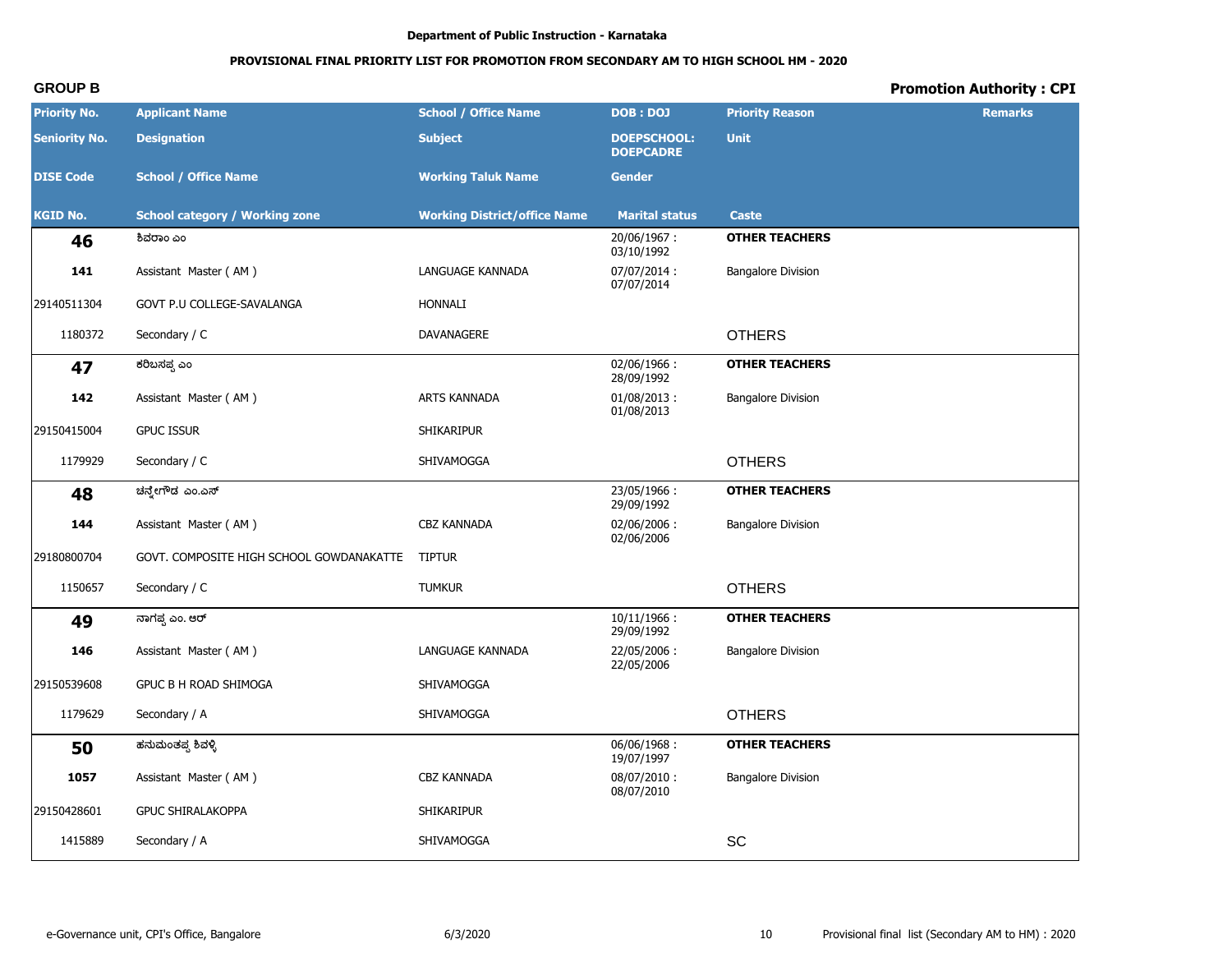Department of Public Instruction - Karnataka

## PROVISIONAL FINAL PRIORITY LIST FOR PROMOTION FROM SECONDARY AM TO HIGH SCHOOL HM - 2020

**GROUP B** — **Promotion Authority : CPI**

| Priority No. / Seniority No. / DISE Code / KGID No. | Applicant Name / Designation / School / Office Name / School category / Working zone | School / Office Name / Subject / Working Taluk Name / Working District/office Name | DOB : DOJ / DOEPSCHOOL: DOEPCADRE / Gender / Marital status | Priority Reason / Unit / Caste | Remarks |
|---|---|---|---|---|---|
| **46** | ಶಿವರಾಂ ಎಂ | | 20/06/1967 : 03/10/1992 | **OTHER TEACHERS** | |
| **141** | Assistant Master ( AM ) | LANGUAGE KANNADA | 07/07/2014 : 07/07/2014 | Bangalore Division | |
| 29140511304 | GOVT P.U COLLEGE-SAVALANGA | HONNALI | | | |
| 1180372 | Secondary / C | DAVANAGERE | | OTHERS | |
| **47** | ಕರಿಬಸಪ್ಪ ಎಂ | | 02/06/1966 : 28/09/1992 | **OTHER TEACHERS** | |
| **142** | Assistant Master ( AM ) | ARTS KANNADA | 01/08/2013 : 01/08/2013 | Bangalore Division | |
| 29150415004 | GPUC ISSUR | SHIKARIPUR | | | |
| 1179929 | Secondary / C | SHIVAMOGGA | | OTHERS | |
| **48** | ಚನ್ನೇಗೌಡ ಎಂ.ಎಸ್ | | 23/05/1966 : 29/09/1992 | **OTHER TEACHERS** | |
| **144** | Assistant Master ( AM ) | CBZ KANNADA | 02/06/2006 : 02/06/2006 | Bangalore Division | |
| 29180800704 | GOVT. COMPOSITE HIGH SCHOOL GOWDANAKATTE | TIPTUR | | | |
| 1150657 | Secondary / C | TUMKUR | | OTHERS | |
| **49** | ನಾಗಪ್ಪ ಎಂ. ಆರ್ | | 10/11/1966 : 29/09/1992 | **OTHER TEACHERS** | |
| **146** | Assistant Master ( AM ) | LANGUAGE KANNADA | 22/05/2006 : 22/05/2006 | Bangalore Division | |
| 29150539608 | GPUC B H ROAD SHIMOGA | SHIVAMOGGA | | | |
| 1179629 | Secondary / A | SHIVAMOGGA | | OTHERS | |
| **50** | ಹನುಮಂತಪ್ಪ ಶಿವಳ್ಳಿ | | 06/06/1968 : 19/07/1997 | **OTHER TEACHERS** | |
| **1057** | Assistant Master ( AM ) | CBZ KANNADA | 08/07/2010 : 08/07/2010 | Bangalore Division | |
| 29150428601 | GPUC SHIRALAKOPPA | SHIKARIPUR | | | |
| 1415889 | Secondary / A | SHIVAMOGGA | | SC | |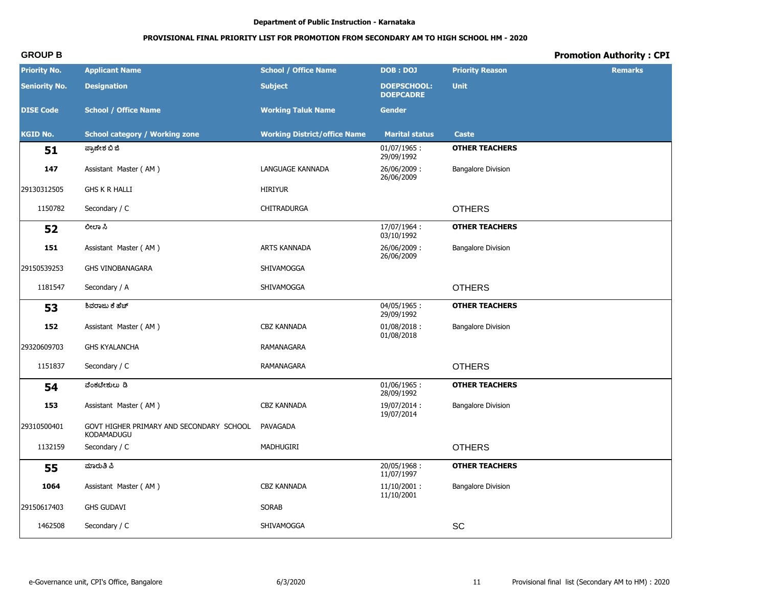Department of Public Instruction - Karnataka

**PROVISIONAL FINAL PRIORITY LIST FOR PROMOTION FROM SECONDARY AM TO HIGH SCHOOL HM - 2020**

**GROUP B** | **Promotion Authority : CPI**

| Priority No. / Seniority No. / DISE Code / KGID No. | Applicant Name / Designation / School / Office Name / School category / Working zone | School / Office Name / Subject / Working Taluk Name / Working District/office Name | DOB : DOJ / DOEPSCHOOL: DOEPCADRE / Gender / Marital status | Priority Reason / Unit / Caste | Remarks |
|---|---|---|---|---|---|
| **51** | ಪ್ರಾಣೇಶ ಬಿ ಜಿ | | 01/07/1965 : 29/09/1992 | **OTHER TEACHERS** | |
| **147** | Assistant Master ( AM ) | LANGUAGE KANNADA | 26/06/2009 : 26/06/2009 | Bangalore Division | |
| 29130312505 | GHS K R HALLI | HIRIYUR | | | |
| 1150782 | Secondary / C | CHITRADURGA | | OTHERS | |
| **52** | ಲೀಲಾ ಸಿ | | 17/07/1964 : 03/10/1992 | **OTHER TEACHERS** | |
| **151** | Assistant Master ( AM ) | ARTS KANNADA | 26/06/2009 : 26/06/2009 | Bangalore Division | |
| 29150539253 | GHS VINOBANAGARA | SHIVAMOGGA | | | |
| 1181547 | Secondary / A | SHIVAMOGGA | | OTHERS | |
| **53** | ಶಿವರಾಜು ಕೆ ಹೆಚ್ | | 04/05/1965 : 29/09/1992 | **OTHER TEACHERS** | |
| **152** | Assistant Master ( AM ) | CBZ KANNADA | 01/08/2018 : 01/08/2018 | Bangalore Division | |
| 29320609703 | GHS KYALANCHA | RAMANAGARA | | | |
| 1151837 | Secondary / C | RAMANAGARA | | OTHERS | |
| **54** | ವೆಂಕಟೇಶುಲು ಡಿ | | 01/06/1965 : 28/09/1992 | **OTHER TEACHERS** | |
| **153** | Assistant Master ( AM ) | CBZ KANNADA | 19/07/2014 : 19/07/2014 | Bangalore Division | |
| 29310500401 | GOVT HIGHER PRIMARY AND SECONDARY SCHOOL KODAMADUGU | PAVAGADA | | | |
| 1132159 | Secondary / C | MADHUGIRI | | OTHERS | |
| **55** | ಮಾರುತಿ ಪಿ | | 20/05/1968 : 11/07/1997 | **OTHER TEACHERS** | |
| **1064** | Assistant Master ( AM ) | CBZ KANNADA | 11/10/2001 : 11/10/2001 | Bangalore Division | |
| 29150617403 | GHS GUDAVI | SORAB | | | |
| 1462508 | Secondary / C | SHIVAMOGGA | | SC | |

e-Governance unit, CPI's Office, Bangalore | 6/3/2020 | Provisional final list (Secondary AM to HM) : 2020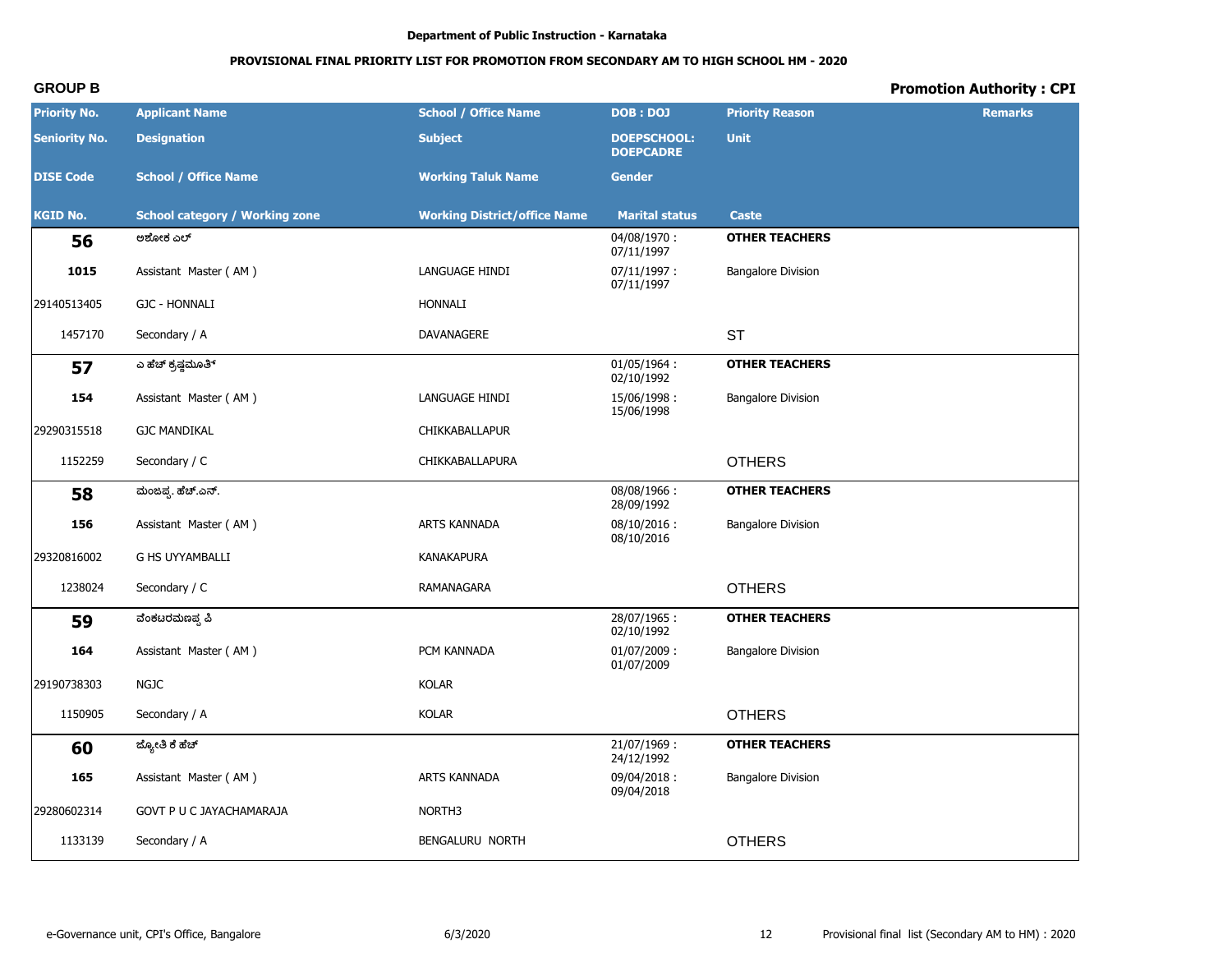Department of Public Instruction - Karnataka

**PROVISIONAL FINAL PRIORITY LIST FOR PROMOTION FROM SECONDARY AM TO HIGH SCHOOL HM - 2020**

**GROUP B** | **Promotion Authority : CPI**

| Priority No. / Seniority No. / DISE Code / KGID No. | Applicant Name / Designation / School / Office Name / School category / Working zone | School / Office Name / Subject / Working Taluk Name / Working District/office Name | DOB : DOJ / DOEPSCHOOL: DOEPCADRE / Gender / Marital status | Priority Reason / Unit / Caste | Remarks |
|---|---|---|---|---|---|
| **56** | ಅಶೋಕ ಎಲ್ | | 04/08/1970 : 07/11/1997 | **OTHER TEACHERS** | |
| **1015** | Assistant Master ( AM ) | LANGUAGE HINDI | 07/11/1997 : 07/11/1997 | Bangalore Division | |
| 29140513405 | GJC - HONNALI | HONNALI | | | |
| 1457170 | Secondary / A | DAVANAGERE | | ST | |
| **57** | ಎ ಹೆಚ್ ಕೃಷ್ಣಮೂರ್ತಿ | | 01/05/1964 : 02/10/1992 | **OTHER TEACHERS** | |
| **154** | Assistant Master ( AM ) | LANGUAGE HINDI | 15/06/1998 : 15/06/1998 | Bangalore Division | |
| 29290315518 | GJC MANDIKAL | CHIKKABALLAPUR | | | |
| 1152259 | Secondary / C | CHIKKABALLAPURA | | OTHERS | |
| **58** | ಮಂಜಪ್ಪ. ಹೆಚ್.ಎನ್. | | 08/08/1966 : 28/09/1992 | **OTHER TEACHERS** | |
| **156** | Assistant Master ( AM ) | ARTS KANNADA | 08/10/2016 : 08/10/2016 | Bangalore Division | |
| 29320816002 | G HS UYYAMBALLI | KANAKAPURA | | | |
| 1238024 | Secondary / C | RAMANAGARA | | OTHERS | |
| **59** | ವೆಂಕಟರಮಣಪ್ಪ ವಿ | | 28/07/1965 : 02/10/1992 | **OTHER TEACHERS** | |
| **164** | Assistant Master ( AM ) | PCM KANNADA | 01/07/2009 : 01/07/2009 | Bangalore Division | |
| 29190738303 | NGJC | KOLAR | | | |
| 1150905 | Secondary / A | KOLAR | | OTHERS | |
| **60** | ಜ್ಯೋತಿ ಕೆ ಹೆಚ್ | | 21/07/1969 : 24/12/1992 | **OTHER TEACHERS** | |
| **165** | Assistant Master ( AM ) | ARTS KANNADA | 09/04/2018 : 09/04/2018 | Bangalore Division | |
| 29280602314 | GOVT P U C JAYACHAMARAJA | NORTH3 | | | |
| 1133139 | Secondary / A | BENGALURU NORTH | | OTHERS | |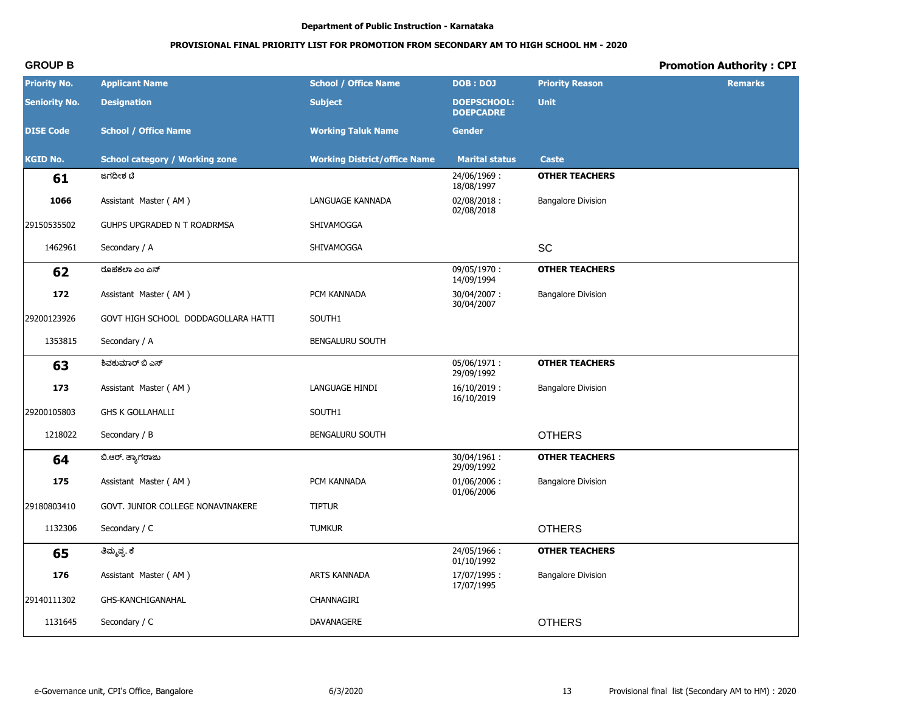Department of Public Instruction - Karnataka

**PROVISIONAL FINAL PRIORITY LIST FOR PROMOTION FROM SECONDARY AM TO HIGH SCHOOL HM - 2020**

**GROUP B** | **Promotion Authority : CPI**

| Priority No. / Seniority No. / DISE Code / KGID No. | Applicant Name / Designation / School / Office Name / School category / Working zone | School / Office Name / Subject / Working Taluk Name / Working District/office Name | DOB : DOJ / DOEPSCHOOL: DOEPCADRE / Gender / Marital status | Priority Reason / Unit / Caste | Remarks |
|---|---|---|---|---|---|
| **61** | ಜಗದೀಶ ಟಿ | | 24/06/1969 : 18/08/1997 | **OTHER TEACHERS** | |
| **1066** | Assistant Master ( AM ) | LANGUAGE KANNADA | 02/08/2018 : 02/08/2018 | Bangalore Division | |
| 29150535502 | GUHPS UPGRADED N T ROADRMSA | SHIVAMOGGA | | | |
| 1462961 | Secondary / A | SHIVAMOGGA | | SC | |
| **62** | ರೂಪಕಲಾ ಎಂ ಎನ್ | | 09/05/1970 : 14/09/1994 | **OTHER TEACHERS** | |
| **172** | Assistant Master ( AM ) | PCM KANNADA | 30/04/2007 : 30/04/2007 | Bangalore Division | |
| 29200123926 | GOVT HIGH SCHOOL DODDAGOLLARA HATTI | SOUTH1 | | | |
| 1353815 | Secondary / A | BENGALURU SOUTH | | | |
| **63** | ಶಿವಕುಮಾರ್ ಬಿ ಎಸ್ | | 05/06/1971 : 29/09/1992 | **OTHER TEACHERS** | |
| **173** | Assistant Master ( AM ) | LANGUAGE HINDI | 16/10/2019 : 16/10/2019 | Bangalore Division | |
| 29200105803 | GHS K GOLLAHALLI | SOUTH1 | | | |
| 1218022 | Secondary / B | BENGALURU SOUTH | | OTHERS | |
| **64** | ಬಿ.ಆರ್. ತ್ಯಾಗರಾಜು | | 30/04/1961 : 29/09/1992 | **OTHER TEACHERS** | |
| **175** | Assistant Master ( AM ) | PCM KANNADA | 01/06/2006 : 01/06/2006 | Bangalore Division | |
| 29180803410 | GOVT. JUNIOR COLLEGE NONAVINAKERE | TIPTUR | | | |
| 1132306 | Secondary / C | TUMKUR | | OTHERS | |
| **65** | ತಿಮ್ಮಪ್ಪ. ಕೆ | | 24/05/1966 : 01/10/1992 | **OTHER TEACHERS** | |
| **176** | Assistant Master ( AM ) | ARTS KANNADA | 17/07/1995 : 17/07/1995 | Bangalore Division | |
| 29140111302 | GHS-KANCHIGANAHAL | CHANNAGIRI | | | |
| 1131645 | Secondary / C | DAVANAGERE | | OTHERS | |

e-Governance unit, CPI's Office, Bangalore | 6/3/2020 | Provisional final list (Secondary AM to HM) : 2020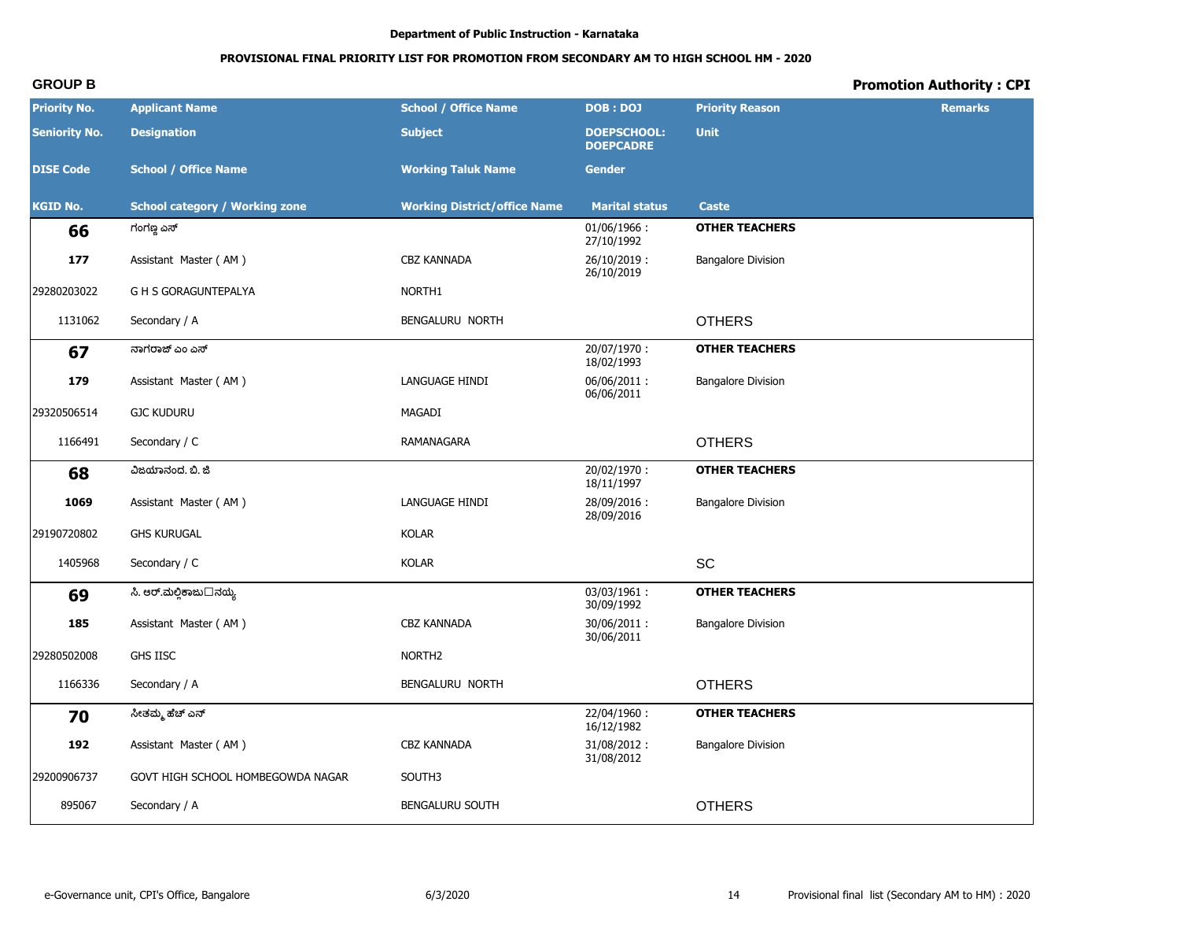Department of Public Instruction - Karnataka

**PROVISIONAL FINAL PRIORITY LIST FOR PROMOTION FROM SECONDARY AM TO HIGH SCHOOL HM - 2020**

**GROUP B** — **Promotion Authority : CPI**

| Priority No. / Seniority No. / DISE Code / KGID No. | Applicant Name / Designation / School / Office Name / School category / Working zone | School / Office Name / Subject / Working Taluk Name / Working District/office Name | DOB : DOJ / DOEPSCHOOL: DOEPCADRE / Gender / Marital status | Priority Reason / Unit / Caste | Remarks |
|---|---|---|---|---|---|
| **66** | ಗಂಗಣ್ಣ ಎಸ್ | | 01/06/1966 : 27/10/1992 | **OTHER TEACHERS** | |
| **177** | Assistant Master ( AM ) | CBZ KANNADA | 26/10/2019 : 26/10/2019 | Bangalore Division | |
| 29280203022 | G H S GORAGUNTEPALYA | NORTH1 | | | |
| 1131062 | Secondary / A | BENGALURU NORTH | | OTHERS | |
| **67** | ನಾಗರಾಜ್ ಎಂ ಎಸ್ | | 20/07/1970 : 18/02/1993 | **OTHER TEACHERS** | |
| **179** | Assistant Master ( AM ) | LANGUAGE HINDI | 06/06/2011 : 06/06/2011 | Bangalore Division | |
| 29320506514 | GJC KUDURU | MAGADI | | | |
| 1166491 | Secondary / C | RAMANAGARA | | OTHERS | |
| **68** | ವಿಜಯಾನಂದ. ಬಿ. ಜಿ | | 20/02/1970 : 18/11/1997 | **OTHER TEACHERS** | |
| **1069** | Assistant Master ( AM ) | LANGUAGE HINDI | 28/09/2016 : 28/09/2016 | Bangalore Division | |
| 29190720802 | GHS KURUGAL | KOLAR | | | |
| 1405968 | Secondary / C | KOLAR | | SC | |
| **69** | ಸಿ. ಆರ್.ಮಲ್ಲಿಕಾಜು□ನಯ್ಯ | | 03/03/1961 : 30/09/1992 | **OTHER TEACHERS** | |
| **185** | Assistant Master ( AM ) | CBZ KANNADA | 30/06/2011 : 30/06/2011 | Bangalore Division | |
| 29280502008 | GHS IISC | NORTH2 | | | |
| 1166336 | Secondary / A | BENGALURU NORTH | | OTHERS | |
| **70** | ಸೀತಮ್ಮ ಹೆಚ್ ಎನ್ | | 22/04/1960 : 16/12/1982 | **OTHER TEACHERS** | |
| **192** | Assistant Master ( AM ) | CBZ KANNADA | 31/08/2012 : 31/08/2012 | Bangalore Division | |
| 29200906737 | GOVT HIGH SCHOOL HOMBEGOWDA NAGAR | SOUTH3 | | | |
| 895067 | Secondary / A | BENGALURU SOUTH | | OTHERS | |

e-Governance unit, CPI's Office, Bangalore — 6/3/2020 — Provisional final list (Secondary AM to HM) : 2020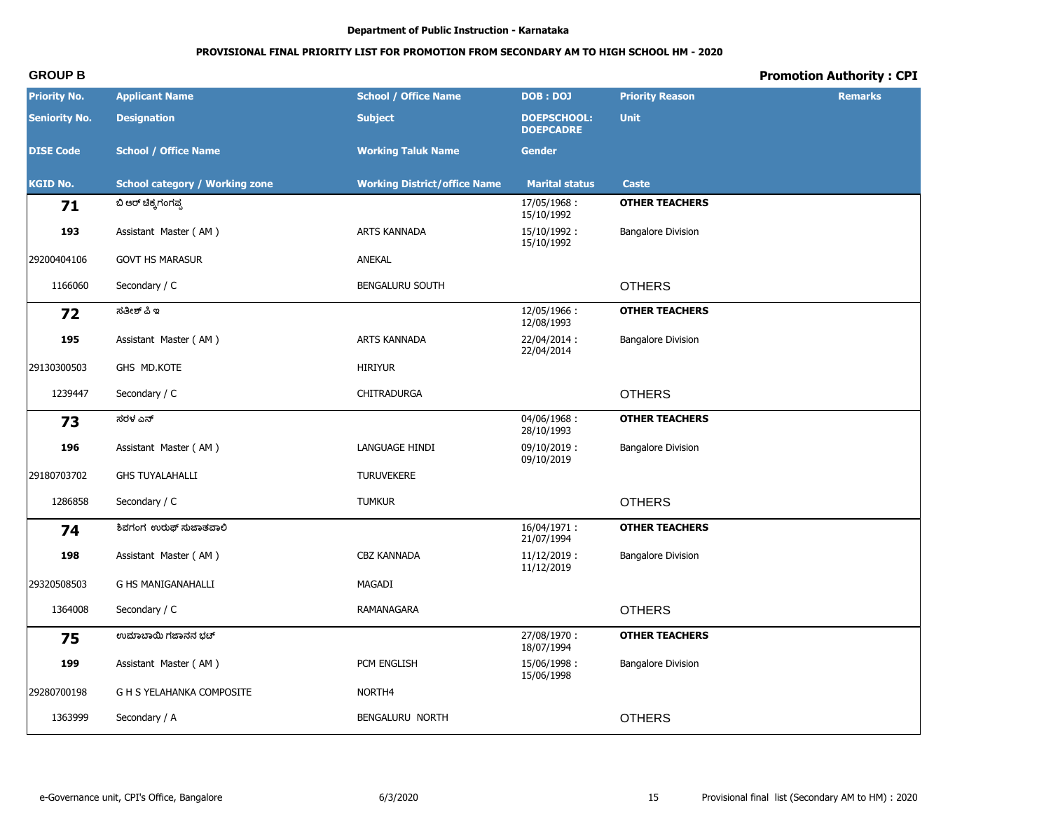Department of Public Instruction - Karnataka

**PROVISIONAL FINAL PRIORITY LIST FOR PROMOTION FROM SECONDARY AM TO HIGH SCHOOL HM - 2020**

**GROUP B** | **Promotion Authority : CPI**

| Priority No. / Seniority No. / DISE Code / KGID No. | Applicant Name / Designation / School / Office Name / School category / Working zone | School / Office Name / Subject / Working Taluk Name / Working District/office Name | DOB : DOJ / DOEPSCHOOL: DOEPCADRE / Gender / Marital status | Priority Reason / Unit / Caste | Remarks |
|---|---|---|---|---|---|
| **71** | ಬಿ ಆರ್ ಚಿಕ್ಕಗಂಗಪ್ಪ | | 17/05/1968 : 15/10/1992 | **OTHER TEACHERS** | |
| **193** | Assistant Master ( AM ) | ARTS KANNADA | 15/10/1992 : 15/10/1992 | Bangalore Division | |
| 29200404106 | GOVT HS MARASUR | ANEKAL | | | |
| 1166060 | Secondary / C | BENGALURU SOUTH | | OTHERS | |
| **72** | ಸತೀಶ್ ಪಿ ಇ | | 12/05/1966 : 12/08/1993 | **OTHER TEACHERS** | |
| **195** | Assistant Master ( AM ) | ARTS KANNADA | 22/04/2014 : 22/04/2014 | Bangalore Division | |
| 29130300503 | GHS MD.KOTE | HIRIYUR | | | |
| 1239447 | Secondary / C | CHITRADURGA | | OTHERS | |
| **73** | ಸರಳ ಎನ್ | | 04/06/1968 : 28/10/1993 | **OTHER TEACHERS** | |
| **196** | Assistant Master ( AM ) | LANGUAGE HINDI | 09/10/2019 : 09/10/2019 | Bangalore Division | |
| 29180703702 | GHS TUYALAHALLI | TURUVEKERE | | | |
| 1286858 | Secondary / C | TUMKUR | | OTHERS | |
| **74** | ಶಿವಗಂಗ ಉರುಫ್ ಸುಜಾತವಾಲಿ | | 16/04/1971 : 21/07/1994 | **OTHER TEACHERS** | |
| **198** | Assistant Master ( AM ) | CBZ KANNADA | 11/12/2019 : 11/12/2019 | Bangalore Division | |
| 29320508503 | G HS MANIGANAHALLI | MAGADI | | | |
| 1364008 | Secondary / C | RAMANAGARA | | OTHERS | |
| **75** | ಉಮಾಬಾಯಿ ಗಜಾನನ ಭಟ್ | | 27/08/1970 : 18/07/1994 | **OTHER TEACHERS** | |
| **199** | Assistant Master ( AM ) | PCM ENGLISH | 15/06/1998 : 15/06/1998 | Bangalore Division | |
| 29280700198 | G H S YELAHANKA COMPOSITE | NORTH4 | | | |
| 1363999 | Secondary / A | BENGALURU NORTH | | OTHERS | |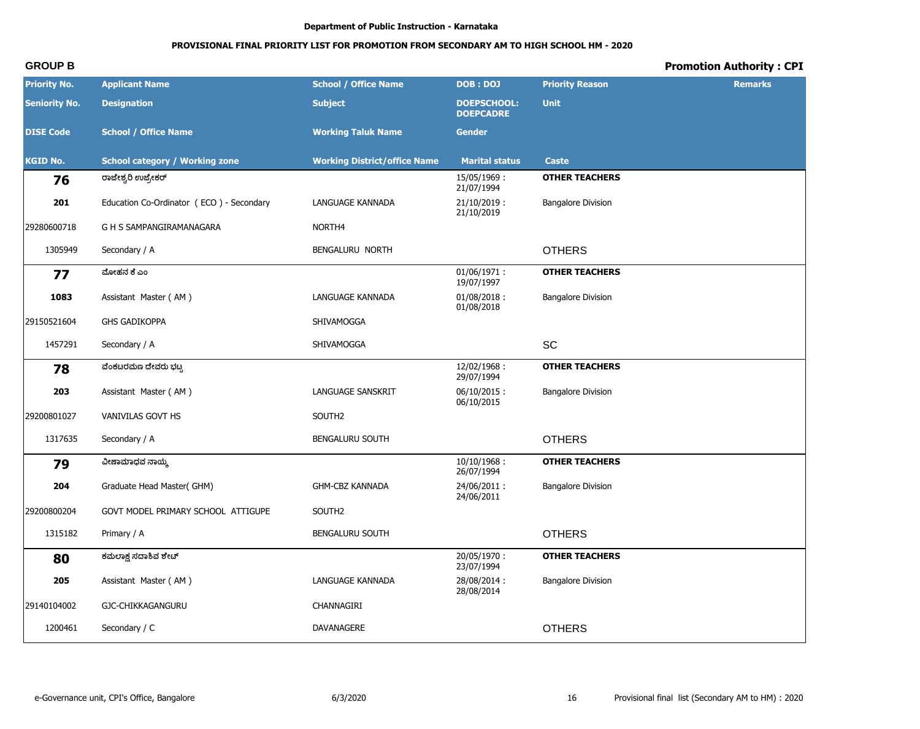Department of Public Instruction - Karnataka

**PROVISIONAL FINAL PRIORITY LIST FOR PROMOTION FROM SECONDARY AM TO HIGH SCHOOL HM - 2020**

**GROUP B** | **Promotion Authority : CPI**

| Priority No. / Seniority No. / DISE Code / KGID No. | Applicant Name / Designation / School / Office Name / School category / Working zone | School / Office Name / Subject / Working Taluk Name / Working District/office Name | DOB : DOJ / DOEPSCHOOL: DOEPCADRE / Gender / Marital status | Priority Reason / Unit / Caste | Remarks |
|---|---|---|---|---|---|
| **76** | ರಾಜೇಶ್ವರಿ ಉಜ್ರೇಕರ್ | | 15/05/1969 : 21/07/1994 | **OTHER TEACHERS** | |
| **201** | Education Co-Ordinator ( ECO ) - Secondary | LANGUAGE KANNADA | 21/10/2019 : 21/10/2019 | Bangalore Division | |
| 29280600718 | G H S SAMPANGIRAMANAGARA | NORTH4 | | | |
| 1305949 | Secondary / A | BENGALURU NORTH | | OTHERS | |
| **77** | ಮೋಹನ ಕೆ ಎಂ | | 01/06/1971 : 19/07/1997 | **OTHER TEACHERS** | |
| **1083** | Assistant Master ( AM ) | LANGUAGE KANNADA | 01/08/2018 : 01/08/2018 | Bangalore Division | |
| 29150521604 | GHS GADIKOPPA | SHIVAMOGGA | | | |
| 1457291 | Secondary / A | SHIVAMOGGA | | SC | |
| **78** | ವೆಂಕಟರಮಣ ದೇವರು ಭಟ್ಟ | | 12/02/1968 : 29/07/1994 | **OTHER TEACHERS** | |
| **203** | Assistant Master ( AM ) | LANGUAGE SANSKRIT | 06/10/2015 : 06/10/2015 | Bangalore Division | |
| 29200801027 | VANIVILAS GOVT HS | SOUTH2 | | | |
| 1317635 | Secondary / A | BENGALURU SOUTH | | OTHERS | |
| **79** | ವೀಣಾಮಾಧವ ನಾಯ್ಕ | | 10/10/1968 : 26/07/1994 | **OTHER TEACHERS** | |
| **204** | Graduate Head Master( GHM) | GHM-CBZ KANNADA | 24/06/2011 : 24/06/2011 | Bangalore Division | |
| 29200800204 | GOVT MODEL PRIMARY SCHOOL ATTIGUPE | SOUTH2 | | | |
| 1315182 | Primary / A | BENGALURU SOUTH | | OTHERS | |
| **80** | ಕಮಲಾಕ್ಷ ಸದಾಶಿವ ಶೇಟ್ | | 20/05/1970 : 23/07/1994 | **OTHER TEACHERS** | |
| **205** | Assistant Master ( AM ) | LANGUAGE KANNADA | 28/08/2014 : 28/08/2014 | Bangalore Division | |
| 29140104002 | GJC-CHIKKAGANGURU | CHANNAGIRI | | | |
| 1200461 | Secondary / C | DAVANAGERE | | OTHERS | |

e-Governance unit, CPI's Office, Bangalore | 6/3/2020 | Provisional final list (Secondary AM to HM) : 2020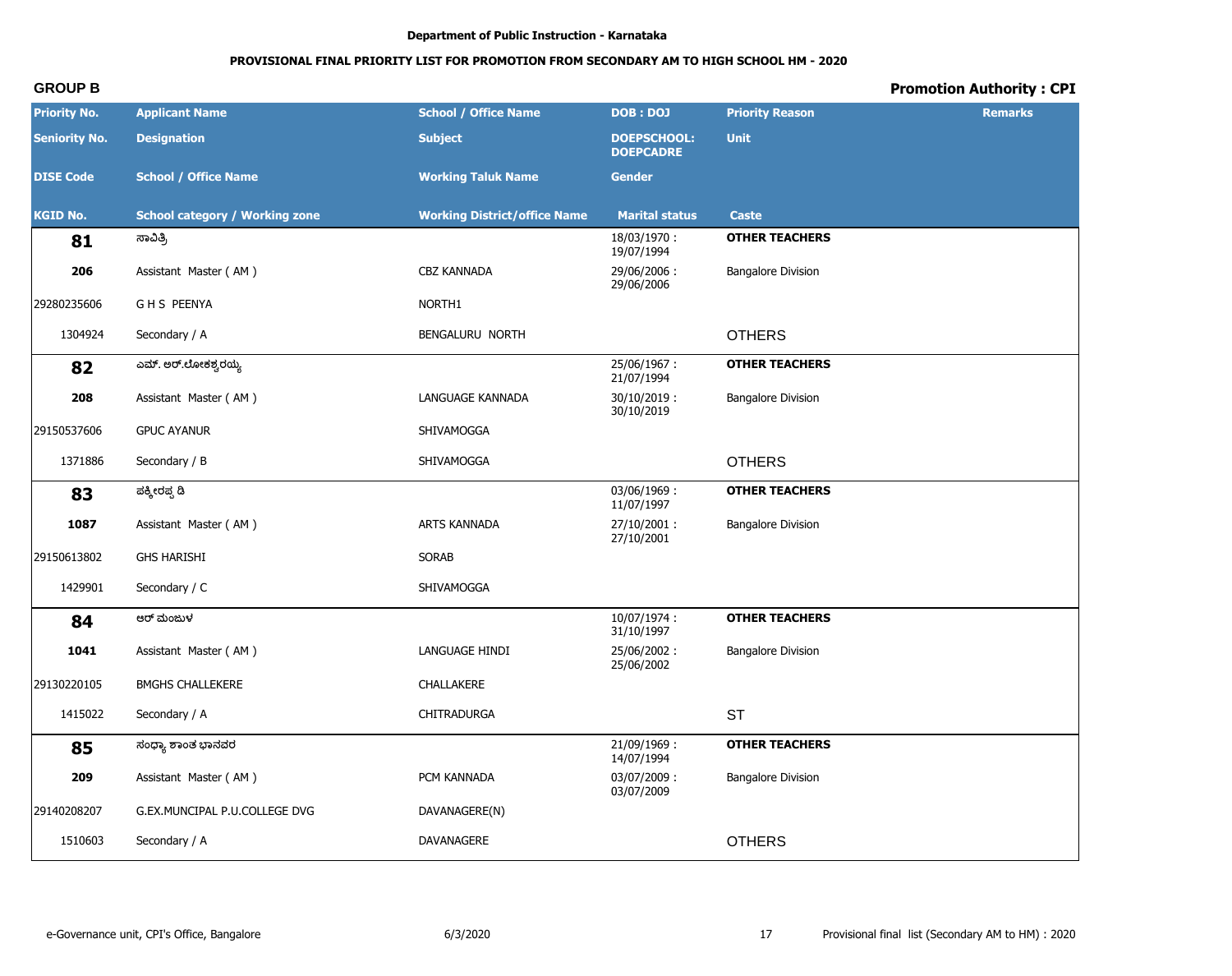Department of Public Instruction - Karnataka

**PROVISIONAL FINAL PRIORITY LIST FOR PROMOTION FROM SECONDARY AM TO HIGH SCHOOL HM - 2020**

**GROUP B** | **Promotion Authority : CPI**

| Priority No. / Seniority No. / DISE Code / KGID No. | Applicant Name / Designation / School / Office Name / School category / Working zone | School / Office Name / Subject / Working Taluk Name / Working District/office Name | DOB : DOJ / DOEPSCHOOL: DOEPCADRE / Gender / Marital status | Priority Reason / Unit / Caste | Remarks |
|---|---|---|---|---|---|
| **81** | ಸಾವಿತ್ರಿ | | 18/03/1970 : 19/07/1994 | **OTHER TEACHERS** | |
| **206** | Assistant Master ( AM ) | CBZ KANNADA | 29/06/2006 : 29/06/2006 | Bangalore Division | |
| 29280235606 | G H S PEENYA | NORTH1 | | | |
| 1304924 | Secondary / A | BENGALURU NORTH | | OTHERS | |
| **82** | ಎಮ್. ಅರ್.ಲೋಕಶ್ವರಯ್ಯ | | 25/06/1967 : 21/07/1994 | **OTHER TEACHERS** | |
| **208** | Assistant Master ( AM ) | LANGUAGE KANNADA | 30/10/2019 : 30/10/2019 | Bangalore Division | |
| 29150537606 | GPUC AYANUR | SHIVAMOGGA | | | |
| 1371886 | Secondary / B | SHIVAMOGGA | | OTHERS | |
| **83** | ಪಕ್ಕೀರಪ್ಪ ಡಿ | | 03/06/1969 : 11/07/1997 | **OTHER TEACHERS** | |
| **1087** | Assistant Master ( AM ) | ARTS KANNADA | 27/10/2001 : 27/10/2001 | Bangalore Division | |
| 29150613802 | GHS HARISHI | SORAB | | | |
| 1429901 | Secondary / C | SHIVAMOGGA | | | |
| **84** | ಆರ್ ಮಂಜುಳ | | 10/07/1974 : 31/10/1997 | **OTHER TEACHERS** | |
| **1041** | Assistant Master ( AM ) | LANGUAGE HINDI | 25/06/2002 : 25/06/2002 | Bangalore Division | |
| 29130220105 | BMGHS CHALLEKERE | CHALLAKERE | | | |
| 1415022 | Secondary / A | CHITRADURGA | | ST | |
| **85** | ಸಂಧ್ಯಾ ಶಾಂತ ಭಾನವರ | | 21/09/1969 : 14/07/1994 | **OTHER TEACHERS** | |
| **209** | Assistant Master ( AM ) | PCM KANNADA | 03/07/2009 : 03/07/2009 | Bangalore Division | |
| 29140208207 | G.EX.MUNCIPAL P.U.COLLEGE DVG | DAVANAGERE(N) | | | |
| 1510603 | Secondary / A | DAVANAGERE | | OTHERS | |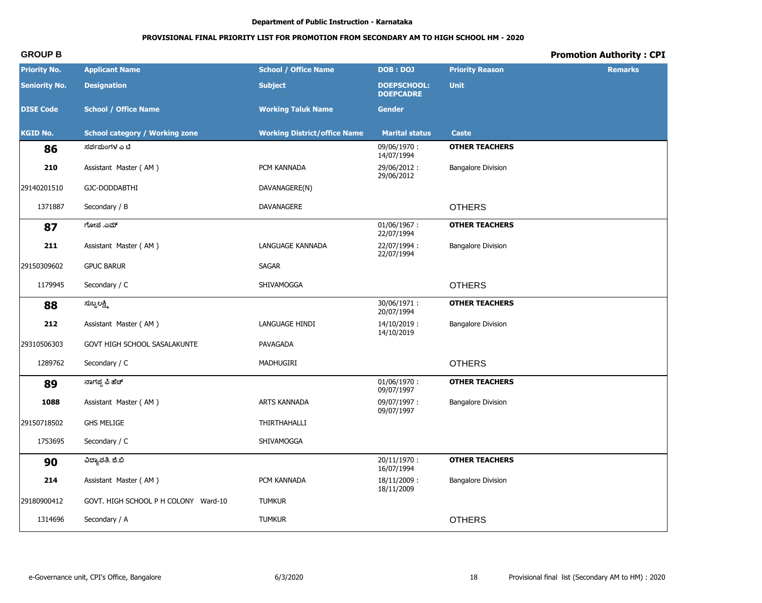Department of Public Instruction - Karnataka

**PROVISIONAL FINAL PRIORITY LIST FOR PROMOTION FROM SECONDARY AM TO HIGH SCHOOL HM - 2020**

**GROUP B** | **Promotion Authority : CPI**

| Priority No. / Seniority No. / DISE Code / KGID No. | Applicant Name / Designation / School / Office Name / School category / Working zone | School / Office Name / Subject / Working Taluk Name / Working District/office Name | DOB : DOJ / DOEPSCHOOL: DOEPCADRE / Gender / Marital status | Priority Reason / Unit / Caste | Remarks |
|---|---|---|---|---|---|
| **86** | ಸರ್ವಮಂಗಳ ಎ ಟಿ | | 09/06/1970 : 14/07/1994 | **OTHER TEACHERS** | |
| **210** | Assistant Master ( AM ) | PCM KANNADA | 29/06/2012 : 29/06/2012 | Bangalore Division | |
| 29140201510 | GJC-DODDABTHI | DAVANAGERE(N) | | | |
| 1371887 | Secondary / B | DAVANAGERE | | OTHERS | |
| **87** | ಗೋಪ.ಎಮ್ | | 01/06/1967 : 22/07/1994 | **OTHER TEACHERS** | |
| **211** | Assistant Master ( AM ) | LANGUAGE KANNADA | 22/07/1994 : 22/07/1994 | Bangalore Division | |
| 29150309602 | GPUC BARUR | SAGAR | | | |
| 1179945 | Secondary / C | SHIVAMOGGA | | OTHERS | |
| **88** | ಸುಬ್ಬಲಕ್ಷ್ಮಿ | | 30/06/1971 : 20/07/1994 | **OTHER TEACHERS** | |
| **212** | Assistant Master ( AM ) | LANGUAGE HINDI | 14/10/2019 : 14/10/2019 | Bangalore Division | |
| 29310506303 | GOVT HIGH SCHOOL SASALAKUNTE | PAVAGADA | | | |
| 1289762 | Secondary / C | MADHUGIRI | | OTHERS | |
| **89** | ನಾಗಪ್ಪ ಪಿ ಹೆಚ್ | | 01/06/1970 : 09/07/1997 | **OTHER TEACHERS** | |
| **1088** | Assistant Master ( AM ) | ARTS KANNADA | 09/07/1997 : 09/07/1997 | Bangalore Division | |
| 29150718502 | GHS MELIGE | THIRTHAHALLI | | | |
| 1753695 | Secondary / C | SHIVAMOGGA | | | |
| **90** | ವಿದ್ಯಾವತಿ. ಜಿ.ಬಿ | | 20/11/1970 : 16/07/1994 | **OTHER TEACHERS** | |
| **214** | Assistant Master ( AM ) | PCM KANNADA | 18/11/2009 : 18/11/2009 | Bangalore Division | |
| 29180900412 | GOVT. HIGH SCHOOL P H COLONY Ward-10 | TUMKUR | | | |
| 1314696 | Secondary / A | TUMKUR | | OTHERS | |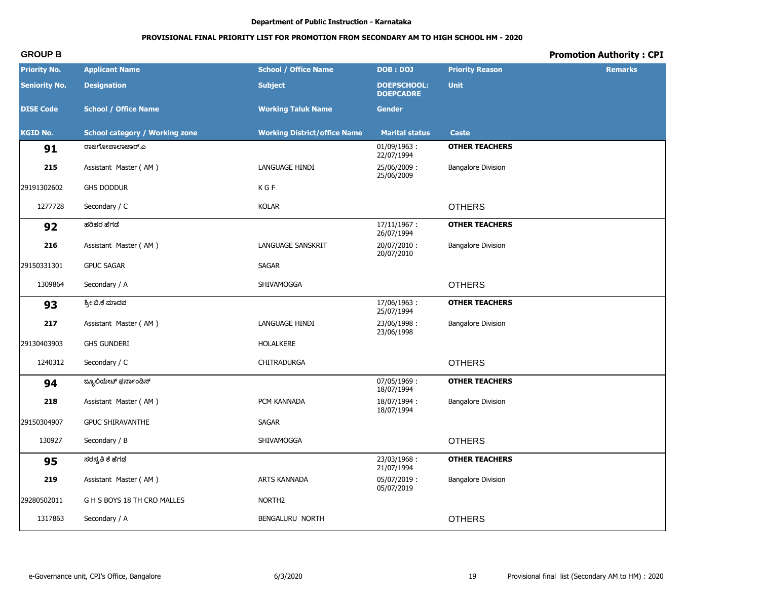**Department of Public Instruction - Karnataka**

**PROVISIONAL FINAL PRIORITY LIST FOR PROMOTION FROM SECONDARY AM TO HIGH SCHOOL HM - 2020**

**GROUP B** | **Promotion Authority : CPI**

| Priority No. / Seniority No. / DISE Code / KGID No. | Applicant Name / Designation / School / Office Name / School category / Working zone | School / Office Name / Subject / Working Taluk Name / Working District/office Name | DOB : DOJ / DOEPSCHOOL: DOEPCADRE / Gender / Marital status | Priority Reason / Unit / Caste | Remarks |
|---|---|---|---|---|---|
| **91** | ರಾಜಗೋಪಾಲಾಚಾರ್.ಎ | | 01/09/1963 : 22/07/1994 | **OTHER TEACHERS** | |
| **215** | Assistant Master ( AM ) | LANGUAGE HINDI | 25/06/2009 : 25/06/2009 | Bangalore Division | |
| 29191302602 | GHS DODDUR | K G F | | | |
| 1277728 | Secondary / C | KOLAR | | OTHERS | |
| **92** | ಹರಿಹರ ಹೆಗಡೆ | | 17/11/1967 : 26/07/1994 | **OTHER TEACHERS** | |
| **216** | Assistant Master ( AM ) | LANGUAGE SANSKRIT | 20/07/2010 : 20/07/2010 | Bangalore Division | |
| 29150331301 | GPUC SAGAR | SAGAR | | | |
| 1309864 | Secondary / A | SHIVAMOGGA | | OTHERS | |
| **93** | ಶ್ರೀ ಬಿ.ಕೆ ಮಾದವ | | 17/06/1963 : 25/07/1994 | **OTHER TEACHERS** | |
| **217** | Assistant Master ( AM ) | LANGUAGE HINDI | 23/06/1998 : 23/06/1998 | Bangalore Division | |
| 29130403903 | GHS GUNDERI | HOLALKERE | | | |
| 1240312 | Secondary / C | CHITRADURGA | | OTHERS | |
| **94** | ಜ್ಯೂಲಿಯೇಟ್ ಫರ್ನಾಂಡಿಸ್ | | 07/05/1969 : 18/07/1994 | **OTHER TEACHERS** | |
| **218** | Assistant Master ( AM ) | PCM KANNADA | 18/07/1994 : 18/07/1994 | Bangalore Division | |
| 29150304907 | GPUC SHIRAVANTHE | SAGAR | | | |
| 130927 | Secondary / B | SHIVAMOGGA | | OTHERS | |
| **95** | ಸರಸ್ವತಿ ಕೆ ಹೆಗಡೆ | | 23/03/1968 : 21/07/1994 | **OTHER TEACHERS** | |
| **219** | Assistant Master ( AM ) | ARTS KANNADA | 05/07/2019 : 05/07/2019 | Bangalore Division | |
| 29280502011 | G H S BOYS 18 TH CRO MALLES | NORTH2 | | | |
| 1317863 | Secondary / A | BENGALURU NORTH | | OTHERS | |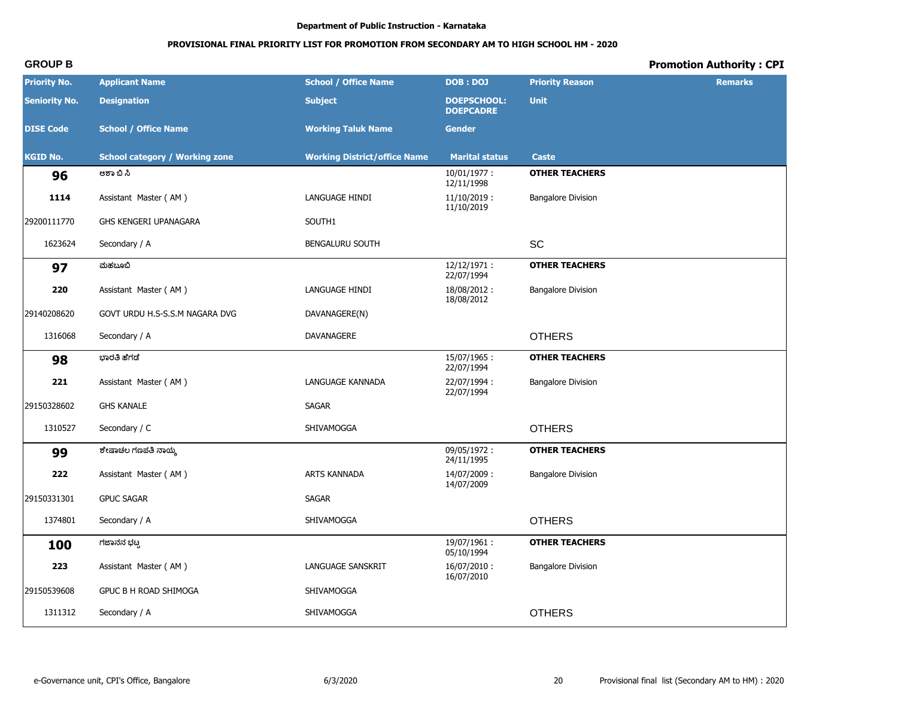Department of Public Instruction - Karnataka

**PROVISIONAL FINAL PRIORITY LIST FOR PROMOTION FROM SECONDARY AM TO HIGH SCHOOL HM - 2020**

**GROUP B** | **Promotion Authority : CPI**

| Priority No. / Seniority No. / DISE Code / KGID No. | Applicant Name / Designation / School / Office Name / School category / Working zone | School / Office Name / Subject / Working Taluk Name / Working District/office Name | DOB : DOJ / DOEPSCHOOL: DOEPCADRE / Gender / Marital status | Priority Reason / Unit / Caste | Remarks |
|---|---|---|---|---|---|
| **96** | ಆಶಾ ಬಿ ಸಿ | | 10/01/1977 : 12/11/1998 | **OTHER TEACHERS** | |
| 1114 | Assistant Master ( AM ) | LANGUAGE HINDI | 11/10/2019 : 11/10/2019 | Bangalore Division | |
| 29200111770 | GHS KENGERI UPANAGARA | SOUTH1 | | | |
| 1623624 | Secondary / A | BENGALURU SOUTH | | SC | |
| **97** | ಮಹಬೂಬಿ | | 12/12/1971 : 22/07/1994 | **OTHER TEACHERS** | |
| 220 | Assistant Master ( AM ) | LANGUAGE HINDI | 18/08/2012 : 18/08/2012 | Bangalore Division | |
| 29140208620 | GOVT URDU H.S-S.S.M NAGARA DVG | DAVANAGERE(N) | | | |
| 1316068 | Secondary / A | DAVANAGERE | | OTHERS | |
| **98** | ಭಾರತಿ ಹೆಗಡೆ | | 15/07/1965 : 22/07/1994 | **OTHER TEACHERS** | |
| 221 | Assistant Master ( AM ) | LANGUAGE KANNADA | 22/07/1994 : 22/07/1994 | Bangalore Division | |
| 29150328602 | GHS KANALE | SAGAR | | | |
| 1310527 | Secondary / C | SHIVAMOGGA | | OTHERS | |
| **99** | ಶೇಷಾಚಲ ಗಣಪತಿ ನಾಯ್ಕ | | 09/05/1972 : 24/11/1995 | **OTHER TEACHERS** | |
| 222 | Assistant Master ( AM ) | ARTS KANNADA | 14/07/2009 : 14/07/2009 | Bangalore Division | |
| 29150331301 | GPUC SAGAR | SAGAR | | | |
| 1374801 | Secondary / A | SHIVAMOGGA | | OTHERS | |
| **100** | ಗಜಾನನ ಭಟ್ಟ | | 19/07/1961 : 05/10/1994 | **OTHER TEACHERS** | |
| 223 | Assistant Master ( AM ) | LANGUAGE SANSKRIT | 16/07/2010 : 16/07/2010 | Bangalore Division | |
| 29150539608 | GPUC B H ROAD SHIMOGA | SHIVAMOGGA | | | |
| 1311312 | Secondary / A | SHIVAMOGGA | | OTHERS | |

e-Governance unit, CPI's Office, Bangalore | 6/3/2020 | Provisional final list (Secondary AM to HM) : 2020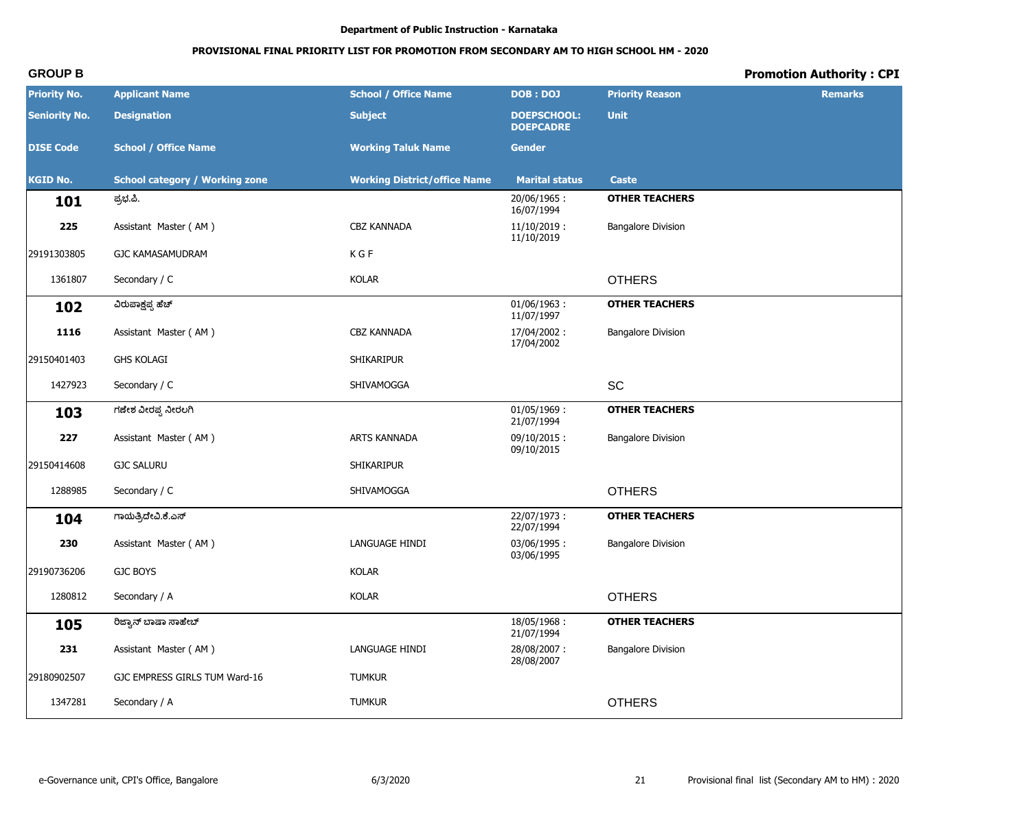Department of Public Instruction - Karnataka

**PROVISIONAL FINAL PRIORITY LIST FOR PROMOTION FROM SECONDARY AM TO HIGH SCHOOL HM - 2020**

**GROUP B** **Promotion Authority : CPI**

| Priority No. / Seniority No. / DISE Code / KGID No. | Applicant Name / Designation / School / Office Name / School category / Working zone | School / Office Name / Subject / Working Taluk Name / Working District/office Name | DOB : DOJ / DOEPSCHOOL: DOEPCADRE / Gender / Marital status | Priority Reason / Unit / Caste | Remarks |
|---|---|---|---|---|---|
| **101** | ಪ್ರಭ.ಪಿ. | | 20/06/1965 : 16/07/1994 | **OTHER TEACHERS** | |
| 225 | Assistant Master ( AM ) | CBZ KANNADA | 11/10/2019 : 11/10/2019 | Bangalore Division | |
| 29191303805 | GJC KAMASAMUDRAM | K G F | | | |
| 1361807 | Secondary / C | KOLAR | | OTHERS | |
| **102** | ವಿರುಪಾಕ್ಷಪ್ಪ ಹೆಚ್ | | 01/06/1963 : 11/07/1997 | **OTHER TEACHERS** | |
| 1116 | Assistant Master ( AM ) | CBZ KANNADA | 17/04/2002 : 17/04/2002 | Bangalore Division | |
| 29150401403 | GHS KOLAGI | SHIKARIPUR | | | |
| 1427923 | Secondary / C | SHIVAMOGGA | | SC | |
| **103** | ಗಣೇಶ ವೀರಪ್ಪ ನೀರಲಗಿ | | 01/05/1969 : 21/07/1994 | **OTHER TEACHERS** | |
| 227 | Assistant Master ( AM ) | ARTS KANNADA | 09/10/2015 : 09/10/2015 | Bangalore Division | |
| 29150414608 | GJC SALURU | SHIKARIPUR | | | |
| 1288985 | Secondary / C | SHIVAMOGGA | | OTHERS | |
| **104** | ಗಾಯತ್ರಿದೇವಿ.ಕೆ.ಎಸ್ | | 22/07/1973 : 22/07/1994 | **OTHER TEACHERS** | |
| 230 | Assistant Master ( AM ) | LANGUAGE HINDI | 03/06/1995 : 03/06/1995 | Bangalore Division | |
| 29190736206 | GJC BOYS | KOLAR | | | |
| 1280812 | Secondary / A | KOLAR | | OTHERS | |
| **105** | ರಿಜ್ವಾನ್ ಬಾಷಾ ಸಾಹೇಬ್ | | 18/05/1968 : 21/07/1994 | **OTHER TEACHERS** | |
| 231 | Assistant Master ( AM ) | LANGUAGE HINDI | 28/08/2007 : 28/08/2007 | Bangalore Division | |
| 29180902507 | GJC EMPRESS GIRLS TUM Ward-16 | TUMKUR | | | |
| 1347281 | Secondary / A | TUMKUR | | OTHERS | |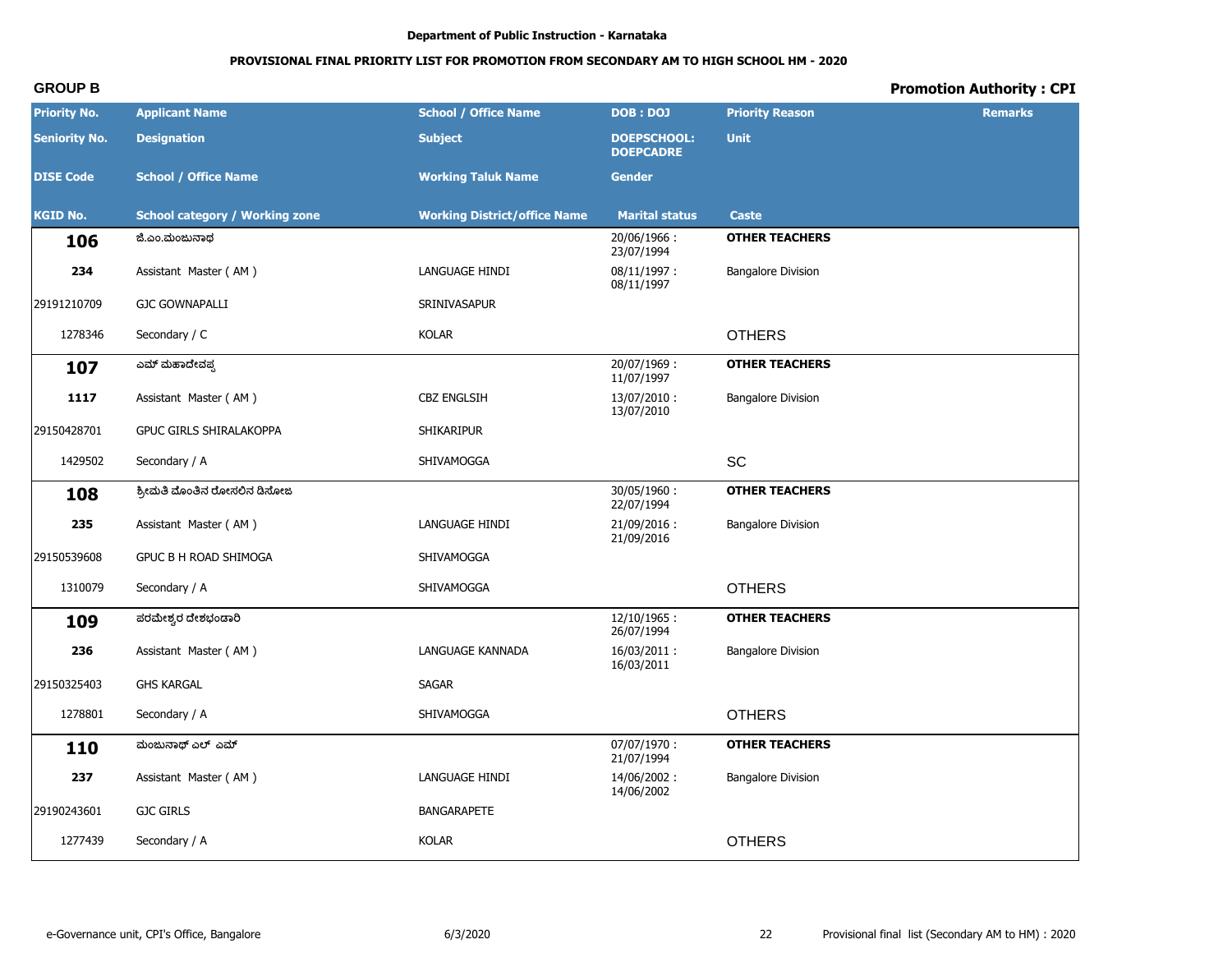Department of Public Instruction - Karnataka

**PROVISIONAL FINAL PRIORITY LIST FOR PROMOTION FROM SECONDARY AM TO HIGH SCHOOL HM - 2020**

**GROUP B** | **Promotion Authority : CPI**

| Priority No. / Seniority No. / DISE Code / KGID No. | Applicant Name / Designation / School / Office Name / School category / Working zone | School / Office Name / Subject / Working Taluk Name / Working District/office Name | DOB : DOJ / DOEPSCHOOL: DOEPCADRE / Gender / Marital status | Priority Reason / Unit / Caste | Remarks |
|---|---|---|---|---|---|
| **106** | ಜಿ.ಎಂ.ಮಂಜುನಾಥ | | 20/06/1966 : 23/07/1994 | **OTHER TEACHERS** | |
| 234 | Assistant Master ( AM ) | LANGUAGE HINDI | 08/11/1997 : 08/11/1997 | Bangalore Division | |
| 29191210709 | GJC GOWNAPALLI | SRINIVASAPUR | | | |
| 1278346 | Secondary / C | KOLAR | | OTHERS | |
| **107** | ಎಮ್ ಮಹಾದೇವಪ್ಪ | | 20/07/1969 : 11/07/1997 | **OTHER TEACHERS** | |
| 1117 | Assistant Master ( AM ) | CBZ ENGLSIH | 13/07/2010 : 13/07/2010 | Bangalore Division | |
| 29150428701 | GPUC GIRLS SHIRALAKOPPA | SHIKARIPUR | | | |
| 1429502 | Secondary / A | SHIVAMOGGA | | SC | |
| **108** | ಶ್ರೀಮತಿ ಮೊಂತಿನ ರೋಸಲಿನ ಡಿಸೋಜ | | 30/05/1960 : 22/07/1994 | **OTHER TEACHERS** | |
| 235 | Assistant Master ( AM ) | LANGUAGE HINDI | 21/09/2016 : 21/09/2016 | Bangalore Division | |
| 29150539608 | GPUC B H ROAD SHIMOGA | SHIVAMOGGA | | | |
| 1310079 | Secondary / A | SHIVAMOGGA | | OTHERS | |
| **109** | ಪರಮೇಶ್ವರ ದೇಶಭಂಡಾರಿ | | 12/10/1965 : 26/07/1994 | **OTHER TEACHERS** | |
| 236 | Assistant Master ( AM ) | LANGUAGE KANNADA | 16/03/2011 : 16/03/2011 | Bangalore Division | |
| 29150325403 | GHS KARGAL | SAGAR | | | |
| 1278801 | Secondary / A | SHIVAMOGGA | | OTHERS | |
| **110** | ಮಂಜುನಾಥ್ ಎಲ್ ಎಮ್ | | 07/07/1970 : 21/07/1994 | **OTHER TEACHERS** | |
| 237 | Assistant Master ( AM ) | LANGUAGE HINDI | 14/06/2002 : 14/06/2002 | Bangalore Division | |
| 29190243601 | GJC GIRLS | BANGARAPETE | | | |
| 1277439 | Secondary / A | KOLAR | | OTHERS | |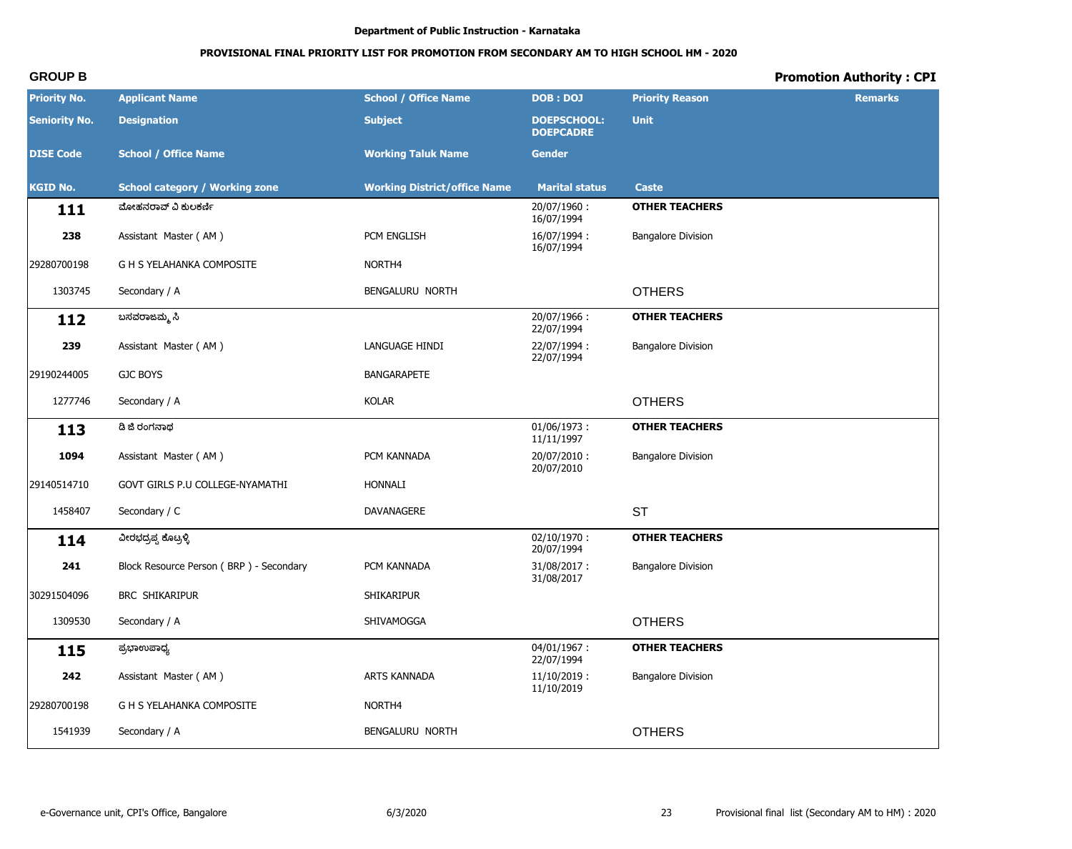Department of Public Instruction - Karnataka

**PROVISIONAL FINAL PRIORITY LIST FOR PROMOTION FROM SECONDARY AM TO HIGH SCHOOL HM - 2020**

**GROUP B** **Promotion Authority : CPI**

| Priority No. | Applicant Name | School / Office Name | DOB : DOJ | Priority Reason | Remarks |
|---|---|---|---|---|---|
| **Seniority No.** | **Designation** | **Subject** | **DOEPSCHOOL: DOEPCADRE** | **Unit** | |
| **DISE Code** | **School / Office Name** | **Working Taluk Name** | **Gender** | | |
| **KGID No.** | **School category / Working zone** | **Working District/office Name** | **Marital status** | **Caste** | |
| **111** | ಮೋಹನರಾವ್ ವಿ ಕುಲಕರ್ಣಿ | | 20/07/1960 : 16/07/1994 | **OTHER TEACHERS** | |
| 238 | Assistant Master ( AM ) | PCM ENGLISH | 16/07/1994 : 16/07/1994 | Bangalore Division | |
| 29280700198 | G H S YELAHANKA COMPOSITE | NORTH4 | | | |
| 1303745 | Secondary / A | BENGALURU NORTH | | OTHERS | |
| **112** | ಬಸವರಾಜಮ್ಮ ಸಿ | | 20/07/1966 : 22/07/1994 | **OTHER TEACHERS** | |
| 239 | Assistant Master ( AM ) | LANGUAGE HINDI | 22/07/1994 : 22/07/1994 | Bangalore Division | |
| 29190244005 | GJC BOYS | BANGARAPETE | | | |
| 1277746 | Secondary / A | KOLAR | | OTHERS | |
| **113** | ಡಿ ಜಿ ರಂಗನಾಥ | | 01/06/1973 : 11/11/1997 | **OTHER TEACHERS** | |
| 1094 | Assistant Master ( AM ) | PCM KANNADA | 20/07/2010 : 20/07/2010 | Bangalore Division | |
| 29140514710 | GOVT GIRLS P.U COLLEGE-NYAMATHI | HONNALI | | | |
| 1458407 | Secondary / C | DAVANAGERE | | ST | |
| **114** | ವೀರಭದ್ರಪ್ಪ ಕೊಟ್ರಳ್ಳಿ | | 02/10/1970 : 20/07/1994 | **OTHER TEACHERS** | |
| 241 | Block Resource Person ( BRP ) - Secondary | PCM KANNADA | 31/08/2017 : 31/08/2017 | Bangalore Division | |
| 30291504096 | BRC SHIKARIPUR | SHIKARIPUR | | | |
| 1309530 | Secondary / A | SHIVAMOGGA | | OTHERS | |
| **115** | ಪ್ರಭಾಉಪಾಧ್ಯ | | 04/01/1967 : 22/07/1994 | **OTHER TEACHERS** | |
| 242 | Assistant Master ( AM ) | ARTS KANNADA | 11/10/2019 : 11/10/2019 | Bangalore Division | |
| 29280700198 | G H S YELAHANKA COMPOSITE | NORTH4 | | | |
| 1541939 | Secondary / A | BENGALURU NORTH | | OTHERS | |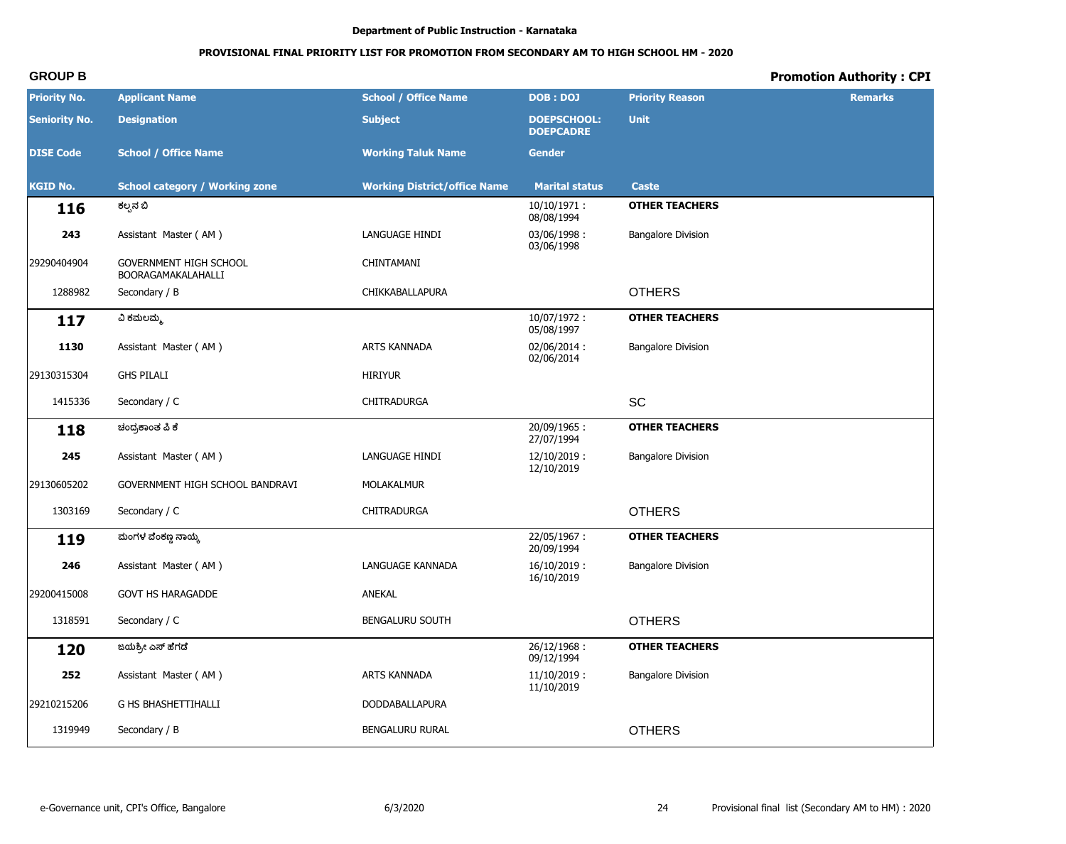Department of Public Instruction - Karnataka

PROVISIONAL FINAL PRIORITY LIST FOR PROMOTION FROM SECONDARY AM TO HIGH SCHOOL HM - 2020

**GROUP B** | **Promotion Authority : CPI**

| Priority No. / Seniority No. / DISE Code / KGID No. | Applicant Name / Designation / School / Office Name / School category / Working zone | School / Office Name / Subject / Working Taluk Name / Working District/office Name | DOB : DOJ / DOEPSCHOOL: DOEPCADRE / Gender / Marital status | Priority Reason / Unit / Caste | Remarks |
|---|---|---|---|---|---|
| **116** | ಕಲ್ಪನ ಬಿ | | 10/10/1971 : 08/08/1994 | **OTHER TEACHERS** | |
| **243** | Assistant Master ( AM ) | LANGUAGE HINDI | 03/06/1998 : 03/06/1998 | Bangalore Division | |
| 29290404904 | GOVERNMENT HIGH SCHOOL BOORAGAMAKALAHALLI | CHINTAMANI | | | |
| 1288982 | Secondary / B | CHIKKABALLAPURA | | OTHERS | |
| **117** | ವಿ ಕಮಲಮ್ಮ | | 10/07/1972 : 05/08/1997 | **OTHER TEACHERS** | |
| **1130** | Assistant Master ( AM ) | ARTS KANNADA | 02/06/2014 : 02/06/2014 | Bangalore Division | |
| 29130315304 | GHS PILALI | HIRIYUR | | | |
| 1415336 | Secondary / C | CHITRADURGA | | SC | |
| **118** | ಚಂದ್ರಕಾಂತ ಪಿ ಕೆ | | 20/09/1965 : 27/07/1994 | **OTHER TEACHERS** | |
| **245** | Assistant Master ( AM ) | LANGUAGE HINDI | 12/10/2019 : 12/10/2019 | Bangalore Division | |
| 29130605202 | GOVERNMENT HIGH SCHOOL BANDRAVI | MOLAKALMUR | | | |
| 1303169 | Secondary / C | CHITRADURGA | | OTHERS | |
| **119** | ಮಂಗಳ ವೆಂಕಣ್ಣ ನಾಯ್ಕ | | 22/05/1967 : 20/09/1994 | **OTHER TEACHERS** | |
| **246** | Assistant Master ( AM ) | LANGUAGE KANNADA | 16/10/2019 : 16/10/2019 | Bangalore Division | |
| 29200415008 | GOVT HS HARAGADDE | ANEKAL | | | |
| 1318591 | Secondary / C | BENGALURU SOUTH | | OTHERS | |
| **120** | ಜಯಶ್ರೀ ಎಸ್ ಹೆಗಡೆ | | 26/12/1968 : 09/12/1994 | **OTHER TEACHERS** | |
| **252** | Assistant Master ( AM ) | ARTS KANNADA | 11/10/2019 : 11/10/2019 | Bangalore Division | |
| 29210215206 | G HS BHASHETTIHALLI | DODDABALLAPURA | | | |
| 1319949 | Secondary / B | BENGALURU RURAL | | OTHERS | |

e-Governance unit, CPI's Office, Bangalore 6/3/2020 Provisional final list (Secondary AM to HM) : 2020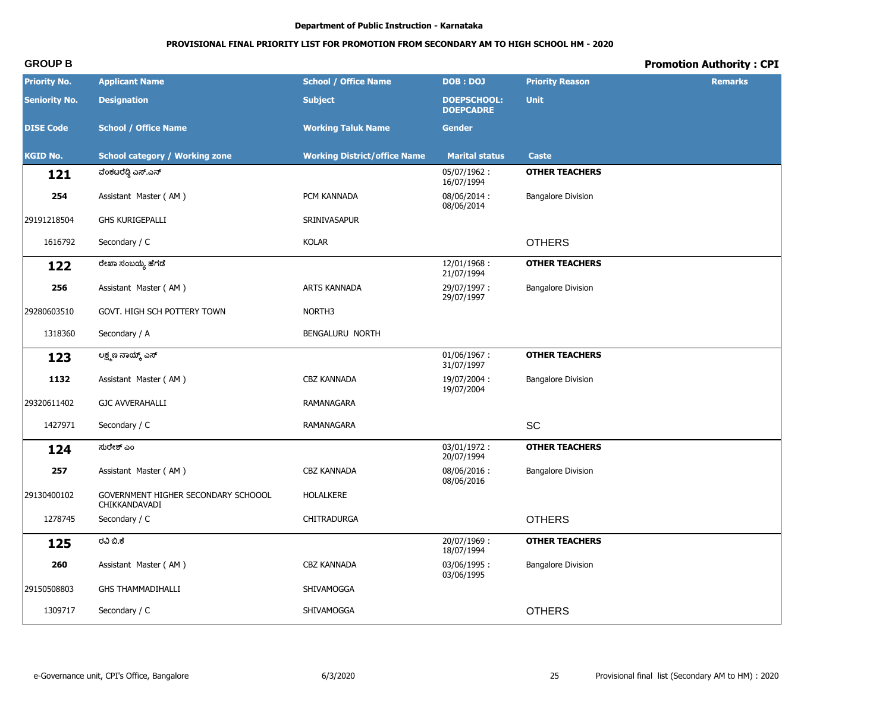Department of Public Instruction - Karnataka

**PROVISIONAL FINAL PRIORITY LIST FOR PROMOTION FROM SECONDARY AM TO HIGH SCHOOL HM - 2020**

**GROUP B** — **Promotion Authority : CPI**

| Priority No. / Seniority No. / DISE Code / KGID No. | Applicant Name / Designation / School / Office Name / School category / Working zone | School / Office Name / Subject / Working Taluk Name / Working District/office Name | DOB : DOJ / DOEPSCHOOL: DOEPCADRE / Gender / Marital status | Priority Reason / Unit / Caste | Remarks |
|---|---|---|---|---|---|
| **121** | ವೆಂಕಟರೆಡ್ಡಿ ಎಸ್.ಎನ್ | | 05/07/1962 : 16/07/1994 | **OTHER TEACHERS** | |
| **254** | Assistant Master ( AM ) | PCM KANNADA | 08/06/2014 : 08/06/2014 | Bangalore Division | |
| 29191218504 | GHS KURIGEPALLI | SRINIVASAPUR | | | |
| 1616792 | Secondary / C | KOLAR | | OTHERS | |
| **122** | ರೇಖಾ ಸಂಬಯ್ಯ ಹೆಗಡೆ | | 12/01/1968 : 21/07/1994 | **OTHER TEACHERS** | |
| **256** | Assistant Master ( AM ) | ARTS KANNADA | 29/07/1997 : 29/07/1997 | Bangalore Division | |
| 29280603510 | GOVT. HIGH SCH POTTERY TOWN | NORTH3 | | | |
| 1318360 | Secondary / A | BENGALURU NORTH | | | |
| **123** | ಲಕ್ಷ್ಮಣ ನಾಯ್ಕ್ ಎಸ್ | | 01/06/1967 : 31/07/1997 | **OTHER TEACHERS** | |
| **1132** | Assistant Master ( AM ) | CBZ KANNADA | 19/07/2004 : 19/07/2004 | Bangalore Division | |
| 29320611402 | GJC AVVERAHALLI | RAMANAGARA | | | |
| 1427971 | Secondary / C | RAMANAGARA | | SC | |
| **124** | ಸುರೇಶ್ ಎಂ | | 03/01/1972 : 20/07/1994 | **OTHER TEACHERS** | |
| **257** | Assistant Master ( AM ) | CBZ KANNADA | 08/06/2016 : 08/06/2016 | Bangalore Division | |
| 29130400102 | GOVERNMENT HIGHER SECONDARY SCHOOOL CHIKKANDAVADI | HOLALKERE | | | |
| 1278745 | Secondary / C | CHITRADURGA | | OTHERS | |
| **125** | ರವಿ ಬಿ.ಕೆ | | 20/07/1969 : 18/07/1994 | **OTHER TEACHERS** | |
| **260** | Assistant Master ( AM ) | CBZ KANNADA | 03/06/1995 : 03/06/1995 | Bangalore Division | |
| 29150508803 | GHS THAMMADIHALLI | SHIVAMOGGA | | | |
| 1309717 | Secondary / C | SHIVAMOGGA | | OTHERS | |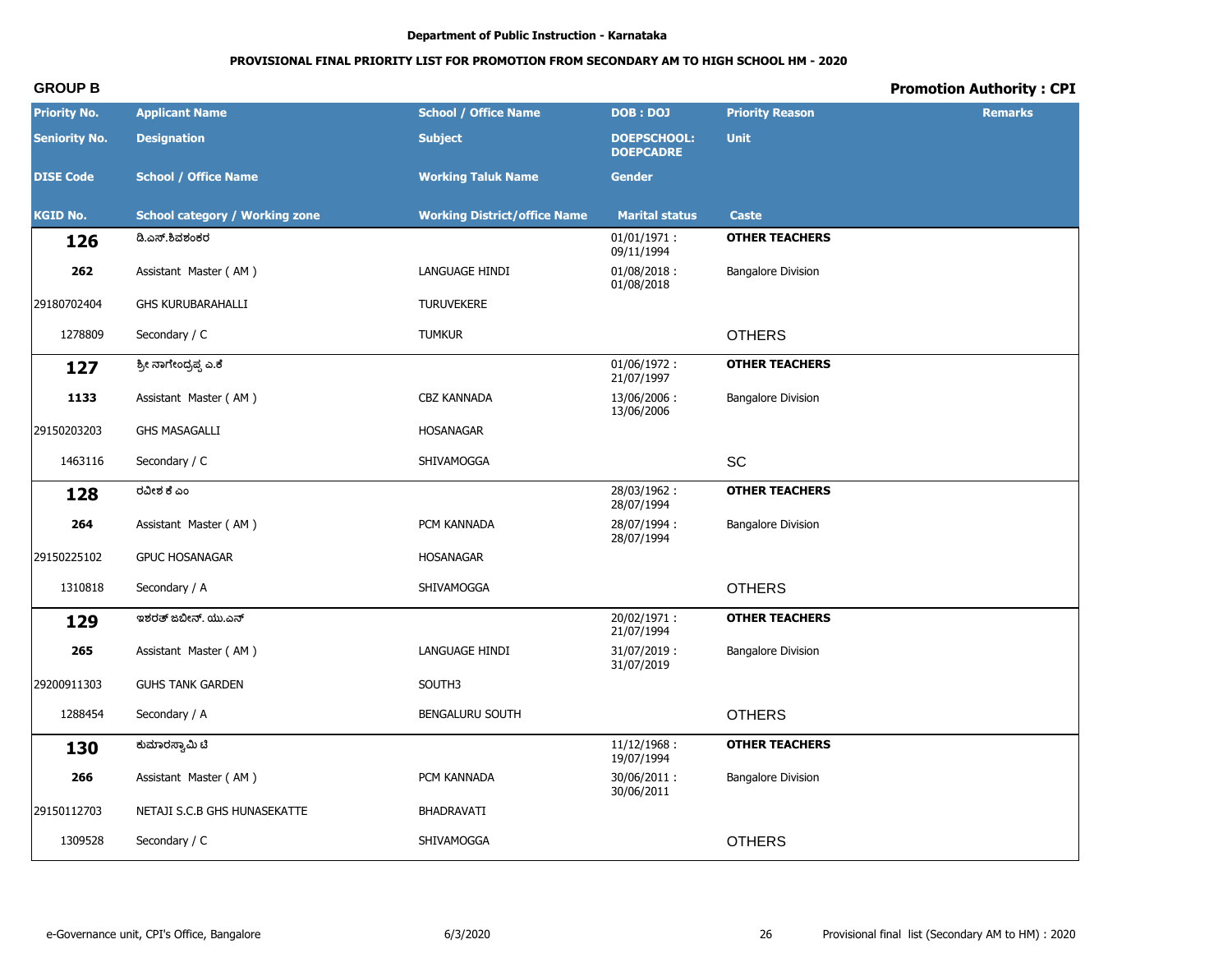Department of Public Instruction - Karnataka

**PROVISIONAL FINAL PRIORITY LIST FOR PROMOTION FROM SECONDARY AM TO HIGH SCHOOL HM - 2020**

**GROUP B** **Promotion Authority : CPI**

| Priority No. / Seniority No. / DISE Code / KGID No. | Applicant Name / Designation / School / Office Name / School category / Working zone | School / Office Name / Subject / Working Taluk Name / Working District/office Name | DOB : DOJ / DOEPSCHOOL: DOEPCADRE / Gender / Marital status | Priority Reason / Unit / Caste | Remarks |
|---|---|---|---|---|---|
| **126** | ಡಿ.ಎಸ್.ಶಿವಶಂಕರ | | 01/01/1971 : 09/11/1994 | **OTHER TEACHERS** | |
| 262 | Assistant Master ( AM ) | LANGUAGE HINDI | 01/08/2018 : 01/08/2018 | Bangalore Division | |
| 29180702404 | GHS KURUBARAHALLI | TURUVEKERE | | | |
| 1278809 | Secondary / C | TUMKUR | | OTHERS | |
| **127** | ಶ್ರೀ ನಾಗೇಂದ್ರಪ್ಪ ಎ.ಕೆ | | 01/06/1972 : 21/07/1997 | **OTHER TEACHERS** | |
| 1133 | Assistant Master ( AM ) | CBZ KANNADA | 13/06/2006 : 13/06/2006 | Bangalore Division | |
| 29150203203 | GHS MASAGALLI | HOSANAGAR | | | |
| 1463116 | Secondary / C | SHIVAMOGGA | | SC | |
| **128** | ರವೀಶ ಕೆ ಎಂ | | 28/03/1962 : 28/07/1994 | **OTHER TEACHERS** | |
| 264 | Assistant Master ( AM ) | PCM KANNADA | 28/07/1994 : 28/07/1994 | Bangalore Division | |
| 29150225102 | GPUC HOSANAGAR | HOSANAGAR | | | |
| 1310818 | Secondary / A | SHIVAMOGGA | | OTHERS | |
| **129** | ಇಶರತ್ ಜಬೀನ್. ಯು.ಎನ್ | | 20/02/1971 : 21/07/1994 | **OTHER TEACHERS** | |
| 265 | Assistant Master ( AM ) | LANGUAGE HINDI | 31/07/2019 : 31/07/2019 | Bangalore Division | |
| 29200911303 | GUHS TANK GARDEN | SOUTH3 | | | |
| 1288454 | Secondary / A | BENGALURU SOUTH | | OTHERS | |
| **130** | ಕುಮಾರಸ್ವಾಮಿ ಟಿ | | 11/12/1968 : 19/07/1994 | **OTHER TEACHERS** | |
| 266 | Assistant Master ( AM ) | PCM KANNADA | 30/06/2011 : 30/06/2011 | Bangalore Division | |
| 29150112703 | NETAJI S.C.B GHS HUNASEKATTE | BHADRAVATI | | | |
| 1309528 | Secondary / C | SHIVAMOGGA | | OTHERS | |

e-Governance unit, CPI's Office, Bangalore 6/3/2020 Provisional final list (Secondary AM to HM) : 2020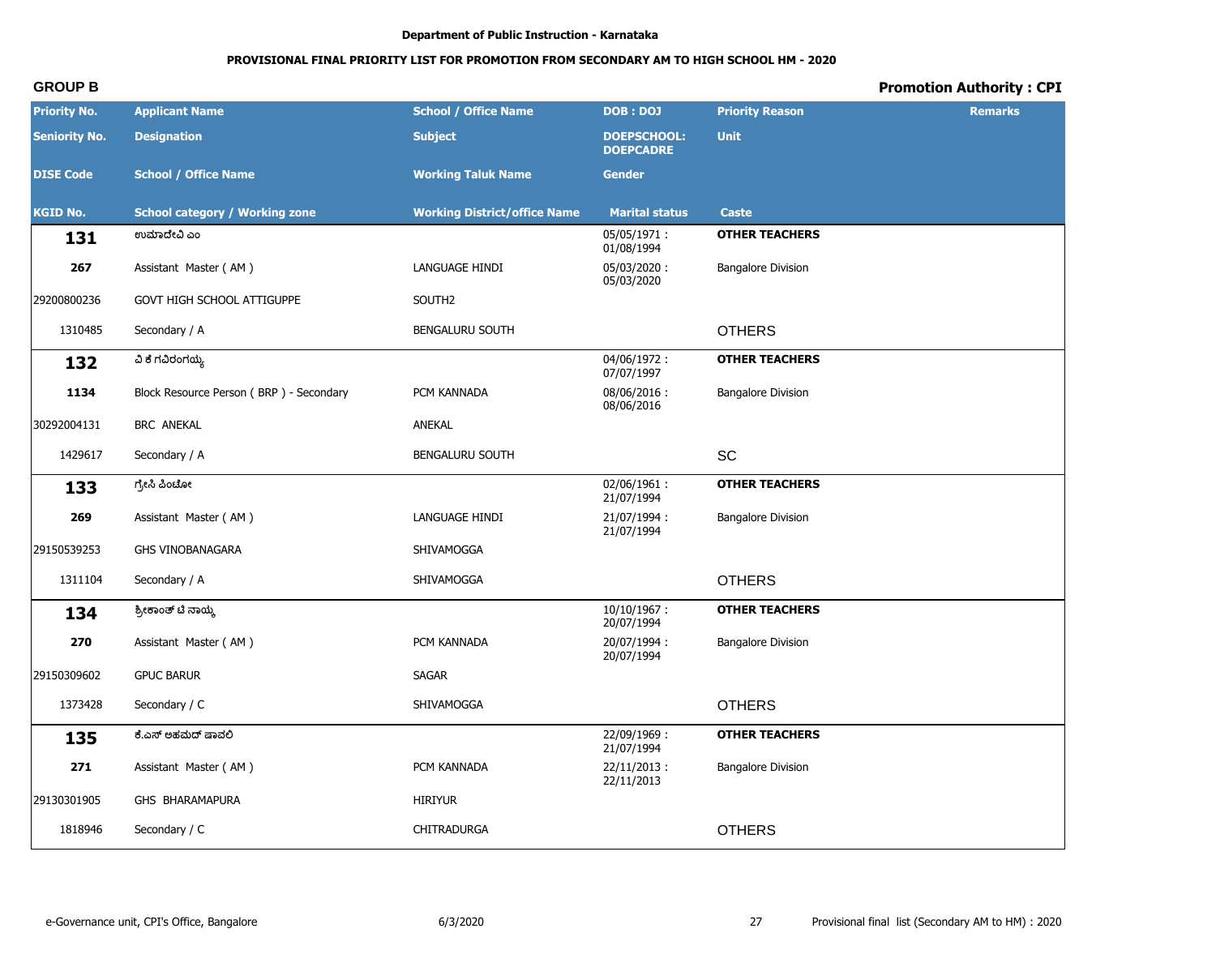Department of Public Instruction - Karnataka

**PROVISIONAL FINAL PRIORITY LIST FOR PROMOTION FROM SECONDARY AM TO HIGH SCHOOL HM - 2020**

**GROUP B** **Promotion Authority : CPI**

| Priority No. / Seniority No. / DISE Code / KGID No. | Applicant Name / Designation / School / Office Name / School category / Working zone | School / Office Name / Subject / Working Taluk Name / Working District/office Name | DOB : DOJ / DOEPSCHOOL: DOEPCADRE / Gender / Marital status | Priority Reason / Unit / Caste | Remarks |
|---|---|---|---|---|---|
| **131** | ಉಮಾದೇವಿ ಎಂ | | 05/05/1971 : 01/08/1994 | **OTHER TEACHERS** | |
| 267 | Assistant Master ( AM ) | LANGUAGE HINDI | 05/03/2020 : 05/03/2020 | Bangalore Division | |
| 29200800236 | GOVT HIGH SCHOOL ATTIGUPPE | SOUTH2 | | | |
| 1310485 | Secondary / A | BENGALURU SOUTH | | OTHERS | |
| **132** | ವಿ ಕೆ ಗವಿರಂಗಯ್ಯ | | 04/06/1972 : 07/07/1997 | **OTHER TEACHERS** | |
| 1134 | Block Resource Person ( BRP ) - Secondary | PCM KANNADA | 08/06/2016 : 08/06/2016 | Bangalore Division | |
| 30292004131 | BRC ANEKAL | ANEKAL | | | |
| 1429617 | Secondary / A | BENGALURU SOUTH | | SC | |
| **133** | ಗ್ರೇಸಿ ಪಿಂಟೋ | | 02/06/1961 : 21/07/1994 | **OTHER TEACHERS** | |
| 269 | Assistant Master ( AM ) | LANGUAGE HINDI | 21/07/1994 : 21/07/1994 | Bangalore Division | |
| 29150539253 | GHS VINOBANAGARA | SHIVAMOGGA | | | |
| 1311104 | Secondary / A | SHIVAMOGGA | | OTHERS | |
| **134** | ಶ್ರೀಕಾಂತ್ ಟಿ ನಾಯ್ಕ | | 10/10/1967 : 20/07/1994 | **OTHER TEACHERS** | |
| 270 | Assistant Master ( AM ) | PCM KANNADA | 20/07/1994 : 20/07/1994 | Bangalore Division | |
| 29150309602 | GPUC BARUR | SAGAR | | | |
| 1373428 | Secondary / C | SHIVAMOGGA | | OTHERS | |
| **135** | ಕೆ.ಎಸ್ ಅಹಮದ್ ಷಾವಲಿ | | 22/09/1969 : 21/07/1994 | **OTHER TEACHERS** | |
| 271 | Assistant Master ( AM ) | PCM KANNADA | 22/11/2013 : 22/11/2013 | Bangalore Division | |
| 29130301905 | GHS BHARAMAPURA | HIRIYUR | | | |
| 1818946 | Secondary / C | CHITRADURGA | | OTHERS | |

e-Governance unit, CPI's Office, Bangalore 6/3/2020 Provisional final list (Secondary AM to HM) : 2020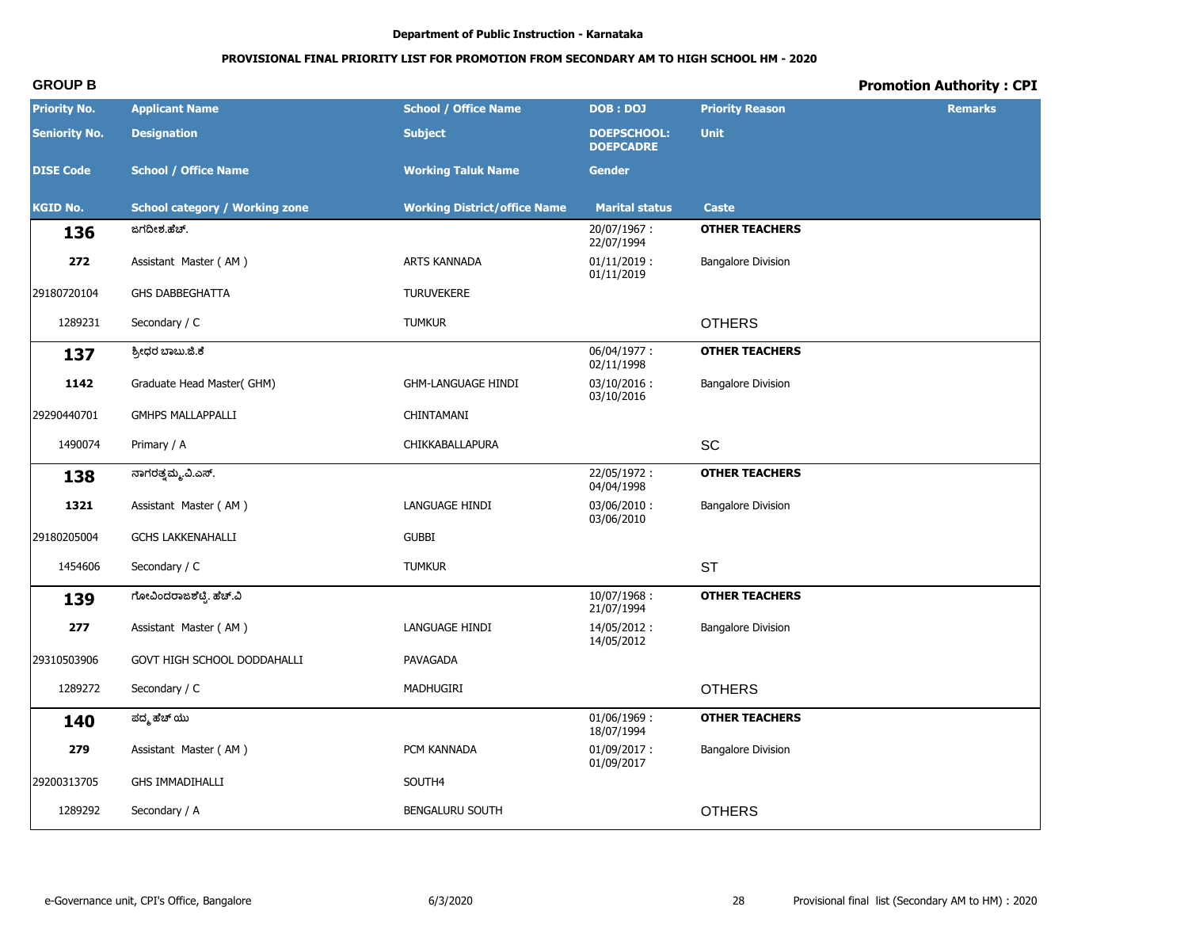Department of Public Instruction - Karnataka

**PROVISIONAL FINAL PRIORITY LIST FOR PROMOTION FROM SECONDARY AM TO HIGH SCHOOL HM - 2020**

**GROUP B** | **Promotion Authority : CPI**

| Priority No. / Seniority No. / DISE Code / KGID No. | Applicant Name / Designation / School / Office Name / School category / Working zone | School / Office Name / Subject / Working Taluk Name / Working District/office Name | DOB : DOJ / DOEPSCHOOL: DOEPCADRE / Gender / Marital status | Priority Reason / Unit / Caste | Remarks |
|---|---|---|---|---|---|
| **136** | ಜಗದೀಶ.ಹೆಚ್. | | 20/07/1967 : 22/07/1994 | **OTHER TEACHERS** | |
| **272** | Assistant Master ( AM ) | ARTS KANNADA | 01/11/2019 : 01/11/2019 | Bangalore Division | |
| 29180720104 | GHS DABBEGHATTA | TURUVEKERE | | | |
| 1289231 | Secondary / C | TUMKUR | | OTHERS | |
| **137** | ಶ್ರೀಧರ ಬಾಬು.ಜಿ.ಕೆ | | 06/04/1977 : 02/11/1998 | **OTHER TEACHERS** | |
| **1142** | Graduate Head Master( GHM) | GHM-LANGUAGE HINDI | 03/10/2016 : 03/10/2016 | Bangalore Division | |
| 29290440701 | GMHPS MALLAPPALLI | CHINTAMANI | | | |
| 1490074 | Primary / A | CHIKKABALLAPURA | | SC | |
| **138** | ನಾಗರತ್ನಮ್ಮ.ವಿ.ಎಸ್. | | 22/05/1972 : 04/04/1998 | **OTHER TEACHERS** | |
| **1321** | Assistant Master ( AM ) | LANGUAGE HINDI | 03/06/2010 : 03/06/2010 | Bangalore Division | |
| 29180205004 | GCHS LAKKENAHALLI | GUBBI | | | |
| 1454606 | Secondary / C | TUMKUR | | ST | |
| **139** | ಗೋವಿಂದರಾಜಶೆಟ್ಟಿ. ಹೆಚ್.ವಿ | | 10/07/1968 : 21/07/1994 | **OTHER TEACHERS** | |
| **277** | Assistant Master ( AM ) | LANGUAGE HINDI | 14/05/2012 : 14/05/2012 | Bangalore Division | |
| 29310503906 | GOVT HIGH SCHOOL DODDAHALLI | PAVAGADA | | | |
| 1289272 | Secondary / C | MADHUGIRI | | OTHERS | |
| **140** | ಪದ್ಮ ಹೆಚ್ ಯು | | 01/06/1969 : 18/07/1994 | **OTHER TEACHERS** | |
| **279** | Assistant Master ( AM ) | PCM KANNADA | 01/09/2017 : 01/09/2017 | Bangalore Division | |
| 29200313705 | GHS IMMADIHALLI | SOUTH4 | | | |
| 1289292 | Secondary / A | BENGALURU SOUTH | | OTHERS | |

e-Governance unit, CPI's Office, Bangalore | 6/3/2020 | Provisional final list (Secondary AM to HM) : 2020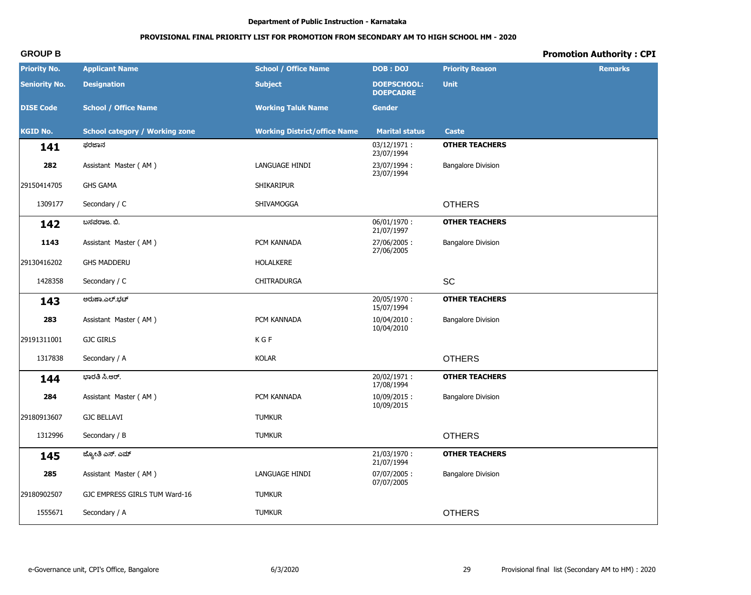Department of Public Instruction - Karnataka

**PROVISIONAL FINAL PRIORITY LIST FOR PROMOTION FROM SECONDARY AM TO HIGH SCHOOL HM - 2020**

**GROUP B** **Promotion Authority : CPI**

| Priority No. / Seniority No. / DISE Code / KGID No. | Applicant Name / Designation / School / Office Name / School category / Working zone | School / Office Name / Subject / Working Taluk Name / Working District/office Name | DOB : DOJ / DOEPSCHOOL: DOEPCADRE / Gender / Marital status | Priority Reason / Unit / Caste | Remarks |
|---|---|---|---|---|---|
| **141** | ಫರಜಾನ | | 03/12/1971 : 23/07/1994 | **OTHER TEACHERS** | |
| **282** | Assistant Master ( AM ) | LANGUAGE HINDI | 23/07/1994 : 23/07/1994 | Bangalore Division | |
| 29150414705 | GHS GAMA | SHIKARIPUR | | | |
| 1309177 | Secondary / C | SHIVAMOGGA | | OTHERS | |
| **142** | ಬಸವರಾಜ. ಬಿ. | | 06/01/1970 : 21/07/1997 | **OTHER TEACHERS** | |
| **1143** | Assistant Master ( AM ) | PCM KANNADA | 27/06/2005 : 27/06/2005 | Bangalore Division | |
| 29130416202 | GHS MADDERU | HOLALKERE | | | |
| 1428358 | Secondary / C | CHITRADURGA | | SC | |
| **143** | ಅರುಣಾ.ಎಲ್.ಭಟ್ | | 20/05/1970 : 15/07/1994 | **OTHER TEACHERS** | |
| **283** | Assistant Master ( AM ) | PCM KANNADA | 10/04/2010 : 10/04/2010 | Bangalore Division | |
| 29191311001 | GJC GIRLS | K G F | | | |
| 1317838 | Secondary / A | KOLAR | | OTHERS | |
| **144** | ಭಾರತಿ ಸಿ.ಆರ್. | | 20/02/1971 : 17/08/1994 | **OTHER TEACHERS** | |
| **284** | Assistant Master ( AM ) | PCM KANNADA | 10/09/2015 : 10/09/2015 | Bangalore Division | |
| 29180913607 | GJC BELLAVI | TUMKUR | | | |
| 1312996 | Secondary / B | TUMKUR | | OTHERS | |
| **145** | ಜ್ಯೋತಿ ಎಸ್. ಎಮ್ | | 21/03/1970 : 21/07/1994 | **OTHER TEACHERS** | |
| **285** | Assistant Master ( AM ) | LANGUAGE HINDI | 07/07/2005 : 07/07/2005 | Bangalore Division | |
| 29180902507 | GJC EMPRESS GIRLS TUM Ward-16 | TUMKUR | | | |
| 1555671 | Secondary / A | TUMKUR | | OTHERS | |

e-Governance unit, CPI's Office, Bangalore 6/3/2020 Provisional final list (Secondary AM to HM) : 2020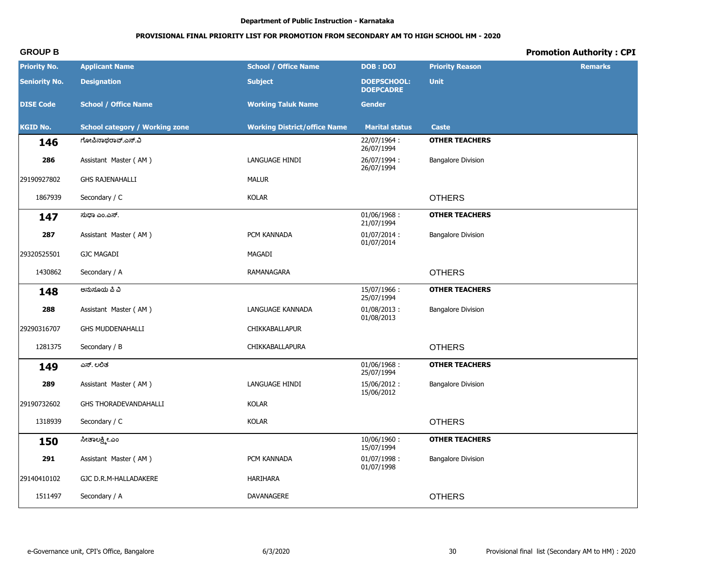Department of Public Instruction - Karnataka

**PROVISIONAL FINAL PRIORITY LIST FOR PROMOTION FROM SECONDARY AM TO HIGH SCHOOL HM - 2020**

**GROUP B** **Promotion Authority : CPI**

| Priority No. / Seniority No. / DISE Code / KGID No. | Applicant Name / Designation / School / Office Name / School category / Working zone | School / Office Name / Subject / Working Taluk Name / Working District/office Name | DOB : DOJ / DOEPSCHOOL: DOEPCADRE / Gender / Marital status | Priority Reason / Unit / Caste | Remarks |
|---|---|---|---|---|---|
| **146** | ಗೋಪಿನಾಥರಾವ್.ಎಸ್.ವಿ | | 22/07/1964 : 26/07/1994 | **OTHER TEACHERS** | |
| 286 | Assistant Master ( AM ) | LANGUAGE HINDI | 26/07/1994 : 26/07/1994 | Bangalore Division | |
| 29190927802 | GHS RAJENAHALLI | MALUR | | | |
| 1867939 | Secondary / C | KOLAR | | OTHERS | |
| **147** | ಸುಧಾ ಎಂ.ಎಸ್. | | 01/06/1968 : 21/07/1994 | **OTHER TEACHERS** | |
| 287 | Assistant Master ( AM ) | PCM KANNADA | 01/07/2014 : 01/07/2014 | Bangalore Division | |
| 29320525501 | GJC MAGADI | MAGADI | | | |
| 1430862 | Secondary / A | RAMANAGARA | | OTHERS | |
| **148** | ಅನುಸೂಯ ಪಿ ವಿ | | 15/07/1966 : 25/07/1994 | **OTHER TEACHERS** | |
| 288 | Assistant Master ( AM ) | LANGUAGE KANNADA | 01/08/2013 : 01/08/2013 | Bangalore Division | |
| 29290316707 | GHS MUDDENAHALLI | CHIKKABALLAPUR | | | |
| 1281375 | Secondary / B | CHIKKABALLAPURA | | OTHERS | |
| **149** | ಎಸ್. ಲಲಿತ | | 01/06/1968 : 25/07/1994 | **OTHER TEACHERS** | |
| 289 | Assistant Master ( AM ) | LANGUAGE HINDI | 15/06/2012 : 15/06/2012 | Bangalore Division | |
| 29190732602 | GHS THORADEVANDAHALLI | KOLAR | | | |
| 1318939 | Secondary / C | KOLAR | | OTHERS | |
| **150** | ಸೀತಾಲಕ್ಷ್ಮೀ.ಎಂ | | 10/06/1960 : 15/07/1994 | **OTHER TEACHERS** | |
| 291 | Assistant Master ( AM ) | PCM KANNADA | 01/07/1998 : 01/07/1998 | Bangalore Division | |
| 29140410102 | GJC D.R.M-HALLADAKERE | HARIHARA | | | |
| 1511497 | Secondary / A | DAVANAGERE | | OTHERS | |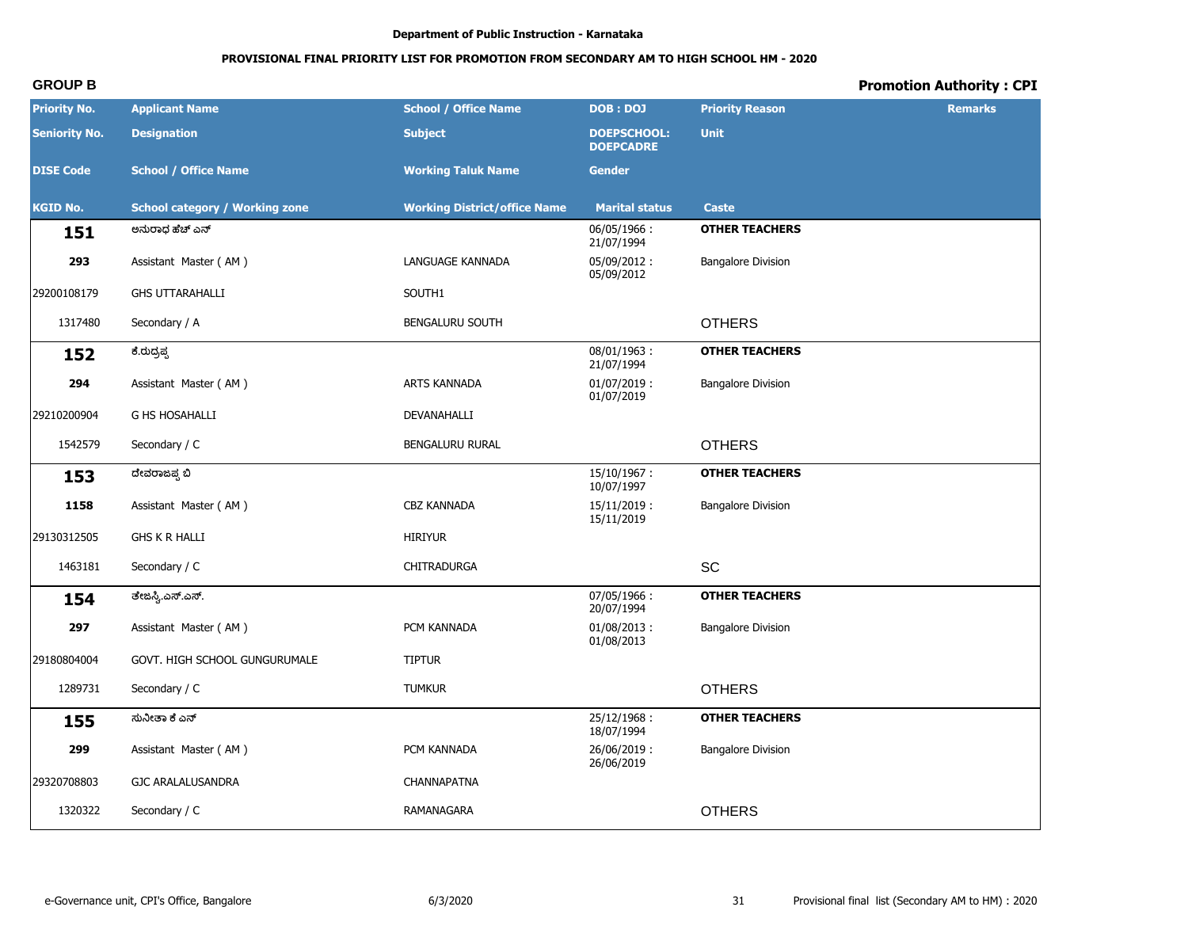Department of Public Instruction - Karnataka

**PROVISIONAL FINAL PRIORITY LIST FOR PROMOTION FROM SECONDARY AM TO HIGH SCHOOL HM - 2020**

**GROUP B** | **Promotion Authority : CPI**

| Priority No. / Seniority No. / DISE Code / KGID No. | Applicant Name / Designation / School / Office Name / School category / Working zone | School / Office Name / Subject / Working Taluk Name / Working District/office Name | DOB : DOJ / DOEPSCHOOL: DOEPCADRE / Gender / Marital status | Priority Reason / Unit / Caste | Remarks |
|---|---|---|---|---|---|
| **151** | ಅನುರಾಧ ಹೆಚ್ ಎನ್ | | 06/05/1966 : 21/07/1994 | **OTHER TEACHERS** | |
| 293 | Assistant Master ( AM ) | LANGUAGE KANNADA | 05/09/2012 : 05/09/2012 | Bangalore Division | |
| 29200108179 | GHS UTTARAHALLI | SOUTH1 | | | |
| 1317480 | Secondary / A | BENGALURU SOUTH | | OTHERS | |
| **152** | ಕೆ.ರುದ್ರಪ್ಪ | | 08/01/1963 : 21/07/1994 | **OTHER TEACHERS** | |
| 294 | Assistant Master ( AM ) | ARTS KANNADA | 01/07/2019 : 01/07/2019 | Bangalore Division | |
| 29210200904 | G HS HOSAHALLI | DEVANAHALLI | | | |
| 1542579 | Secondary / C | BENGALURU RURAL | | OTHERS | |
| **153** | ದೇವರಾಜಪ್ಪ ಬಿ | | 15/10/1967 : 10/07/1997 | **OTHER TEACHERS** | |
| 1158 | Assistant Master ( AM ) | CBZ KANNADA | 15/11/2019 : 15/11/2019 | Bangalore Division | |
| 29130312505 | GHS K R HALLI | HIRIYUR | | | |
| 1463181 | Secondary / C | CHITRADURGA | | SC | |
| **154** | ತೇಜಸ್ವಿ.ಎಸ್.ಎಸ್. | | 07/05/1966 : 20/07/1994 | **OTHER TEACHERS** | |
| 297 | Assistant Master ( AM ) | PCM KANNADA | 01/08/2013 : 01/08/2013 | Bangalore Division | |
| 29180804004 | GOVT. HIGH SCHOOL GUNGURUMALE | TIPTUR | | | |
| 1289731 | Secondary / C | TUMKUR | | OTHERS | |
| **155** | ಸುನೀತಾ ಕೆ ಎನ್ | | 25/12/1968 : 18/07/1994 | **OTHER TEACHERS** | |
| 299 | Assistant Master ( AM ) | PCM KANNADA | 26/06/2019 : 26/06/2019 | Bangalore Division | |
| 29320708803 | GJC ARALALUSANDRA | CHANNAPATNA | | | |
| 1320322 | Secondary / C | RAMANAGARA | | OTHERS | |

e-Governance unit, CPI's Office, Bangalore 6/3/2020 Provisional final list (Secondary AM to HM) : 2020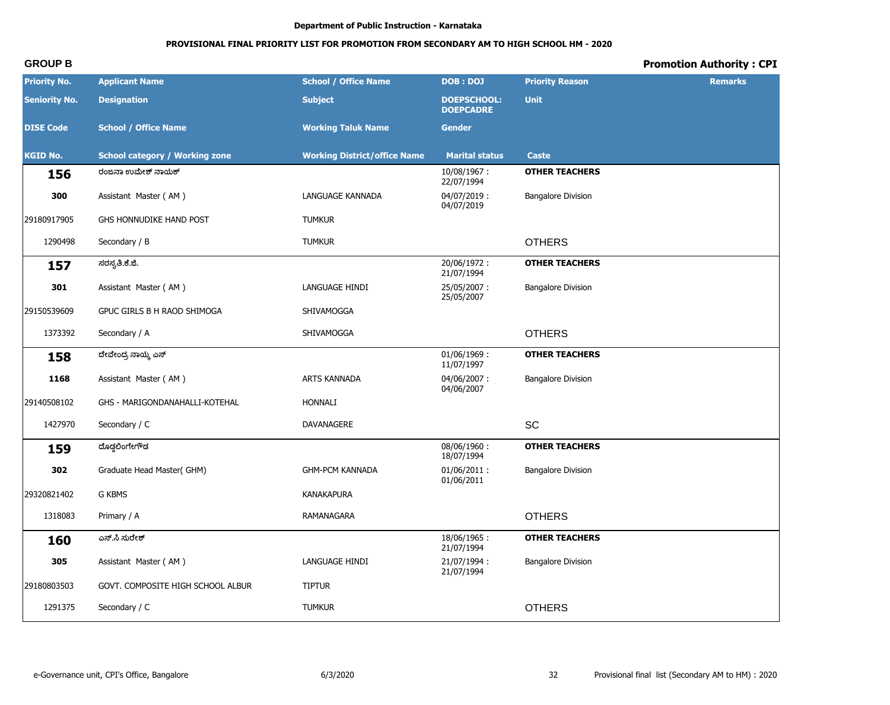Department of Public Instruction - Karnataka

**PROVISIONAL FINAL PRIORITY LIST FOR PROMOTION FROM SECONDARY AM TO HIGH SCHOOL HM - 2020**

**GROUP B** | **Promotion Authority : CPI**

| Priority No. / Seniority No. / DISE Code / KGID No. | Applicant Name / Designation / School / Office Name / School category / Working zone | School / Office Name / Subject / Working Taluk Name / Working District/office Name | DOB : DOJ / DOEPSCHOOL: DOEPCADRE / Gender / Marital status | Priority Reason / Unit / Caste | Remarks |
|---|---|---|---|---|---|
| **156** | ರಂಜನಾ ಉಮೇಶ್ ನಾಯಕ್ | | 10/08/1967 : 22/07/1994 | **OTHER TEACHERS** | |
| **300** | Assistant Master ( AM ) | LANGUAGE KANNADA | 04/07/2019 : 04/07/2019 | Bangalore Division | |
| 29180917905 | GHS HONNUDIKE HAND POST | TUMKUR | | | |
| 1290498 | Secondary / B | TUMKUR | | OTHERS | |
| **157** | ಸರಸ್ವತಿ.ಕೆ.ಜಿ. | | 20/06/1972 : 21/07/1994 | **OTHER TEACHERS** | |
| **301** | Assistant Master ( AM ) | LANGUAGE HINDI | 25/05/2007 : 25/05/2007 | Bangalore Division | |
| 29150539609 | GPUC GIRLS B H RAOD SHIMOGA | SHIVAMOGGA | | | |
| 1373392 | Secondary / A | SHIVAMOGGA | | OTHERS | |
| **158** | ದೇವೇಂದ್ರ ನಾಯ್ಕ ಎಸ್ | | 01/06/1969 : 11/07/1997 | **OTHER TEACHERS** | |
| **1168** | Assistant Master ( AM ) | ARTS KANNADA | 04/06/2007 : 04/06/2007 | Bangalore Division | |
| 29140508102 | GHS - MARIGONDANAHALLI-KOTEHAL | HONNALI | | | |
| 1427970 | Secondary / C | DAVANAGERE | | SC | |
| **159** | ದೊಡ್ಡಲಿಂಗೇಗೌಡ | | 08/06/1960 : 18/07/1994 | **OTHER TEACHERS** | |
| **302** | Graduate Head Master( GHM) | GHM-PCM KANNADA | 01/06/2011 : 01/06/2011 | Bangalore Division | |
| 29320821402 | G KBMS | KANAKAPURA | | | |
| 1318083 | Primary / A | RAMANAGARA | | OTHERS | |
| **160** | ಎಸ್.ಸಿ ಸುರೇಶ್ | | 18/06/1965 : 21/07/1994 | **OTHER TEACHERS** | |
| **305** | Assistant Master ( AM ) | LANGUAGE HINDI | 21/07/1994 : 21/07/1994 | Bangalore Division | |
| 29180803503 | GOVT. COMPOSITE HIGH SCHOOL ALBUR | TIPTUR | | | |
| 1291375 | Secondary / C | TUMKUR | | OTHERS | |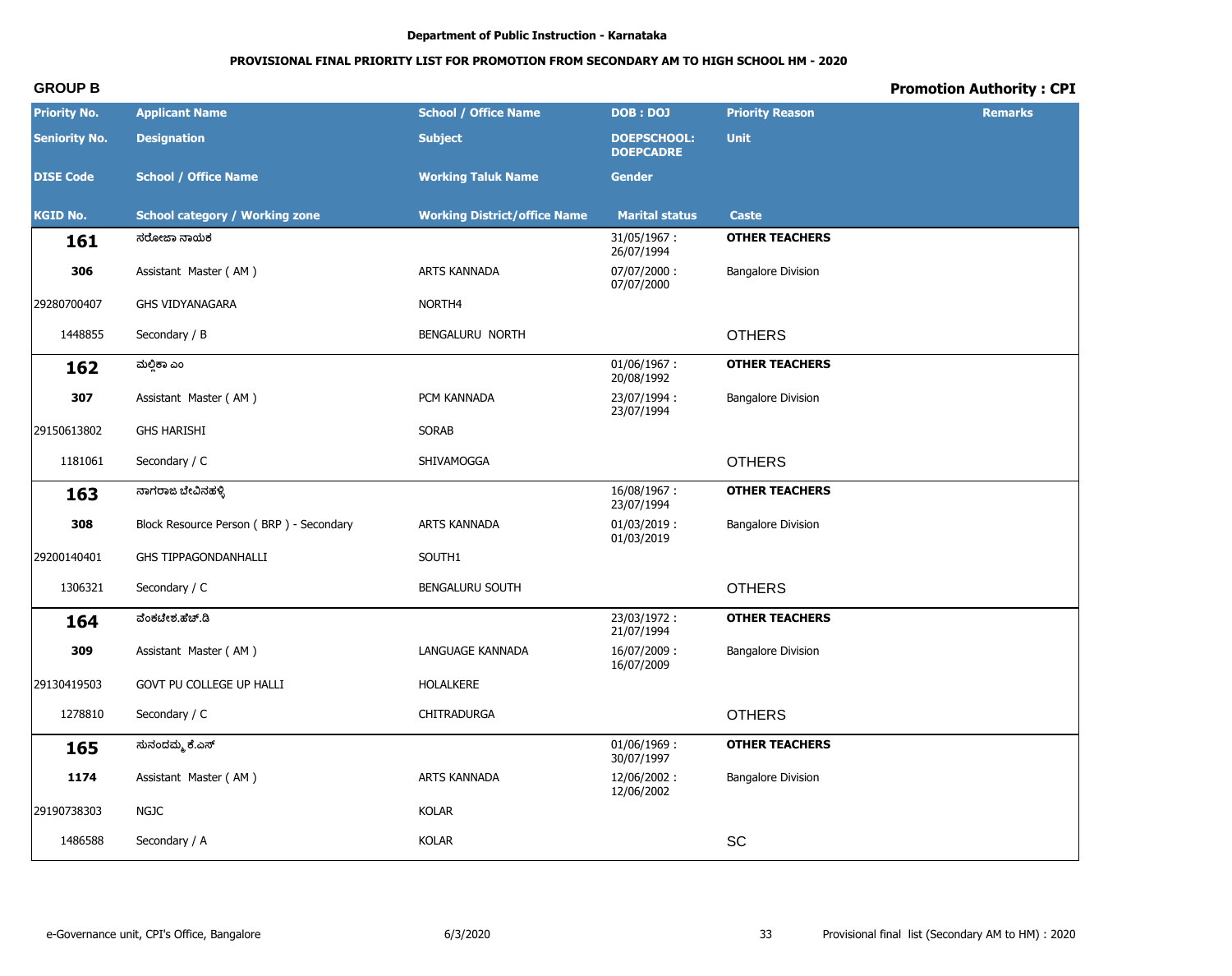Department of Public Instruction - Karnataka

**PROVISIONAL FINAL PRIORITY LIST FOR PROMOTION FROM SECONDARY AM TO HIGH SCHOOL HM - 2020**

**GROUP B** | **Promotion Authority : CPI**

| Priority No. / Seniority No. / DISE Code / KGID No. | Applicant Name / Designation / School / Office Name / School category / Working zone | School / Office Name / Subject / Working Taluk Name / Working District/office Name | DOB : DOJ / DOEPSCHOOL: DOEPCADRE / Gender / Marital status | Priority Reason / Unit / Caste | Remarks |
|---|---|---|---|---|---|
| **161** | ಸರೋಜಾ ನಾಯಕ | | 31/05/1967 : 26/07/1994 | **OTHER TEACHERS** | |
| **306** | Assistant Master ( AM ) | ARTS KANNADA | 07/07/2000 : 07/07/2000 | Bangalore Division | |
| 29280700407 | GHS VIDYANAGARA | NORTH4 | | | |
| 1448855 | Secondary / B | BENGALURU NORTH | | OTHERS | |
| **162** | ಮಲ್ಲಿಕಾ ಎಂ | | 01/06/1967 : 20/08/1992 | **OTHER TEACHERS** | |
| **307** | Assistant Master ( AM ) | PCM KANNADA | 23/07/1994 : 23/07/1994 | Bangalore Division | |
| 29150613802 | GHS HARISHI | SORAB | | | |
| 1181061 | Secondary / C | SHIVAMOGGA | | OTHERS | |
| **163** | ನಾಗರಾಜ ಬೇವಿನಹಳ್ಳಿ | | 16/08/1967 : 23/07/1994 | **OTHER TEACHERS** | |
| **308** | Block Resource Person ( BRP ) - Secondary | ARTS KANNADA | 01/03/2019 : 01/03/2019 | Bangalore Division | |
| 29200140401 | GHS TIPPAGONDANHALLI | SOUTH1 | | | |
| 1306321 | Secondary / C | BENGALURU SOUTH | | OTHERS | |
| **164** | ವೆಂಕಟೇಶ.ಹೆಚ್.ಡಿ | | 23/03/1972 : 21/07/1994 | **OTHER TEACHERS** | |
| **309** | Assistant Master ( AM ) | LANGUAGE KANNADA | 16/07/2009 : 16/07/2009 | Bangalore Division | |
| 29130419503 | GOVT PU COLLEGE UP HALLI | HOLALKERE | | | |
| 1278810 | Secondary / C | CHITRADURGA | | OTHERS | |
| **165** | ಸುನಂದಮ್ಮ ಕೆ.ಎಸ್ | | 01/06/1969 : 30/07/1997 | **OTHER TEACHERS** | |
| **1174** | Assistant Master ( AM ) | ARTS KANNADA | 12/06/2002 : 12/06/2002 | Bangalore Division | |
| 29190738303 | NGJC | KOLAR | | | |
| 1486588 | Secondary / A | KOLAR | | SC | |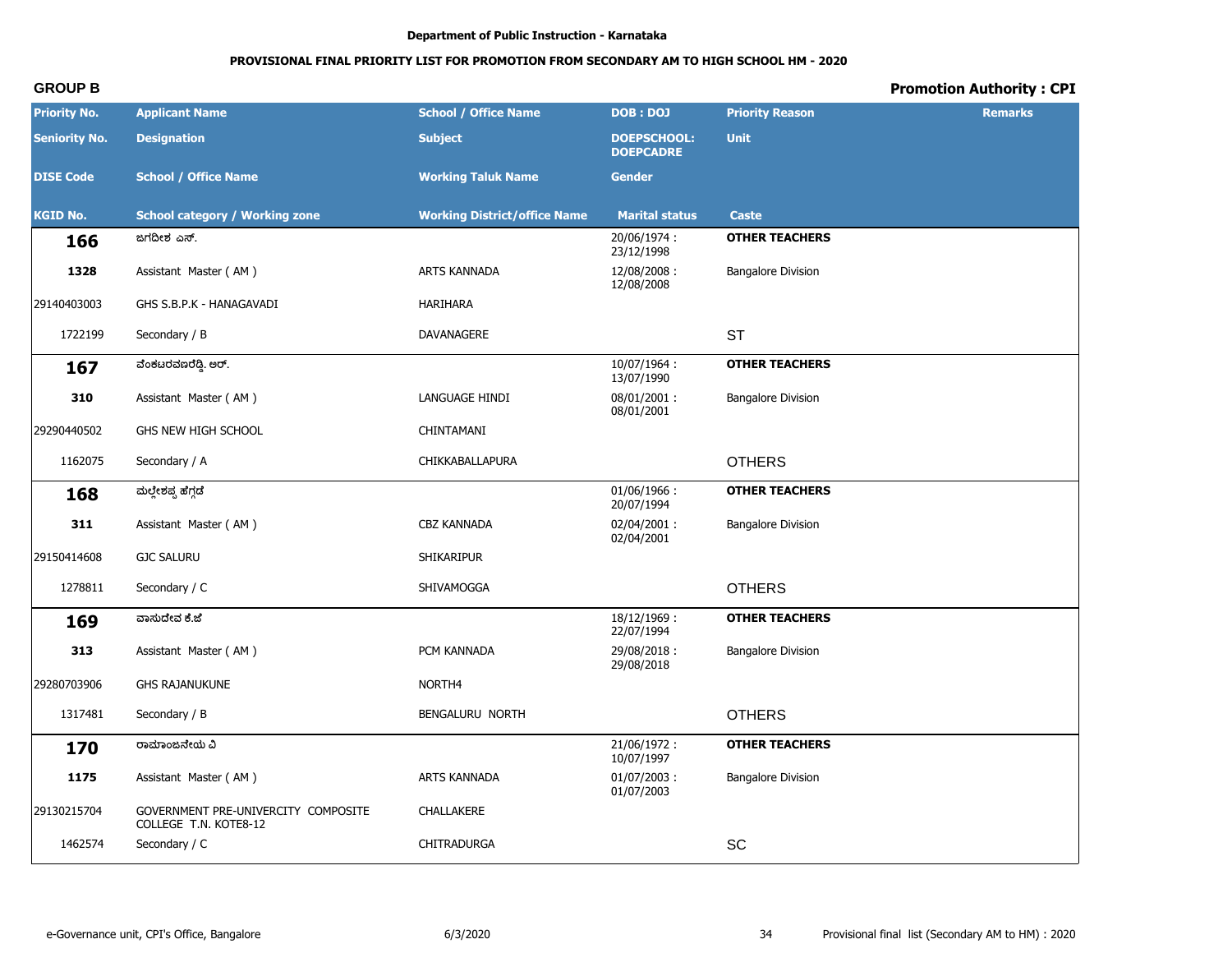Department of Public Instruction - Karnataka

**PROVISIONAL FINAL PRIORITY LIST FOR PROMOTION FROM SECONDARY AM TO HIGH SCHOOL HM - 2020**

**GROUP B**

**Promotion Authority : CPI**

| Priority No. / Seniority No. / DISE Code / KGID No. | Applicant Name / Designation / School / Office Name / School category / Working zone | School / Office Name / Subject / Working Taluk Name / Working District/office Name | DOB : DOJ / DOEPSCHOOL: DOEPCADRE / Gender / Marital status | Priority Reason / Unit / Caste | Remarks |
|---|---|---|---|---|---|
| **166** | ಜಗದೀಶ ಎಸ್. | | 20/06/1974 : 23/12/1998 | **OTHER TEACHERS** | |
| **1328** | Assistant Master ( AM ) | ARTS KANNADA | 12/08/2008 : 12/08/2008 | Bangalore Division | |
| 29140403003 | GHS S.B.P.K - HANAGAVADI | HARIHARA | | | |
| 1722199 | Secondary / B | DAVANAGERE | | ST | |
| **167** | ವೆಂಕಟರವಣರೆಡ್ಡಿ. ಆರ್. | | 10/07/1964 : 13/07/1990 | **OTHER TEACHERS** | |
| **310** | Assistant Master ( AM ) | LANGUAGE HINDI | 08/01/2001 : 08/01/2001 | Bangalore Division | |
| 29290440502 | GHS NEW HIGH SCHOOL | CHINTAMANI | | | |
| 1162075 | Secondary / A | CHIKKABALLAPURA | | OTHERS | |
| **168** | ಮಲ್ಲೇಶಪ್ಪ ಹೆಗ್ಗಡೆ | | 01/06/1966 : 20/07/1994 | **OTHER TEACHERS** | |
| **311** | Assistant Master ( AM ) | CBZ KANNADA | 02/04/2001 : 02/04/2001 | Bangalore Division | |
| 29150414608 | GJC SALURU | SHIKARIPUR | | | |
| 1278811 | Secondary / C | SHIVAMOGGA | | OTHERS | |
| **169** | ವಾಸುದೇವ ಕೆ.ಜೆ | | 18/12/1969 : 22/07/1994 | **OTHER TEACHERS** | |
| **313** | Assistant Master ( AM ) | PCM KANNADA | 29/08/2018 : 29/08/2018 | Bangalore Division | |
| 29280703906 | GHS RAJANUKUNE | NORTH4 | | | |
| 1317481 | Secondary / B | BENGALURU NORTH | | OTHERS | |
| **170** | ರಾಮಾಂಜನೇಯ ವಿ | | 21/06/1972 : 10/07/1997 | **OTHER TEACHERS** | |
| **1175** | Assistant Master ( AM ) | ARTS KANNADA | 01/07/2003 : 01/07/2003 | Bangalore Division | |
| 29130215704 | GOVERNMENT PRE-UNIVERCITY COMPOSITE COLLEGE T.N. KOTE8-12 | CHALLAKERE | | | |
| 1462574 | Secondary / C | CHITRADURGA | | SC | |

e-Governance unit, CPI's Office, Bangalore — 6/3/2020 — Provisional final list (Secondary AM to HM) : 2020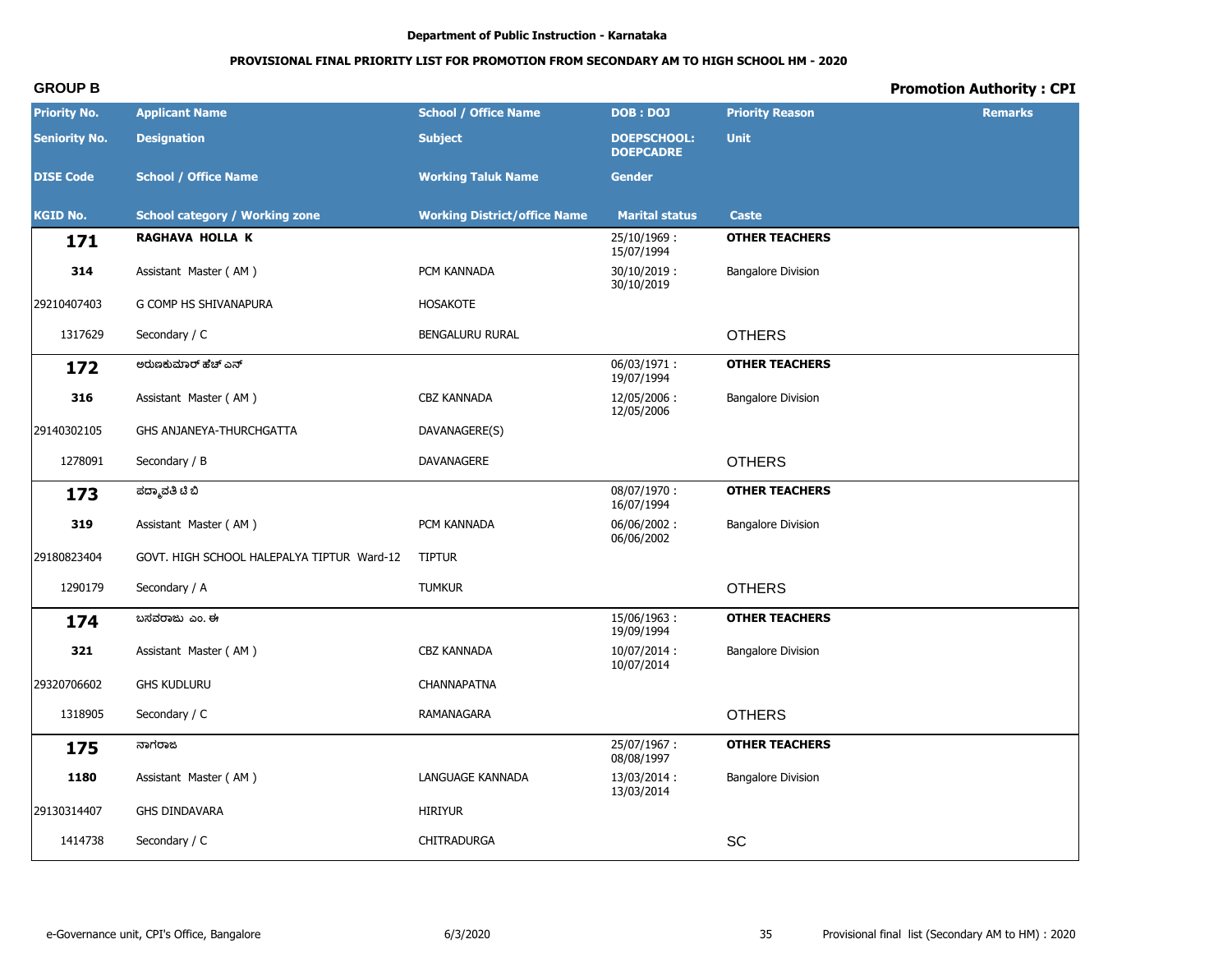Department of Public Instruction - Karnataka

**PROVISIONAL FINAL PRIORITY LIST FOR PROMOTION FROM SECONDARY AM TO HIGH SCHOOL HM - 2020**

**GROUP B**

**Promotion Authority : CPI**

| Priority No. / Seniority No. / DISE Code / KGID No. | Applicant Name / Designation / School / Office Name / School category / Working zone | School / Office Name / Subject / Working Taluk Name / Working District/office Name | DOB : DOJ / DOEPSCHOOL: DOEPCADRE / Gender / Marital status | Priority Reason / Unit / Caste | Remarks |
|---|---|---|---|---|---|
| **171** | **RAGHAVA HOLLA K** | | 25/10/1969 : 15/07/1994 | **OTHER TEACHERS** | |
| **314** | Assistant Master ( AM ) | PCM KANNADA | 30/10/2019 : 30/10/2019 | Bangalore Division | |
| 29210407403 | G COMP HS SHIVANAPURA | HOSAKOTE | | | |
| 1317629 | Secondary / C | BENGALURU RURAL | | OTHERS | |
| **172** | ಅರುಣಕುಮಾರ್ ಹೆಚ್ ಎನ್ | | 06/03/1971 : 19/07/1994 | **OTHER TEACHERS** | |
| **316** | Assistant Master ( AM ) | CBZ KANNADA | 12/05/2006 : 12/05/2006 | Bangalore Division | |
| 29140302105 | GHS ANJANEYA-THURCHGATTA | DAVANAGERE(S) | | | |
| 1278091 | Secondary / B | DAVANAGERE | | OTHERS | |
| **173** | ಪದ್ಮಾವತಿ ಟಿ ಬಿ | | 08/07/1970 : 16/07/1994 | **OTHER TEACHERS** | |
| **319** | Assistant Master ( AM ) | PCM KANNADA | 06/06/2002 : 06/06/2002 | Bangalore Division | |
| 29180823404 | GOVT. HIGH SCHOOL HALEPALYA TIPTUR Ward-12 | TIPTUR | | | |
| 1290179 | Secondary / A | TUMKUR | | OTHERS | |
| **174** | ಬಸವರಾಜು ಎಂ. ಈ | | 15/06/1963 : 19/09/1994 | **OTHER TEACHERS** | |
| **321** | Assistant Master ( AM ) | CBZ KANNADA | 10/07/2014 : 10/07/2014 | Bangalore Division | |
| 29320706602 | GHS KUDLURU | CHANNAPATNA | | | |
| 1318905 | Secondary / C | RAMANAGARA | | OTHERS | |
| **175** | ನಾಗರಾಜ | | 25/07/1967 : 08/08/1997 | **OTHER TEACHERS** | |
| **1180** | Assistant Master ( AM ) | LANGUAGE KANNADA | 13/03/2014 : 13/03/2014 | Bangalore Division | |
| 29130314407 | GHS DINDAVARA | HIRIYUR | | | |
| 1414738 | Secondary / C | CHITRADURGA | | SC | |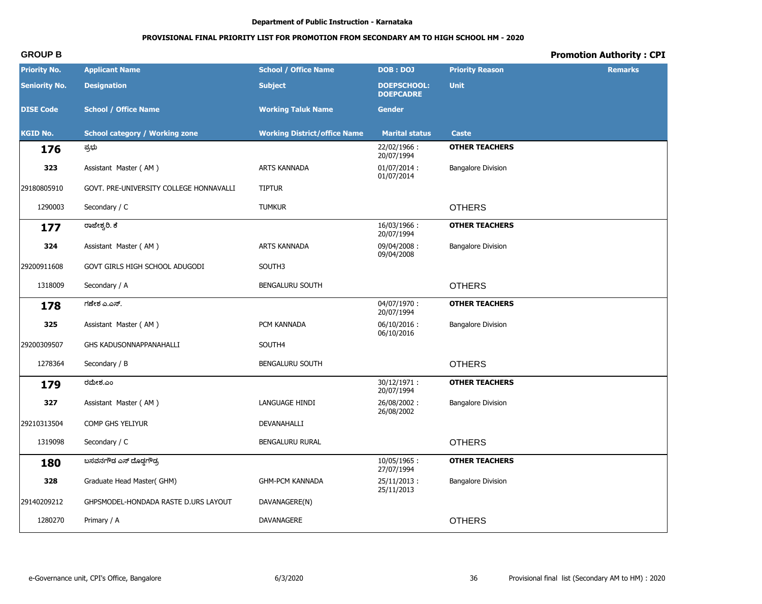Department of Public Instruction - Karnataka

**PROVISIONAL FINAL PRIORITY LIST FOR PROMOTION FROM SECONDARY AM TO HIGH SCHOOL HM - 2020**

**GROUP B** | **Promotion Authority : CPI**

| Priority No. / Seniority No. / DISE Code / KGID No. | Applicant Name / Designation / School / Office Name / School category / Working zone | School / Office Name / Subject / Working Taluk Name / Working District/office Name | DOB : DOJ / DOEPSCHOOL: DOEPCADRE / Gender / Marital status | Priority Reason / Unit / Caste | Remarks |
|---|---|---|---|---|---|
| **176** | ಪ್ರಭು | | 22/02/1966 : 20/07/1994 | **OTHER TEACHERS** | |
| 323 | Assistant Master ( AM ) | ARTS KANNADA | 01/07/2014 : 01/07/2014 | Bangalore Division | |
| 29180805910 | GOVT. PRE-UNIVERSITY COLLEGE HONNAVALLI | TIPTUR | | | |
| 1290003 | Secondary / C | TUMKUR | | OTHERS | |
| **177** | ರಾಜೇಶ್ವರಿ. ಕೆ | | 16/03/1966 : 20/07/1994 | **OTHER TEACHERS** | |
| 324 | Assistant Master ( AM ) | ARTS KANNADA | 09/04/2008 : 09/04/2008 | Bangalore Division | |
| 29200911608 | GOVT GIRLS HIGH SCHOOL ADUGODI | SOUTH3 | | | |
| 1318009 | Secondary / A | BENGALURU SOUTH | | OTHERS | |
| **178** | ಗಣೇಶ ಎ.ಎಸ್. | | 04/07/1970 : 20/07/1994 | **OTHER TEACHERS** | |
| 325 | Assistant Master ( AM ) | PCM KANNADA | 06/10/2016 : 06/10/2016 | Bangalore Division | |
| 29200309507 | GHS KADUSONNAPPANAHALLI | SOUTH4 | | | |
| 1278364 | Secondary / B | BENGALURU SOUTH | | OTHERS | |
| **179** | ರಮೇಶ.ಎಂ | | 30/12/1971 : 20/07/1994 | **OTHER TEACHERS** | |
| 327 | Assistant Master ( AM ) | LANGUAGE HINDI | 26/08/2002 : 26/08/2002 | Bangalore Division | |
| 29210313504 | COMP GHS YELIYUR | DEVANAHALLI | | | |
| 1319098 | Secondary / C | BENGALURU RURAL | | OTHERS | |
| **180** | ಬಸವನಗೌಡ ಎಸ್ ದೊಡ್ಡಗೌಡ್ರ | | 10/05/1965 : 27/07/1994 | **OTHER TEACHERS** | |
| 328 | Graduate Head Master( GHM) | GHM-PCM KANNADA | 25/11/2013 : 25/11/2013 | Bangalore Division | |
| 29140209212 | GHPSMODEL-HONDADA RASTE D.URS LAYOUT | DAVANAGERE(N) | | | |
| 1280270 | Primary / A | DAVANAGERE | | OTHERS | |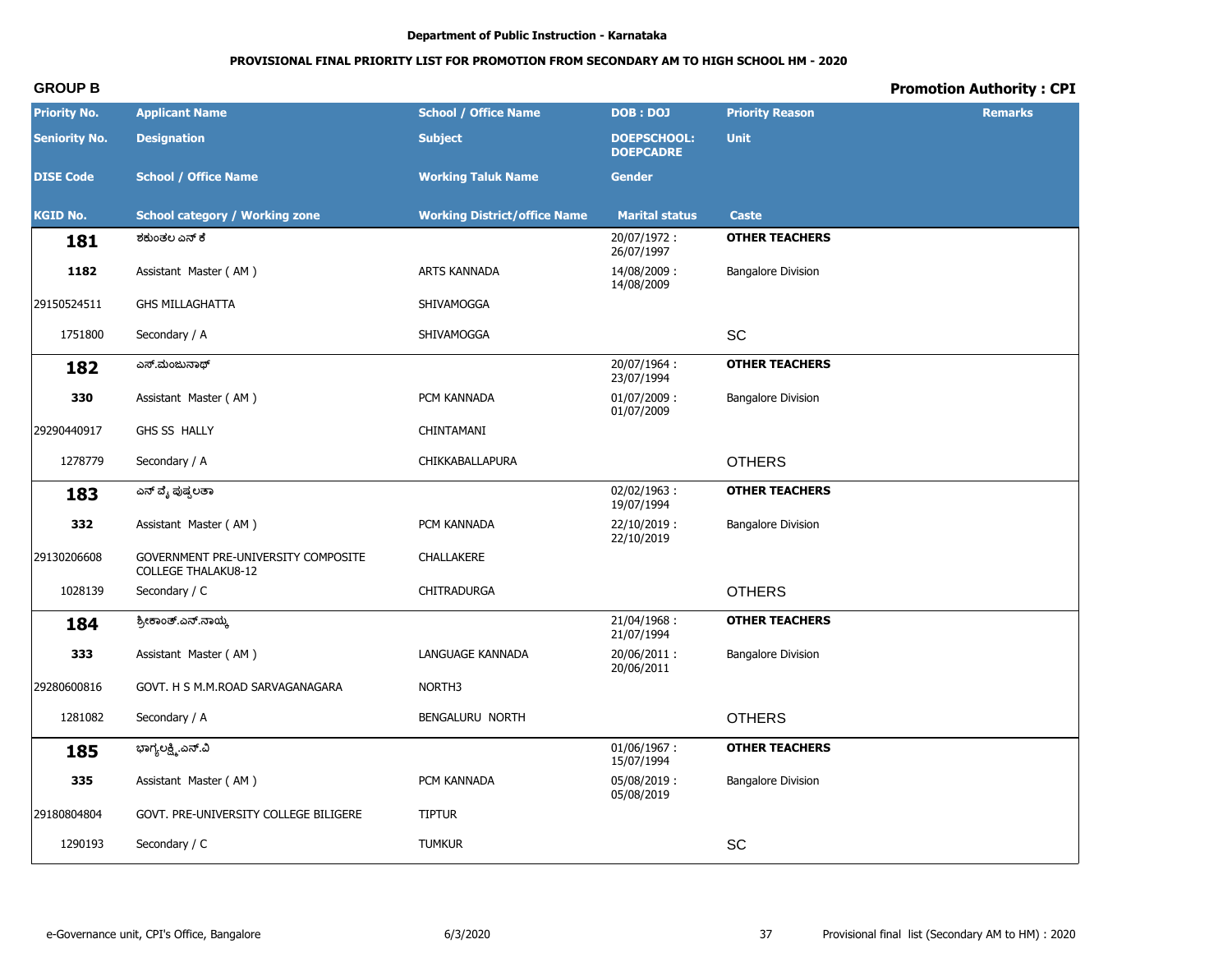Department of Public Instruction - Karnataka

**PROVISIONAL FINAL PRIORITY LIST FOR PROMOTION FROM SECONDARY AM TO HIGH SCHOOL HM - 2020**

**GROUP B** | **Promotion Authority : CPI**

| Priority No. / Seniority No. / DISE Code / KGID No. | Applicant Name / Designation / School / Office Name / School category / Working zone | School / Office Name / Subject / Working Taluk Name / Working District/office Name | DOB : DOJ / DOEPSCHOOL: DOEPCADRE / Gender / Marital status | Priority Reason / Unit / Caste | Remarks |
|---|---|---|---|---|---|
| **181** | ಶಕುಂತಲ ಎನ್ ಕೆ | | 20/07/1972 : 26/07/1997 | **OTHER TEACHERS** | |
| 1182 | Assistant Master ( AM ) | ARTS KANNADA | 14/08/2009 : 14/08/2009 | Bangalore Division | |
| 29150524511 | GHS MILLAGHATTA | SHIVAMOGGA | | | |
| 1751800 | Secondary / A | SHIVAMOGGA | | SC | |
| **182** | ಎಸ್.ಮಂಜುನಾಥ್ | | 20/07/1964 : 23/07/1994 | **OTHER TEACHERS** | |
| 330 | Assistant Master ( AM ) | PCM KANNADA | 01/07/2009 : 01/07/2009 | Bangalore Division | |
| 29290440917 | GHS SS HALLY | CHINTAMANI | | | |
| 1278779 | Secondary / A | CHIKKABALLAPURA | | OTHERS | |
| **183** | ಎನ್ ವೈ ಪುಷ್ಪಲತಾ | | 02/02/1963 : 19/07/1994 | **OTHER TEACHERS** | |
| 332 | Assistant Master ( AM ) | PCM KANNADA | 22/10/2019 : 22/10/2019 | Bangalore Division | |
| 29130206608 | GOVERNMENT PRE-UNIVERSITY COMPOSITE COLLEGE THALAKU8-12 | CHALLAKERE | | | |
| 1028139 | Secondary / C | CHITRADURGA | | OTHERS | |
| **184** | ಶ್ರೀಕಾಂತ್.ಎನ್.ನಾಯ್ಕ | | 21/04/1968 : 21/07/1994 | **OTHER TEACHERS** | |
| 333 | Assistant Master ( AM ) | LANGUAGE KANNADA | 20/06/2011 : 20/06/2011 | Bangalore Division | |
| 29280600816 | GOVT. H S M.M.ROAD SARVAGANAGARA | NORTH3 | | | |
| 1281082 | Secondary / A | BENGALURU NORTH | | OTHERS | |
| **185** | ಭಾಗ್ಯಲಕ್ಷ್ಮಿ.ಎನ್.ವಿ | | 01/06/1967 : 15/07/1994 | **OTHER TEACHERS** | |
| 335 | Assistant Master ( AM ) | PCM KANNADA | 05/08/2019 : 05/08/2019 | Bangalore Division | |
| 29180804804 | GOVT. PRE-UNIVERSITY COLLEGE BILIGERE | TIPTUR | | | |
| 1290193 | Secondary / C | TUMKUR | | SC | |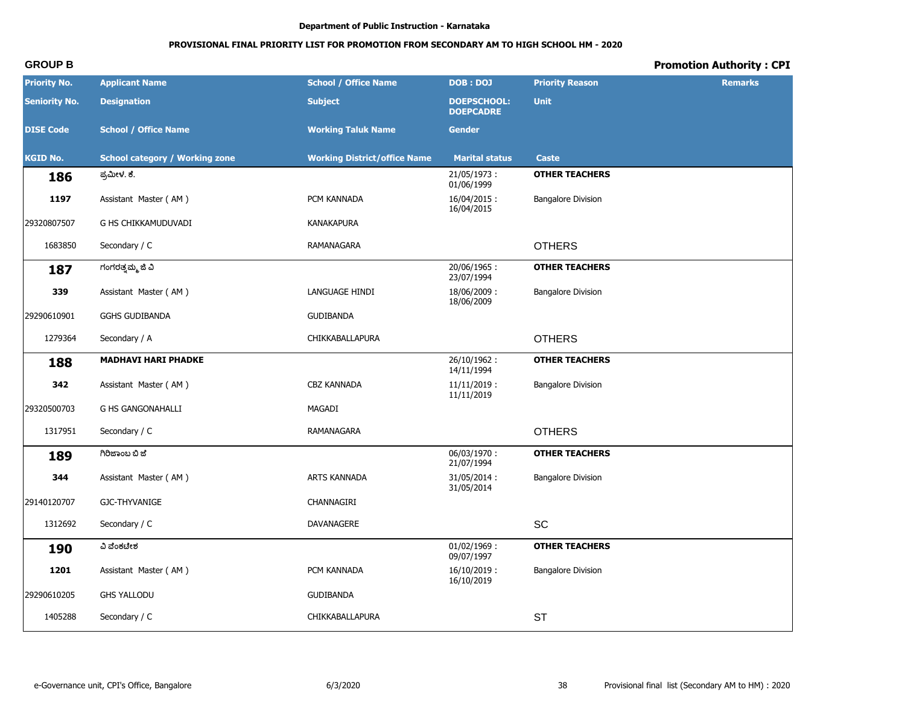Department of Public Instruction - Karnataka

**PROVISIONAL FINAL PRIORITY LIST FOR PROMOTION FROM SECONDARY AM TO HIGH SCHOOL HM - 2020**

**GROUP B** | **Promotion Authority : CPI**

| Priority No. / Seniority No. / DISE Code / KGID No. | Applicant Name / Designation / School / Office Name / School category / Working zone | School / Office Name / Subject / Working Taluk Name / Working District/office Name | DOB : DOJ / DOEPSCHOOL: DOEPCADRE / Gender / Marital status | Priority Reason / Unit / Caste | Remarks |
|---|---|---|---|---|---|
| **186** | ಪ್ರಮೀಳ. ಕೆ. | | 21/05/1973 : 01/06/1999 | **OTHER TEACHERS** | |
| **1197** | Assistant Master ( AM ) | PCM KANNADA | 16/04/2015 : 16/04/2015 | Bangalore Division | |
| 29320807507 | G HS CHIKKAMUDUVADI | KANAKAPURA | | | |
| 1683850 | Secondary / C | RAMANAGARA | | OTHERS | |
| **187** | ಗಂಗರತ್ನಮ್ಮ ಜಿ ವಿ | | 20/06/1965 : 23/07/1994 | **OTHER TEACHERS** | |
| **339** | Assistant Master ( AM ) | LANGUAGE HINDI | 18/06/2009 : 18/06/2009 | Bangalore Division | |
| 29290610901 | GGHS GUDIBANDA | GUDIBANDA | | | |
| 1279364 | Secondary / A | CHIKKABALLAPURA | | OTHERS | |
| **188** | **MADHAVI HARI PHADKE** | | 26/10/1962 : 14/11/1994 | **OTHER TEACHERS** | |
| **342** | Assistant Master ( AM ) | CBZ KANNADA | 11/11/2019 : 11/11/2019 | Bangalore Division | |
| 29320500703 | G HS GANGONAHALLI | MAGADI | | | |
| 1317951 | Secondary / C | RAMANAGARA | | OTHERS | |
| **189** | ಗಿರಿಜಾಂಬ ಬಿ ಜೆ | | 06/03/1970 : 21/07/1994 | **OTHER TEACHERS** | |
| **344** | Assistant Master ( AM ) | ARTS KANNADA | 31/05/2014 : 31/05/2014 | Bangalore Division | |
| 29140120707 | GJC-THYVANIGE | CHANNAGIRI | | | |
| 1312692 | Secondary / C | DAVANAGERE | | SC | |
| **190** | ವಿ ವೆಂಕಟೇಶ | | 01/02/1969 : 09/07/1997 | **OTHER TEACHERS** | |
| **1201** | Assistant Master ( AM ) | PCM KANNADA | 16/10/2019 : 16/10/2019 | Bangalore Division | |
| 29290610205 | GHS YALLODU | GUDIBANDA | | | |
| 1405288 | Secondary / C | CHIKKABALLAPURA | | ST | |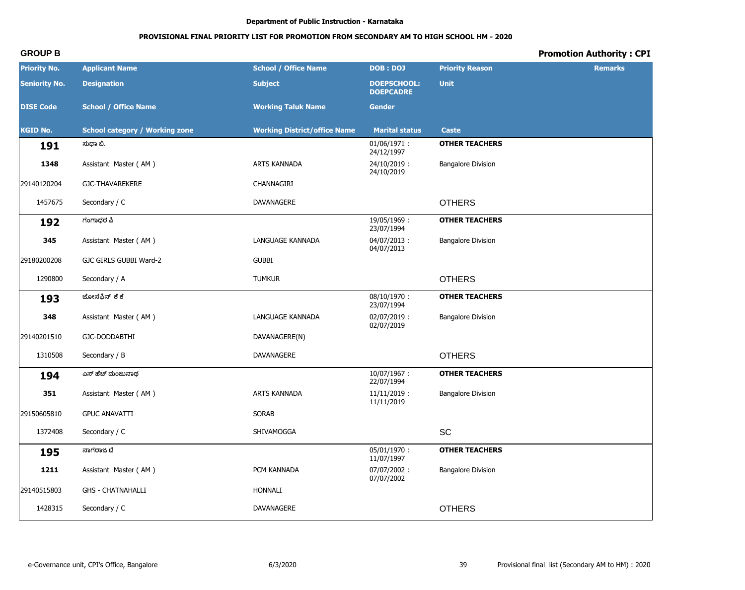Department of Public Instruction - Karnataka

**PROVISIONAL FINAL PRIORITY LIST FOR PROMOTION FROM SECONDARY AM TO HIGH SCHOOL HM - 2020**

**GROUP B** **Promotion Authority : CPI**

| Priority No. / Seniority No. / DISE Code / KGID No. | Applicant Name / Designation / School / Office Name / School category / Working zone | School / Office Name / Subject / Working Taluk Name / Working District/office Name | DOB : DOJ / DOEPSCHOOL: DOEPCADRE / Gender / Marital status | Priority Reason / Unit / Caste | Remarks |
|---|---|---|---|---|---|
| **191** | ಸುಧಾ ಬಿ. | | 01/06/1971 : 24/12/1997 | **OTHER TEACHERS** | |
| **1348** | Assistant Master ( AM ) | ARTS KANNADA | 24/10/2019 : 24/10/2019 | Bangalore Division | |
| 29140120204 | GJC-THAVAREKERE | CHANNAGIRI | | | |
| 1457675 | Secondary / C | DAVANAGERE | | OTHERS | |
| **192** | ಗಂಗಾಧರ ಪಿ | | 19/05/1969 : 23/07/1994 | **OTHER TEACHERS** | |
| **345** | Assistant Master ( AM ) | LANGUAGE KANNADA | 04/07/2013 : 04/07/2013 | Bangalore Division | |
| 29180200208 | GJC GIRLS GUBBI Ward-2 | GUBBI | | | |
| 1290800 | Secondary / A | TUMKUR | | OTHERS | |
| **193** | ಜೋಸೆಫಿನ್ ಕೆಕೆ | | 08/10/1970 : 23/07/1994 | **OTHER TEACHERS** | |
| **348** | Assistant Master ( AM ) | LANGUAGE KANNADA | 02/07/2019 : 02/07/2019 | Bangalore Division | |
| 29140201510 | GJC-DODDABTHI | DAVANAGERE(N) | | | |
| 1310508 | Secondary / B | DAVANAGERE | | OTHERS | |
| **194** | ಎಸ್ ಹೆಚ್ ಮಂಜುನಾಥ | | 10/07/1967 : 22/07/1994 | **OTHER TEACHERS** | |
| **351** | Assistant Master ( AM ) | ARTS KANNADA | 11/11/2019 : 11/11/2019 | Bangalore Division | |
| 29150605810 | GPUC ANAVATTI | SORAB | | | |
| 1372408 | Secondary / C | SHIVAMOGGA | | SC | |
| **195** | ನಾಗರಾಜ ಟಿ | | 05/01/1970 : 11/07/1997 | **OTHER TEACHERS** | |
| **1211** | Assistant Master ( AM ) | PCM KANNADA | 07/07/2002 : 07/07/2002 | Bangalore Division | |
| 29140515803 | GHS - CHATNAHALLI | HONNALI | | | |
| 1428315 | Secondary / C | DAVANAGERE | | OTHERS | |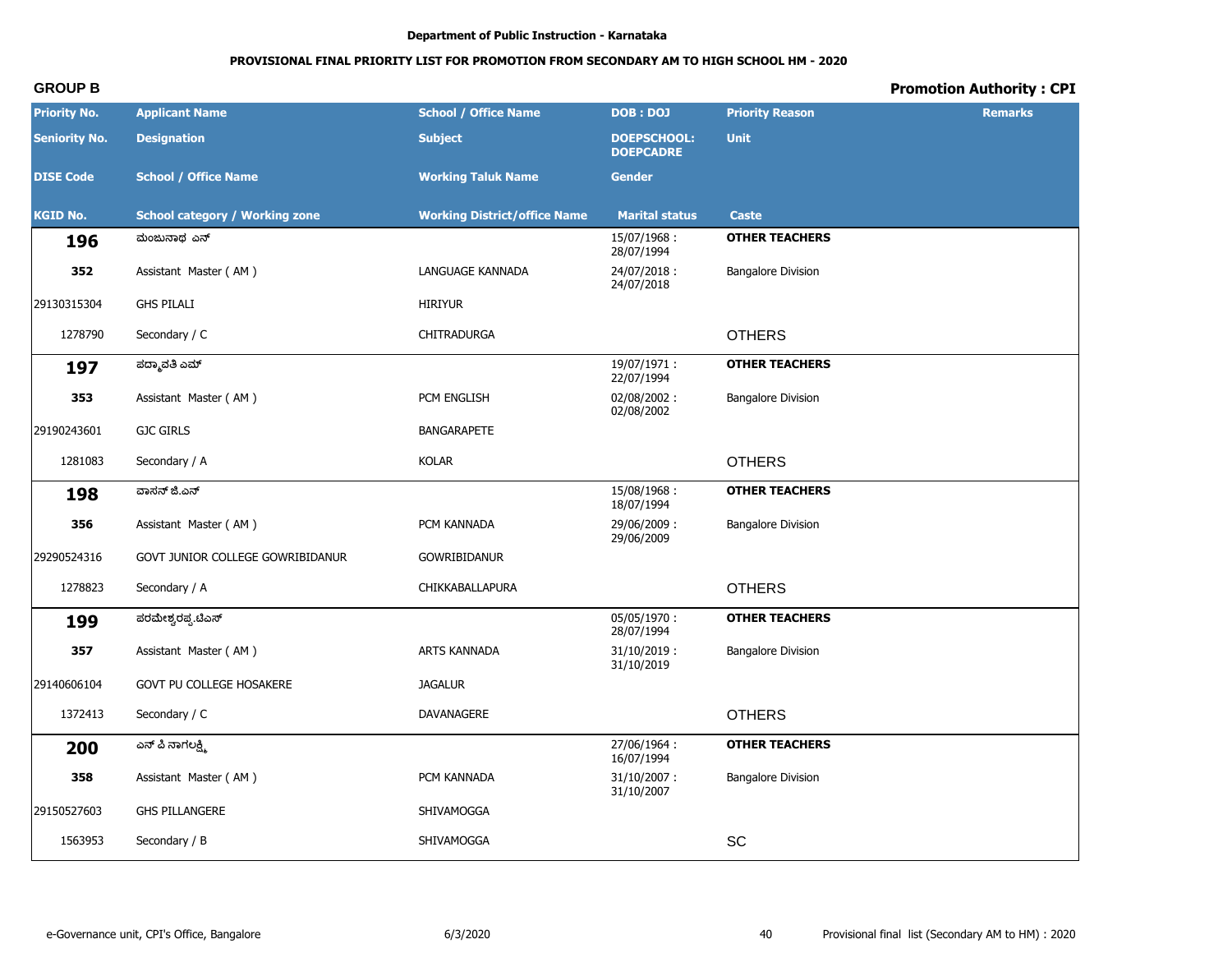**Department of Public Instruction - Karnataka**

**PROVISIONAL FINAL PRIORITY LIST FOR PROMOTION FROM SECONDARY AM TO HIGH SCHOOL HM - 2020**

**GROUP B**

**Promotion Authority : CPI**

| Priority No. / Seniority No. / DISE Code / KGID No. | Applicant Name / Designation / School / Office Name / School category / Working zone | School / Office Name / Subject / Working Taluk Name / Working District/office Name | DOB : DOJ / DOEPSCHOOL: DOEPCADRE / Gender / Marital status | Priority Reason / Unit / Caste | Remarks |
|---|---|---|---|---|---|
| **196** | ಮಂಜುನಾಥ ಎನ್ | | 15/07/1968 : 28/07/1994 | **OTHER TEACHERS** | |
| 352 | Assistant Master ( AM ) | LANGUAGE KANNADA | 24/07/2018 : 24/07/2018 | Bangalore Division | |
| 29130315304 | GHS PILALI | HIRIYUR | | | |
| 1278790 | Secondary / C | CHITRADURGA | | OTHERS | |
| **197** | ಪದ್ಮಾವತಿ ಎಮ್ | | 19/07/1971 : 22/07/1994 | **OTHER TEACHERS** | |
| 353 | Assistant Master ( AM ) | PCM ENGLISH | 02/08/2002 : 02/08/2002 | Bangalore Division | |
| 29190243601 | GJC GIRLS | BANGARAPETE | | | |
| 1281083 | Secondary / A | KOLAR | | OTHERS | |
| **198** | ವಾಸನ್ ಜಿ.ಎನ್ | | 15/08/1968 : 18/07/1994 | **OTHER TEACHERS** | |
| 356 | Assistant Master ( AM ) | PCM KANNADA | 29/06/2009 : 29/06/2009 | Bangalore Division | |
| 29290524316 | GOVT JUNIOR COLLEGE GOWRIBIDANUR | GOWRIBIDANUR | | | |
| 1278823 | Secondary / A | CHIKKABALLAPURA | | OTHERS | |
| **199** | ಪರಮೇಶ್ವರಪ್ಪ.ಟಿಎಸ್ | | 05/05/1970 : 28/07/1994 | **OTHER TEACHERS** | |
| 357 | Assistant Master ( AM ) | ARTS KANNADA | 31/10/2019 : 31/10/2019 | Bangalore Division | |
| 29140606104 | GOVT PU COLLEGE HOSAKERE | JAGALUR | | | |
| 1372413 | Secondary / C | DAVANAGERE | | OTHERS | |
| **200** | ಎನ್ ಪಿ ನಾಗಲಕ್ಷ್ಮಿ | | 27/06/1964 : 16/07/1994 | **OTHER TEACHERS** | |
| 358 | Assistant Master ( AM ) | PCM KANNADA | 31/10/2007 : 31/10/2007 | Bangalore Division | |
| 29150527603 | GHS PILLANGERE | SHIVAMOGGA | | | |
| 1563953 | Secondary / B | SHIVAMOGGA | | SC | |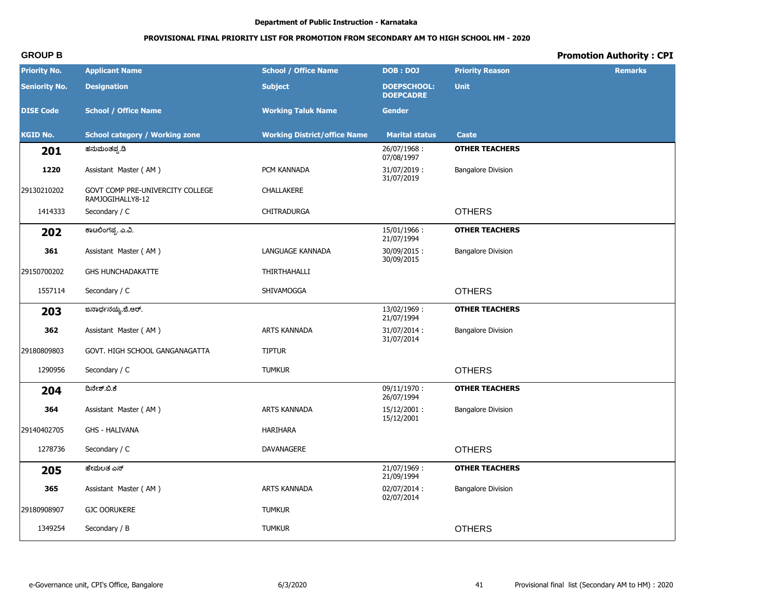Department of Public Instruction - Karnataka

**PROVISIONAL FINAL PRIORITY LIST FOR PROMOTION FROM SECONDARY AM TO HIGH SCHOOL HM - 2020**

**GROUP B** **Promotion Authority : CPI**

| Priority No. / Seniority No. / DISE Code / KGID No. | Applicant Name / Designation / School / Office Name / School category / Working zone | School / Office Name / Subject / Working Taluk Name / Working District/office Name | DOB : DOJ / DOEPSCHOOL: DOEPCADRE / Gender / Marital status | Priority Reason / Unit / Caste | Remarks |
|---|---|---|---|---|---|
| **201** | ಹನುಮಂತಪ್ಪ.ಡಿ | | 26/07/1968 : 07/08/1997 | **OTHER TEACHERS** | |
| 1220 | Assistant Master ( AM ) | PCM KANNADA | 31/07/2019 : 31/07/2019 | Bangalore Division | |
| 29130210202 | GOVT COMP PRE-UNIVERCITY COLLEGE RAMJOGIHALLY8-12 | CHALLAKERE | | | |
| 1414333 | Secondary / C | CHITRADURGA | | OTHERS | |
| **202** | ಕಾಟಲಿಂಗಪ್ಪ. ಎ.ವಿ. | | 15/01/1966 : 21/07/1994 | **OTHER TEACHERS** | |
| 361 | Assistant Master ( AM ) | LANGUAGE KANNADA | 30/09/2015 : 30/09/2015 | Bangalore Division | |
| 29150700202 | GHS HUNCHADAKATTE | THIRTHAHALLI | | | |
| 1557114 | Secondary / C | SHIVAMOGGA | | OTHERS | |
| **203** | ಜನಾರ್ಧನಯ್ಯ.ಜಿ.ಆರ್. | | 13/02/1969 : 21/07/1994 | **OTHER TEACHERS** | |
| 362 | Assistant Master ( AM ) | ARTS KANNADA | 31/07/2014 : 31/07/2014 | Bangalore Division | |
| 29180809803 | GOVT. HIGH SCHOOL GANGANAGATTA | TIPTUR | | | |
| 1290956 | Secondary / C | TUMKUR | | OTHERS | |
| **204** | ದಿನೇಶ್.ಬಿ.ಕೆ | | 09/11/1970 : 26/07/1994 | **OTHER TEACHERS** | |
| 364 | Assistant Master ( AM ) | ARTS KANNADA | 15/12/2001 : 15/12/2001 | Bangalore Division | |
| 29140402705 | GHS - HALIVANA | HARIHARA | | | |
| 1278736 | Secondary / C | DAVANAGERE | | OTHERS | |
| **205** | ಹೇಮಲತ ಎಸ್ | | 21/07/1969 : 21/09/1994 | **OTHER TEACHERS** | |
| 365 | Assistant Master ( AM ) | ARTS KANNADA | 02/07/2014 : 02/07/2014 | Bangalore Division | |
| 29180908907 | GJC OORUKERE | TUMKUR | | | |
| 1349254 | Secondary / B | TUMKUR | | OTHERS | |

e-Governance unit, CPI's Office, Bangalore 6/3/2020 Provisional final list (Secondary AM to HM) : 2020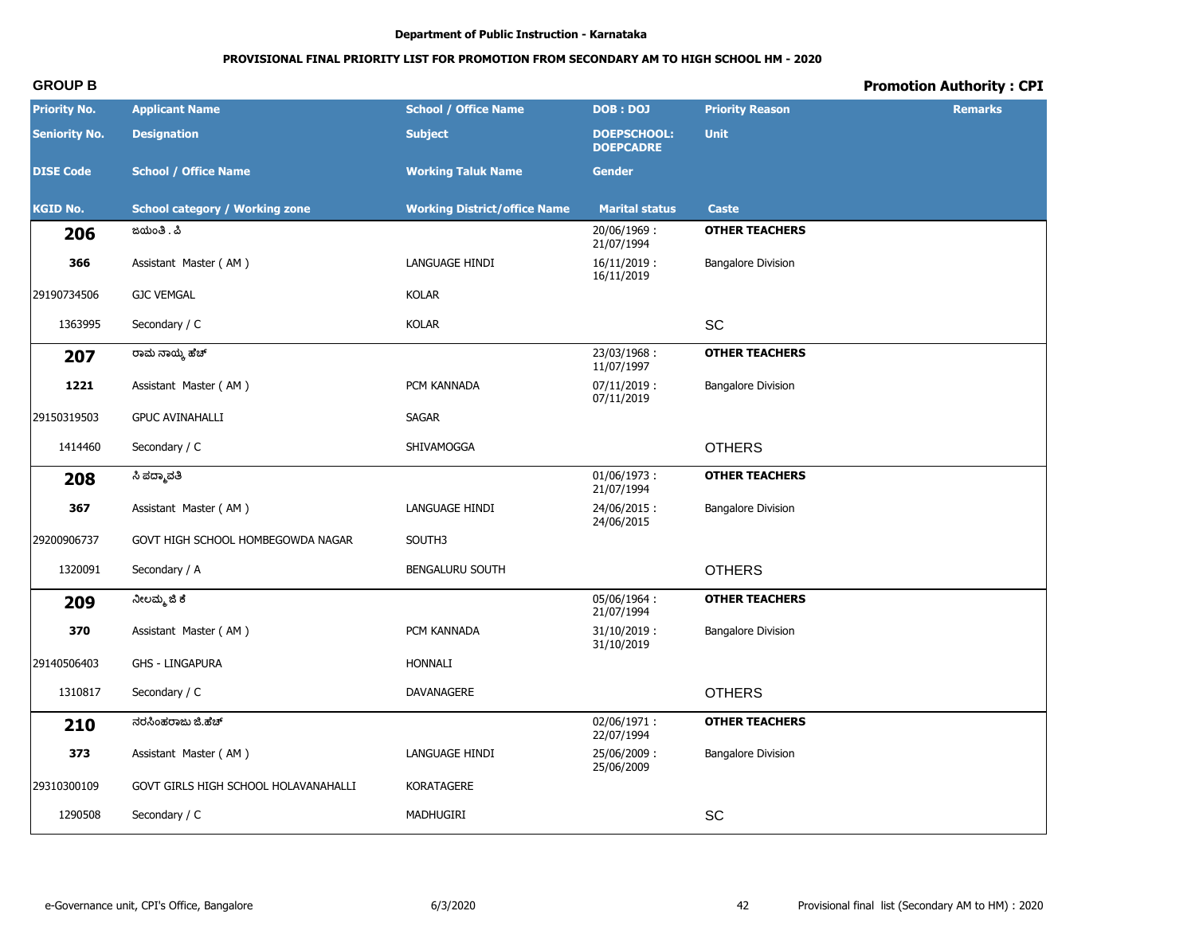Department of Public Instruction - Karnataka

## PROVISIONAL FINAL PRIORITY LIST FOR PROMOTION FROM SECONDARY AM TO HIGH SCHOOL HM - 2020

**GROUP B** | **Promotion Authority : CPI**

| Priority No. / Seniority No. / DISE Code / KGID No. | Applicant Name / Designation / School / Office Name / School category / Working zone | School / Office Name / Subject / Working Taluk Name / Working District/office Name | DOB : DOJ / DOEPSCHOOL: DOEPCADRE / Gender / Marital status | Priority Reason / Unit / Caste | Remarks |
|---|---|---|---|---|---|
| **206** | ಜಯಂತಿ . ಪಿ | | 20/06/1969 : 21/07/1994 | **OTHER TEACHERS** | |
| 366 | Assistant Master ( AM ) | LANGUAGE HINDI | 16/11/2019 : 16/11/2019 | Bangalore Division | |
| 29190734506 | GJC VEMGAL | KOLAR | | | |
| 1363995 | Secondary / C | KOLAR | | SC | |
| **207** | ರಾಮ ನಾಯ್ಕ ಹೆಚ್ | | 23/03/1968 : 11/07/1997 | **OTHER TEACHERS** | |
| 1221 | Assistant Master ( AM ) | PCM KANNADA | 07/11/2019 : 07/11/2019 | Bangalore Division | |
| 29150319503 | GPUC AVINAHALLI | SAGAR | | | |
| 1414460 | Secondary / C | SHIVAMOGGA | | OTHERS | |
| **208** | ಸಿ ಪದ್ಮಾವತಿ | | 01/06/1973 : 21/07/1994 | **OTHER TEACHERS** | |
| 367 | Assistant Master ( AM ) | LANGUAGE HINDI | 24/06/2015 : 24/06/2015 | Bangalore Division | |
| 29200906737 | GOVT HIGH SCHOOL HOMBEGOWDA NAGAR | SOUTH3 | | | |
| 1320091 | Secondary / A | BENGALURU SOUTH | | OTHERS | |
| **209** | ನೀಲಮ್ಮ ಜಿ ಕೆ | | 05/06/1964 : 21/07/1994 | **OTHER TEACHERS** | |
| 370 | Assistant Master ( AM ) | PCM KANNADA | 31/10/2019 : 31/10/2019 | Bangalore Division | |
| 29140506403 | GHS - LINGAPURA | HONNALI | | | |
| 1310817 | Secondary / C | DAVANAGERE | | OTHERS | |
| **210** | ನರಸಿಂಹರಾಜು ಜಿ.ಹೆಚ್ | | 02/06/1971 : 22/07/1994 | **OTHER TEACHERS** | |
| 373 | Assistant Master ( AM ) | LANGUAGE HINDI | 25/06/2009 : 25/06/2009 | Bangalore Division | |
| 29310300109 | GOVT GIRLS HIGH SCHOOL HOLAVANAHALLI | KORATAGERE | | | |
| 1290508 | Secondary / C | MADHUGIRI | | SC | |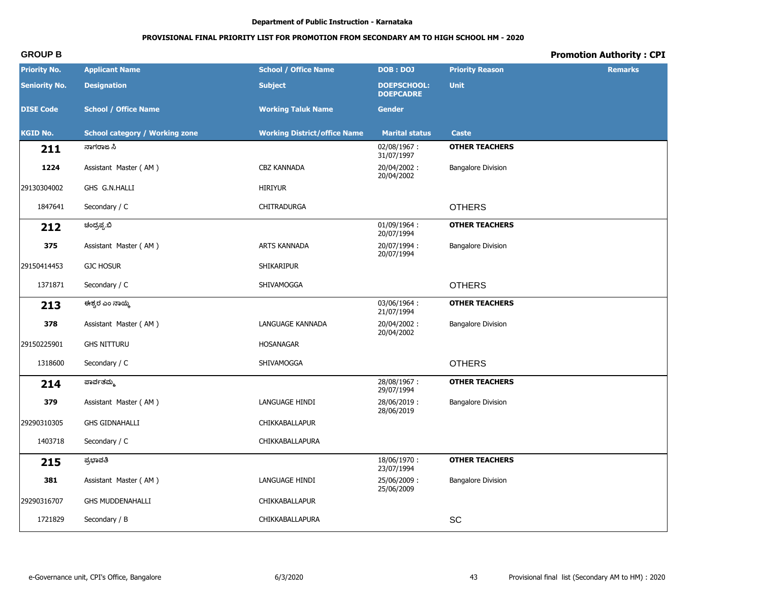Department of Public Instruction - Karnataka

## PROVISIONAL FINAL PRIORITY LIST FOR PROMOTION FROM SECONDARY AM TO HIGH SCHOOL HM - 2020

**GROUP B** | **Promotion Authority : CPI**

| Priority No. / Seniority No. / DISE Code / KGID No. | Applicant Name / Designation / School / Office Name / School category / Working zone | School / Office Name / Subject / Working Taluk Name / Working District/office Name | DOB : DOJ / DOEPSCHOOL: DOEPCADRE / Gender / Marital status | Priority Reason / Unit / Caste | Remarks |
|---|---|---|---|---|---|
| **211** | ನಾಗರಾಜ ಸಿ | | 02/08/1967 : 31/07/1997 | **OTHER TEACHERS** | |
| **1224** | Assistant Master ( AM ) | CBZ KANNADA | 20/04/2002 : 20/04/2002 | Bangalore Division | |
| 29130304002 | GHS G.N.HALLI | HIRIYUR | | | |
| 1847641 | Secondary / C | CHITRADURGA | | OTHERS | |
| **212** | ಚಂದ್ರಪ್ಪ.ಬಿ | | 01/09/1964 : 20/07/1994 | **OTHER TEACHERS** | |
| **375** | Assistant Master ( AM ) | ARTS KANNADA | 20/07/1994 : 20/07/1994 | Bangalore Division | |
| 29150414453 | GJC HOSUR | SHIKARIPUR | | | |
| 1371871 | Secondary / C | SHIVAMOGGA | | OTHERS | |
| **213** | ಈಶ್ವರ ಎಂ ನಾಯ್ಕ | | 03/06/1964 : 21/07/1994 | **OTHER TEACHERS** | |
| **378** | Assistant Master ( AM ) | LANGUAGE KANNADA | 20/04/2002 : 20/04/2002 | Bangalore Division | |
| 29150225901 | GHS NITTURU | HOSANAGAR | | | |
| 1318600 | Secondary / C | SHIVAMOGGA | | OTHERS | |
| **214** | ಪಾರ್ವತಮ್ಮ | | 28/08/1967 : 29/07/1994 | **OTHER TEACHERS** | |
| **379** | Assistant Master ( AM ) | LANGUAGE HINDI | 28/06/2019 : 28/06/2019 | Bangalore Division | |
| 29290310305 | GHS GIDNAHALLI | CHIKKABALLAPUR | | | |
| 1403718 | Secondary / C | CHIKKABALLAPURA | | | |
| **215** | ಪ್ರಭಾವತಿ | | 18/06/1970 : 23/07/1994 | **OTHER TEACHERS** | |
| **381** | Assistant Master ( AM ) | LANGUAGE HINDI | 25/06/2009 : 25/06/2009 | Bangalore Division | |
| 29290316707 | GHS MUDDENAHALLI | CHIKKABALLAPUR | | | |
| 1721829 | Secondary / B | CHIKKABALLAPURA | | SC | |

e-Governance unit, CPI's Office, Bangalore | 6/3/2020 | Provisional final list (Secondary AM to HM) : 2020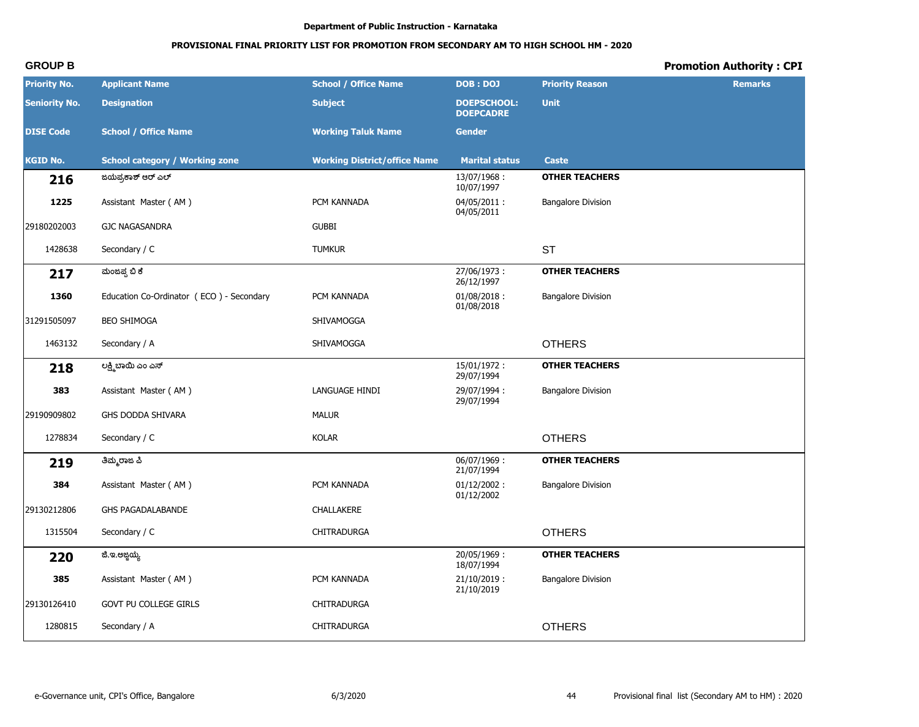**Department of Public Instruction - Karnataka**

**PROVISIONAL FINAL PRIORITY LIST FOR PROMOTION FROM SECONDARY AM TO HIGH SCHOOL HM - 2020**

**GROUP B** **Promotion Authority : CPI**

| Priority No. / Seniority No. / DISE Code / KGID No. | Applicant Name / Designation / School / Office Name / School category / Working zone | School / Office Name / Subject / Working Taluk Name / Working District/office Name | DOB : DOJ / DOEPSCHOOL: DOEPCADRE / Gender / Marital status | Priority Reason / Unit / Caste | Remarks |
|---|---|---|---|---|---|
| **216** | ಜಯಪ್ರಕಾಶ್ ಆರ್ ಎಲ್ | | 13/07/1968 : 10/07/1997 | **OTHER TEACHERS** | |
| 1225 | Assistant Master ( AM ) | PCM KANNADA | 04/05/2011 : 04/05/2011 | Bangalore Division | |
| 29180202003 | GJC NAGASANDRA | GUBBI | | | |
| 1428638 | Secondary / C | TUMKUR | | ST | |
| **217** | ಮಂಜಪ್ಪ ಬಿ ಕೆ | | 27/06/1973 : 26/12/1997 | **OTHER TEACHERS** | |
| 1360 | Education Co-Ordinator ( ECO ) - Secondary | PCM KANNADA | 01/08/2018 : 01/08/2018 | Bangalore Division | |
| 31291505097 | BEO SHIMOGA | SHIVAMOGGA | | | |
| 1463132 | Secondary / A | SHIVAMOGGA | | OTHERS | |
| **218** | ಲಕ್ಷ್ಮಿಬಾಯಿ ಎಂ ಎಸ್ | | 15/01/1972 : 29/07/1994 | **OTHER TEACHERS** | |
| 383 | Assistant Master ( AM ) | LANGUAGE HINDI | 29/07/1994 : 29/07/1994 | Bangalore Division | |
| 29190909802 | GHS DODDA SHIVARA | MALUR | | | |
| 1278834 | Secondary / C | KOLAR | | OTHERS | |
| **219** | ತಿಮ್ಮರಾಜ ಪಿ | | 06/07/1969 : 21/07/1994 | **OTHER TEACHERS** | |
| 384 | Assistant Master ( AM ) | PCM KANNADA | 01/12/2002 : 01/12/2002 | Bangalore Division | |
| 29130212806 | GHS PAGADALABANDE | CHALLAKERE | | | |
| 1315504 | Secondary / C | CHITRADURGA | | OTHERS | |
| **220** | ಜಿ.ಇ.ಅಜ್ಜಯ್ಯ | | 20/05/1969 : 18/07/1994 | **OTHER TEACHERS** | |
| 385 | Assistant Master ( AM ) | PCM KANNADA | 21/10/2019 : 21/10/2019 | Bangalore Division | |
| 29130126410 | GOVT PU COLLEGE GIRLS | CHITRADURGA | | | |
| 1280815 | Secondary / A | CHITRADURGA | | OTHERS | |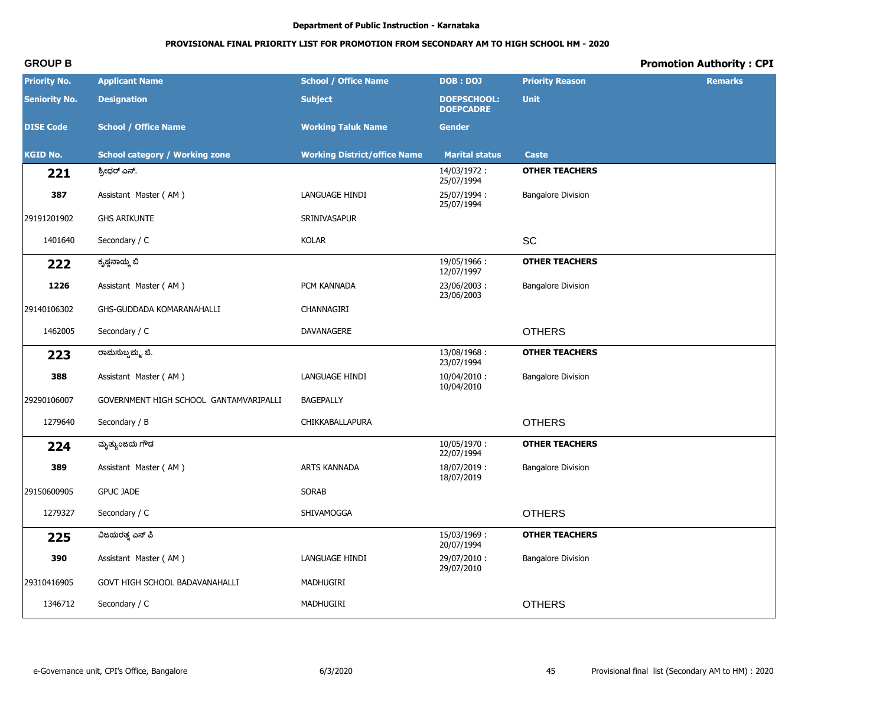Department of Public Instruction - Karnataka

**PROVISIONAL FINAL PRIORITY LIST FOR PROMOTION FROM SECONDARY AM TO HIGH SCHOOL HM - 2020**

**GROUP B** **Promotion Authority : CPI**

| Priority No. / Seniority No. / DISE Code / KGID No. | Applicant Name / Designation / School / Office Name / School category / Working zone | School / Office Name / Subject / Working Taluk Name / Working District/office Name | DOB : DOJ / DOEPSCHOOL: DOEPCADRE / Gender / Marital status | Priority Reason / Unit / Caste | Remarks |
|---|---|---|---|---|---|
| **221** | ಶ್ರೀಧರ್ ಎನ್. | | 14/03/1972 : 25/07/1994 | **OTHER TEACHERS** | |
| **387** | Assistant Master ( AM ) | LANGUAGE HINDI | 25/07/1994 : 25/07/1994 | Bangalore Division | |
| 29191201902 | GHS ARIKUNTE | SRINIVASAPUR | | | |
| 1401640 | Secondary / C | KOLAR | | SC | |
| **222** | ಕೃಷ್ಣನಾಯ್ಕ ಬಿ | | 19/05/1966 : 12/07/1997 | **OTHER TEACHERS** | |
| **1226** | Assistant Master ( AM ) | PCM KANNADA | 23/06/2003 : 23/06/2003 | Bangalore Division | |
| 29140106302 | GHS-GUDDADA KOMARANAHALLI | CHANNAGIRI | | | |
| 1462005 | Secondary / C | DAVANAGERE | | OTHERS | |
| **223** | ರಾಮಸುಬ್ಬಮ್ಮ. ಜಿ. | | 13/08/1968 : 23/07/1994 | **OTHER TEACHERS** | |
| **388** | Assistant Master ( AM ) | LANGUAGE HINDI | 10/04/2010 : 10/04/2010 | Bangalore Division | |
| 29290106007 | GOVERNMENT HIGH SCHOOL GANTAMVARIPALLI | BAGEPALLY | | | |
| 1279640 | Secondary / B | CHIKKABALLAPURA | | OTHERS | |
| **224** | ಮೃತ್ಯುಂಜಯ ಗೌಡ | | 10/05/1970 : 22/07/1994 | **OTHER TEACHERS** | |
| **389** | Assistant Master ( AM ) | ARTS KANNADA | 18/07/2019 : 18/07/2019 | Bangalore Division | |
| 29150600905 | GPUC JADE | SORAB | | | |
| 1279327 | Secondary / C | SHIVAMOGGA | | OTHERS | |
| **225** | ವಿಜಯರತ್ನ ಎಸ್ ಪಿ | | 15/03/1969 : 20/07/1994 | **OTHER TEACHERS** | |
| **390** | Assistant Master ( AM ) | LANGUAGE HINDI | 29/07/2010 : 29/07/2010 | Bangalore Division | |
| 29310416905 | GOVT HIGH SCHOOL BADAVANAHALLI | MADHUGIRI | | | |
| 1346712 | Secondary / C | MADHUGIRI | | OTHERS | |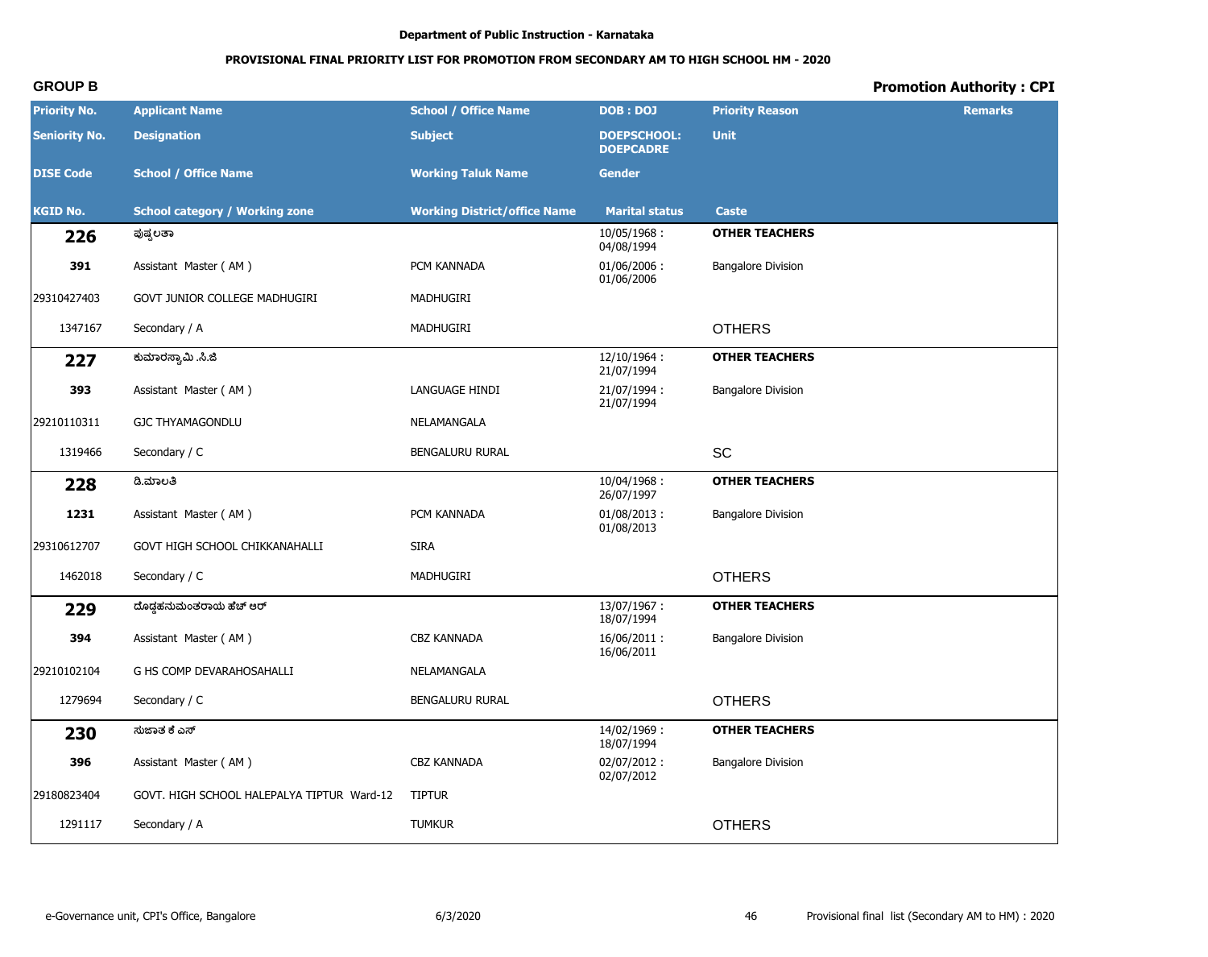Department of Public Instruction - Karnataka

PROVISIONAL FINAL PRIORITY LIST FOR PROMOTION FROM SECONDARY AM TO HIGH SCHOOL HM - 2020

**GROUP B** — **Promotion Authority : CPI**

| Priority No. / Seniority No. / DISE Code / KGID No. | Applicant Name / Designation / School / Office Name / School category / Working zone | School / Office Name / Subject / Working Taluk Name / Working District/office Name | DOB : DOJ / DOEPSCHOOL: DOEPCADRE / Gender / Marital status | Priority Reason / Unit / Caste | Remarks |
|---|---|---|---|---|---|
| **226** | ಪುಷ್ಪಲತಾ | | 10/05/1968 : 04/08/1994 | **OTHER TEACHERS** | |
| **391** | Assistant Master ( AM ) | PCM KANNADA | 01/06/2006 : 01/06/2006 | Bangalore Division | |
| 29310427403 | GOVT JUNIOR COLLEGE MADHUGIRI | MADHUGIRI | | | |
| 1347167 | Secondary / A | MADHUGIRI | | OTHERS | |
| **227** | ಕುಮಾರಸ್ವಾಮಿ .ಸಿ.ಜಿ | | 12/10/1964 : 21/07/1994 | **OTHER TEACHERS** | |
| **393** | Assistant Master ( AM ) | LANGUAGE HINDI | 21/07/1994 : 21/07/1994 | Bangalore Division | |
| 29210110311 | GJC THYAMAGONDLU | NELAMANGALA | | | |
| 1319466 | Secondary / C | BENGALURU RURAL | | SC | |
| **228** | ಡಿ.ಮಾಲತಿ | | 10/04/1968 : 26/07/1997 | **OTHER TEACHERS** | |
| **1231** | Assistant Master ( AM ) | PCM KANNADA | 01/08/2013 : 01/08/2013 | Bangalore Division | |
| 29310612707 | GOVT HIGH SCHOOL CHIKKANAHALLI | SIRA | | | |
| 1462018 | Secondary / C | MADHUGIRI | | OTHERS | |
| **229** | ದೊಡ್ಡಹನುಮಂತರಾಯ ಹೆಚ್ ಆರ್ | | 13/07/1967 : 18/07/1994 | **OTHER TEACHERS** | |
| **394** | Assistant Master ( AM ) | CBZ KANNADA | 16/06/2011 : 16/06/2011 | Bangalore Division | |
| 29210102104 | G HS COMP DEVARAHOSAHALLI | NELAMANGALA | | | |
| 1279694 | Secondary / C | BENGALURU RURAL | | OTHERS | |
| **230** | ಸುಜಾತ ಕೆ ಎಸ್ | | 14/02/1969 : 18/07/1994 | **OTHER TEACHERS** | |
| **396** | Assistant Master ( AM ) | CBZ KANNADA | 02/07/2012 : 02/07/2012 | Bangalore Division | |
| 29180823404 | GOVT. HIGH SCHOOL HALEPALYA TIPTUR Ward-12 | TIPTUR | | | |
| 1291117 | Secondary / A | TUMKUR | | OTHERS | |

e-Governance unit, CPI's Office, Bangalore — 6/3/2000 — Provisional final list (Secondary AM to HM) : 2020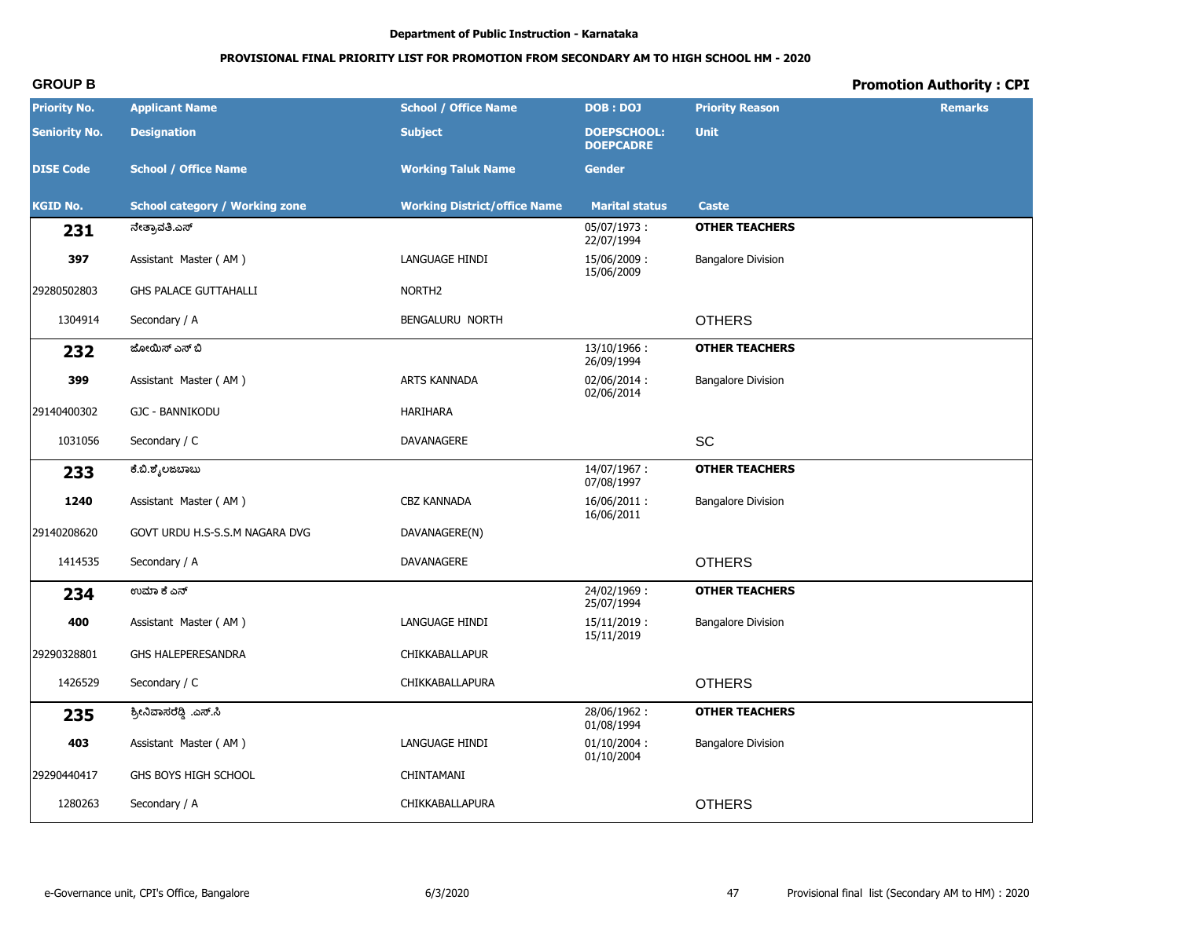Department of Public Instruction - Karnataka

**PROVISIONAL FINAL PRIORITY LIST FOR PROMOTION FROM SECONDARY AM TO HIGH SCHOOL HM - 2020**

**GROUP B** | **Promotion Authority : CPI**

| Priority No. / Seniority No. / DISE Code / KGID No. | Applicant Name / Designation / School / Office Name / School category / Working zone | School / Office Name / Subject / Working Taluk Name / Working District/office Name | DOB : DOJ / DOEPSCHOOL: DOEPCADRE / Gender / Marital status | Priority Reason / Unit / Caste | Remarks |
|---|---|---|---|---|---|
| **231** | ನೇತ್ರಾವತಿ.ಎಸ್ | | 05/07/1973 : 22/07/1994 | **OTHER TEACHERS** | |
| **397** | Assistant Master ( AM ) | LANGUAGE HINDI | 15/06/2009 : 15/06/2009 | Bangalore Division | |
| 29280502803 | GHS PALACE GUTTAHALLI | NORTH2 | | | |
| 1304914 | Secondary / A | BENGALURU NORTH | | OTHERS | |
| **232** | ಜೋಯಿಸ್ ಎಸ್ ಬಿ | | 13/10/1966 : 26/09/1994 | **OTHER TEACHERS** | |
| **399** | Assistant Master ( AM ) | ARTS KANNADA | 02/06/2014 : 02/06/2014 | Bangalore Division | |
| 29140400302 | GJC - BANNIKODU | HARIHARA | | | |
| 1031056 | Secondary / C | DAVANAGERE | | SC | |
| **233** | ಕೆ.ಬಿ.ಶೈಲಜಬಾಬು | | 14/07/1967 : 07/08/1997 | **OTHER TEACHERS** | |
| **1240** | Assistant Master ( AM ) | CBZ KANNADA | 16/06/2011 : 16/06/2011 | Bangalore Division | |
| 29140208620 | GOVT URDU H.S-S.S.M NAGARA DVG | DAVANAGERE(N) | | | |
| 1414535 | Secondary / A | DAVANAGERE | | OTHERS | |
| **234** | ಉಮಾ ಕೆ ಎನ್ | | 24/02/1969 : 25/07/1994 | **OTHER TEACHERS** | |
| **400** | Assistant Master ( AM ) | LANGUAGE HINDI | 15/11/2019 : 15/11/2019 | Bangalore Division | |
| 29290328801 | GHS HALEPERESANDRA | CHIKKABALLAPUR | | | |
| 1426529 | Secondary / C | CHIKKABALLAPURA | | OTHERS | |
| **235** | ಶ್ರೀನಿವಾಸರೆಡ್ಡಿ .ಎಸ್.ಸಿ | | 28/06/1962 : 01/08/1994 | **OTHER TEACHERS** | |
| **403** | Assistant Master ( AM ) | LANGUAGE HINDI | 01/10/2004 : 01/10/2004 | Bangalore Division | |
| 29290440417 | GHS BOYS HIGH SCHOOL | CHINTAMANI | | | |
| 1280263 | Secondary / A | CHIKKABALLAPURA | | OTHERS | |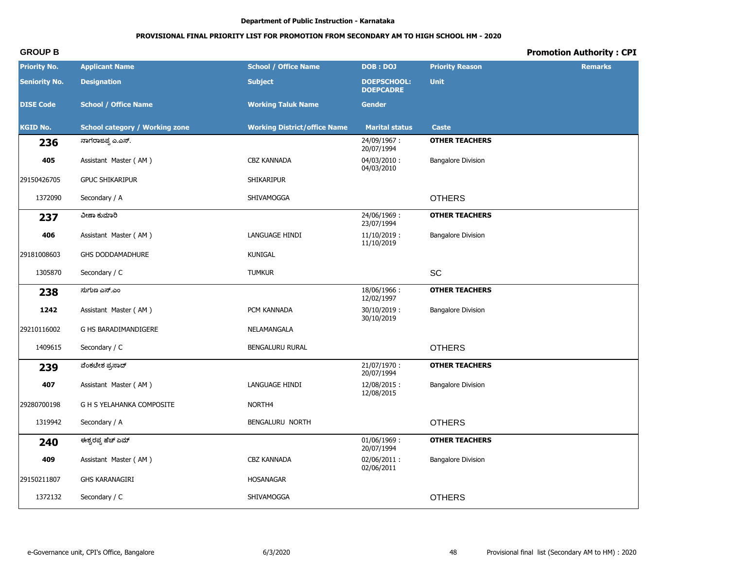Department of Public Instruction - Karnataka

**PROVISIONAL FINAL PRIORITY LIST FOR PROMOTION FROM SECONDARY AM TO HIGH SCHOOL HM - 2020**

**GROUP B**

**Promotion Authority : CPI**

| Priority No. / Seniority No. / DISE Code / KGID No. | Applicant Name / Designation / School / Office Name / School category / Working zone | School / Office Name / Subject / Working Taluk Name / Working District/office Name | DOB : DOJ / DOEPSCHOOL: DOEPCADRE / Gender / Marital status | Priority Reason / Unit / Caste | Remarks |
|---|---|---|---|---|---|
| **236** | ನಾಗರಾಜಪ್ಪ ಎ.ಎಸ್. | | 24/09/1967 : 20/07/1994 | **OTHER TEACHERS** | |
| **405** | Assistant Master ( AM ) | CBZ KANNADA | 04/03/2010 : 04/03/2010 | Bangalore Division | |
| 29150426705 | GPUC SHIKARIPUR | SHIKARIPUR | | | |
| 1372090 | Secondary / A | SHIVAMOGGA | | OTHERS | |
| **237** | ವೀಣಾ ಕುಮಾರಿ | | 24/06/1969 : 23/07/1994 | **OTHER TEACHERS** | |
| **406** | Assistant Master ( AM ) | LANGUAGE HINDI | 11/10/2019 : 11/10/2019 | Bangalore Division | |
| 29181008603 | GHS DODDAMADHURE | KUNIGAL | | | |
| 1305870 | Secondary / C | TUMKUR | | SC | |
| **238** | ಸುಗುಣ ಎಸ್.ಎಂ | | 18/06/1966 : 12/02/1997 | **OTHER TEACHERS** | |
| **1242** | Assistant Master ( AM ) | PCM KANNADA | 30/10/2019 : 30/10/2019 | Bangalore Division | |
| 29210116002 | G HS BARADIMANDIGERE | NELAMANGALA | | | |
| 1409615 | Secondary / C | BENGALURU RURAL | | OTHERS | |
| **239** | ವೆಂಕಟೇಶ ಪ್ರಸಾದ್ | | 21/07/1970 : 20/07/1994 | **OTHER TEACHERS** | |
| **407** | Assistant Master ( AM ) | LANGUAGE HINDI | 12/08/2015 : 12/08/2015 | Bangalore Division | |
| 29280700198 | G H S YELAHANKA COMPOSITE | NORTH4 | | | |
| 1319942 | Secondary / A | BENGALURU NORTH | | OTHERS | |
| **240** | ಈಶ್ವರಪ್ಪ ಹೆಚ್ ಎಮ್ | | 01/06/1969 : 20/07/1994 | **OTHER TEACHERS** | |
| **409** | Assistant Master ( AM ) | CBZ KANNADA | 02/06/2011 : 02/06/2011 | Bangalore Division | |
| 29150211807 | GHS KARANAGIRI | HOSANAGAR | | | |
| 1372132 | Secondary / C | SHIVAMOGGA | | OTHERS | |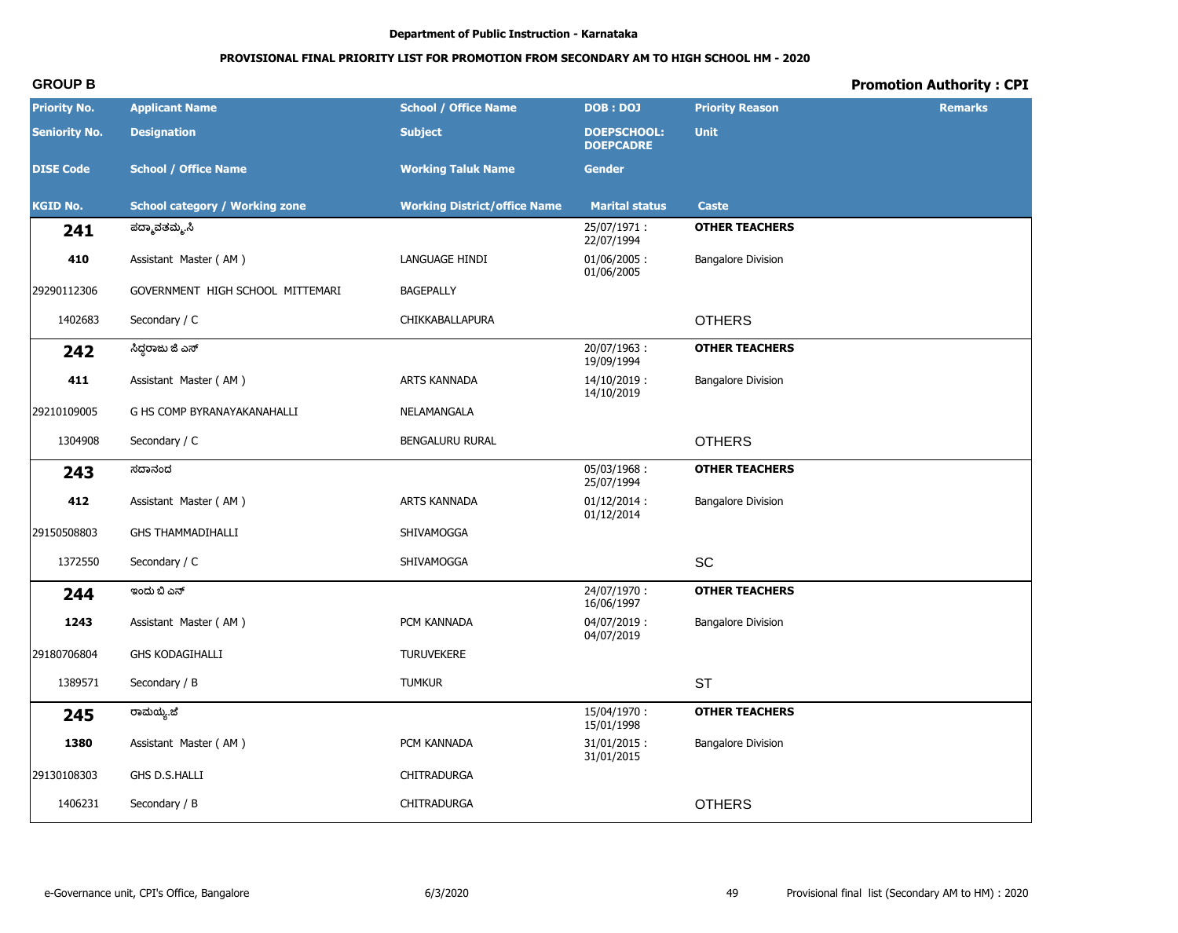Department of Public Instruction - Karnataka

**PROVISIONAL FINAL PRIORITY LIST FOR PROMOTION FROM SECONDARY AM TO HIGH SCHOOL HM - 2020**

**GROUP B** | **Promotion Authority : CPI**

| Priority No. / Seniority No. / DISE Code / KGID No. | Applicant Name / Designation / School / Office Name / School category / Working zone | School / Office Name / Subject / Working Taluk Name / Working District/office Name | DOB : DOJ / DOEPSCHOOL: DOEPCADRE / Gender / Marital status | Priority Reason / Unit / Caste | Remarks |
|---|---|---|---|---|---|
| **241** | ಪದ್ಮಾವತಮ್ಮ.ಸಿ | | 25/07/1971 : 22/07/1994 | **OTHER TEACHERS** | |
| **410** | Assistant Master ( AM ) | LANGUAGE HINDI | 01/06/2005 : 01/06/2005 | Bangalore Division | |
| 29290112306 | GOVERNMENT HIGH SCHOOL MITTEMARI | BAGEPALLY | | | |
| 1402683 | Secondary / C | CHIKKABALLAPURA | | OTHERS | |
| **242** | ಸಿದ್ದರಾಜು ಜಿ ಎಸ್ | | 20/07/1963 : 19/09/1994 | **OTHER TEACHERS** | |
| **411** | Assistant Master ( AM ) | ARTS KANNADA | 14/10/2019 : 14/10/2019 | Bangalore Division | |
| 29210109005 | G HS COMP BYRANAYAKANAHALLI | NELAMANGALA | | | |
| 1304908 | Secondary / C | BENGALURU RURAL | | OTHERS | |
| **243** | ಸದಾನಂದ | | 05/03/1968 : 25/07/1994 | **OTHER TEACHERS** | |
| **412** | Assistant Master ( AM ) | ARTS KANNADA | 01/12/2014 : 01/12/2014 | Bangalore Division | |
| 29150508803 | GHS THAMMADIHALLI | SHIVAMOGGA | | | |
| 1372550 | Secondary / C | SHIVAMOGGA | | SC | |
| **244** | ಇಂದು ಬಿ ಎನ್ | | 24/07/1970 : 16/06/1997 | **OTHER TEACHERS** | |
| **1243** | Assistant Master ( AM ) | PCM KANNADA | 04/07/2019 : 04/07/2019 | Bangalore Division | |
| 29180706804 | GHS KODAGIHALLI | TURUVEKERE | | | |
| 1389571 | Secondary / B | TUMKUR | | ST | |
| **245** | ರಾಮಯ್ಯ.ಜಿ | | 15/04/1970 : 15/01/1998 | **OTHER TEACHERS** | |
| **1380** | Assistant Master ( AM ) | PCM KANNADA | 31/01/2015 : 31/01/2015 | Bangalore Division | |
| 29130108303 | GHS D.S.HALLI | CHITRADURGA | | | |
| 1406231 | Secondary / B | CHITRADURGA | | OTHERS | |

e-Governance unit, CPI's Office, Bangalore | 6/3/2020 | Provisional final list (Secondary AM to HM) : 2020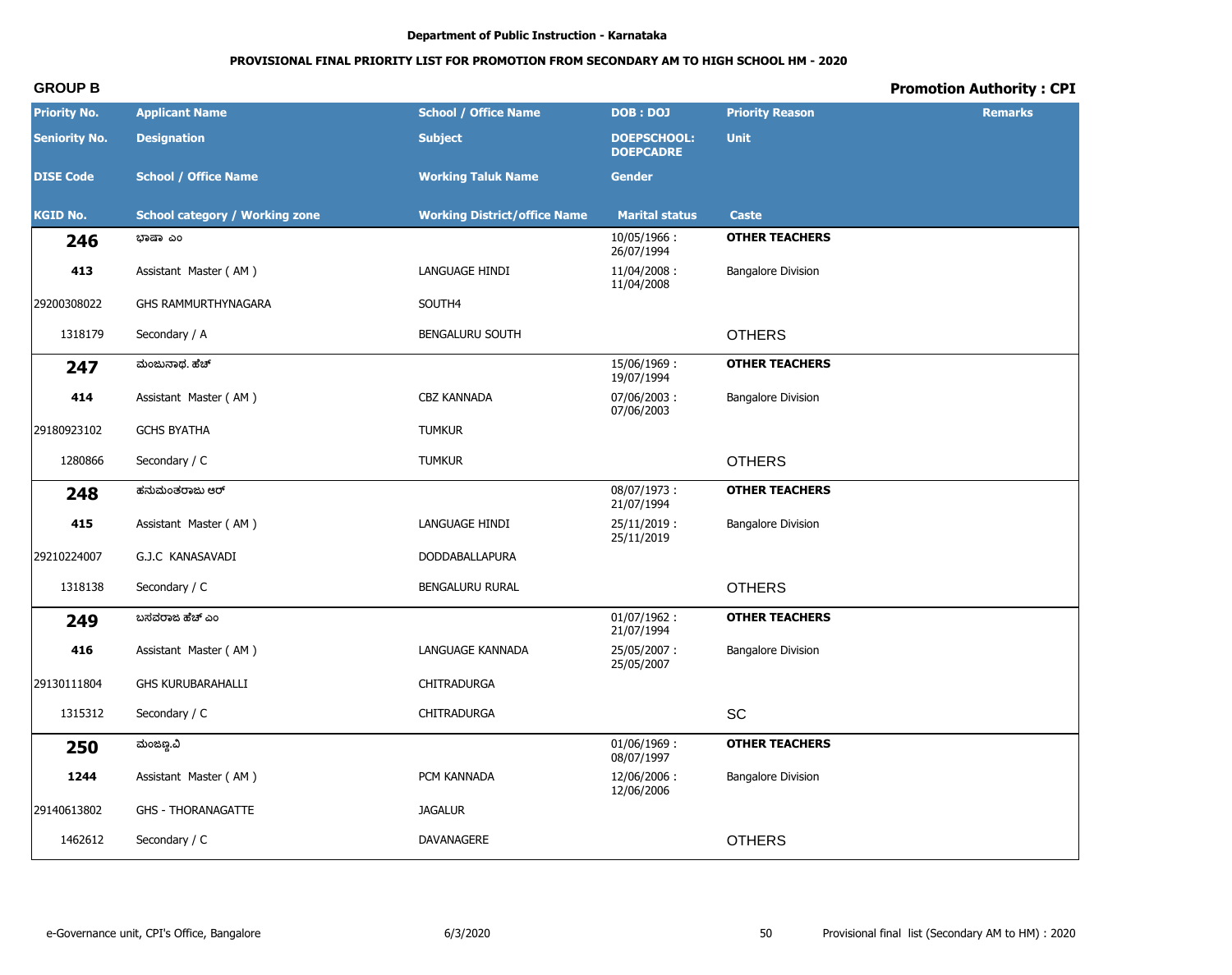Department of Public Instruction - Karnataka

**PROVISIONAL FINAL PRIORITY LIST FOR PROMOTION FROM SECONDARY AM TO HIGH SCHOOL HM - 2020**

**GROUP B** | **Promotion Authority : CPI**

| Priority No. / Seniority No. / DISE Code / KGID No. | Applicant Name / Designation / School / Office Name / School category / Working zone | School / Office Name / Subject / Working Taluk Name / Working District/office Name | DOB : DOJ / DOEPSCHOOL: DOEPCADRE / Gender / Marital status | Priority Reason / Unit / Caste | Remarks |
|---|---|---|---|---|---|
| **246** | ಭಾಷಾ ಎಂ | | 10/05/1966 : 26/07/1994 | **OTHER TEACHERS** | |
| **413** | Assistant Master ( AM ) | LANGUAGE HINDI | 11/04/2008 : 11/04/2008 | Bangalore Division | |
| 29200308022 | GHS RAMMURTHYNAGARA | SOUTH4 | | | |
| 1318179 | Secondary / A | BENGALURU SOUTH | | OTHERS | |
| **247** | ಮಂಜುನಾಥ. ಹೆಚ್ | | 15/06/1969 : 19/07/1994 | **OTHER TEACHERS** | |
| **414** | Assistant Master ( AM ) | CBZ KANNADA | 07/06/2003 : 07/06/2003 | Bangalore Division | |
| 29180923102 | GCHS BYATHA | TUMKUR | | | |
| 1280866 | Secondary / C | TUMKUR | | OTHERS | |
| **248** | ಹನುಮಂತರಾಜು ಆರ್ | | 08/07/1973 : 21/07/1994 | **OTHER TEACHERS** | |
| **415** | Assistant Master ( AM ) | LANGUAGE HINDI | 25/11/2019 : 25/11/2019 | Bangalore Division | |
| 29210224007 | G.J.C KANASAVADI | DODDABALLAPURA | | | |
| 1318138 | Secondary / C | BENGALURU RURAL | | OTHERS | |
| **249** | ಬಸವರಾಜ ಹೆಚ್ ಎಂ | | 01/07/1962 : 21/07/1994 | **OTHER TEACHERS** | |
| **416** | Assistant Master ( AM ) | LANGUAGE KANNADA | 25/05/2007 : 25/05/2007 | Bangalore Division | |
| 29130111804 | GHS KURUBARAHALLI | CHITRADURGA | | | |
| 1315312 | Secondary / C | CHITRADURGA | | SC | |
| **250** | ಮಂಜಣ್ಣ.ವಿ | | 01/06/1969 : 08/07/1997 | **OTHER TEACHERS** | |
| **1244** | Assistant Master ( AM ) | PCM KANNADA | 12/06/2006 : 12/06/2006 | Bangalore Division | |
| 29140613802 | GHS - THORANAGATTE | JAGALUR | | | |
| 1462612 | Secondary / C | DAVANAGERE | | OTHERS | |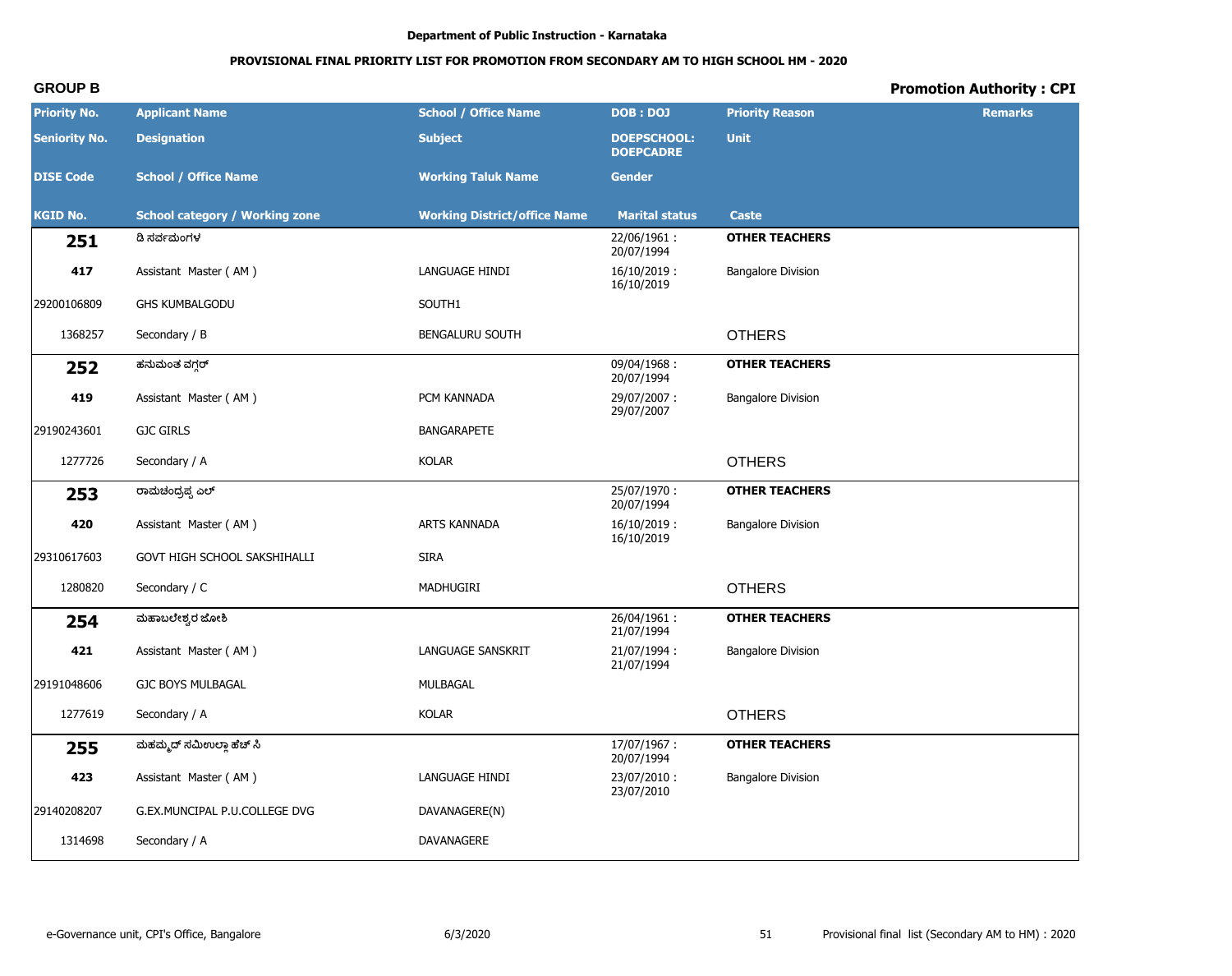Department of Public Instruction - Karnataka

PROVISIONAL FINAL PRIORITY LIST FOR PROMOTION FROM SECONDARY AM TO HIGH SCHOOL HM - 2020

**GROUP B**

**Promotion Authority : CPI**

| Priority No. / Seniority No. / DISE Code / KGID No. | Applicant Name / Designation / School / Office Name / School category / Working zone | School / Office Name / Subject / Working Taluk Name / Working District/office Name | DOB : DOJ / DOEPSCHOOL: DOEPCADRE / Gender / Marital status | Priority Reason / Unit / Caste | Remarks |
|---|---|---|---|---|---|
| **251** | ಡಿ ಸರ್ವಮಂಗಳ | | 22/06/1961 : 20/07/1994 | **OTHER TEACHERS** | |
| **417** | Assistant Master ( AM ) | LANGUAGE HINDI | 16/10/2019 : 16/10/2019 | Bangalore Division | |
| 29200106809 | GHS KUMBALGODU | SOUTH1 | | | |
| 1368257 | Secondary / B | BENGALURU SOUTH | | OTHERS | |
| **252** | ಹನುಮಂತ ವಗ್ಗರ್ | | 09/04/1968 : 20/07/1994 | **OTHER TEACHERS** | |
| **419** | Assistant Master ( AM ) | PCM KANNADA | 29/07/2007 : 29/07/2007 | Bangalore Division | |
| 29190243601 | GJC GIRLS | BANGARAPETE | | | |
| 1277726 | Secondary / A | KOLAR | | OTHERS | |
| **253** | ರಾಮಚಂದ್ರಪ್ಪ ಎಲ್ | | 25/07/1970 : 20/07/1994 | **OTHER TEACHERS** | |
| **420** | Assistant Master ( AM ) | ARTS KANNADA | 16/10/2019 : 16/10/2019 | Bangalore Division | |
| 29310617603 | GOVT HIGH SCHOOL SAKSHIHALLI | SIRA | | | |
| 1280820 | Secondary / C | MADHUGIRI | | OTHERS | |
| **254** | ಮಹಾಬಲೇಶ್ವರ ಜೋಶಿ | | 26/04/1961 : 21/07/1994 | **OTHER TEACHERS** | |
| **421** | Assistant Master ( AM ) | LANGUAGE SANSKRIT | 21/07/1994 : 21/07/1994 | Bangalore Division | |
| 29191048606 | GJC BOYS MULBAGAL | MULBAGAL | | | |
| 1277619 | Secondary / A | KOLAR | | OTHERS | |
| **255** | ಮಹಮ್ಮದ್ ಸಮೀಉಲ್ಲಾ ಹೆಚ್ ಸಿ | | 17/07/1967 : 20/07/1994 | **OTHER TEACHERS** | |
| **423** | Assistant Master ( AM ) | LANGUAGE HINDI | 23/07/2010 : 23/07/2010 | Bangalore Division | |
| 29140208207 | G.EX.MUNCIPAL P.U.COLLEGE DVG | DAVANAGERE(N) | | | |
| 1314698 | Secondary / A | DAVANAGERE | | | |

e-Governance unit, CPI's Office, Bangalore    6/3/2020    Provisional final list (Secondary AM to HM) : 2020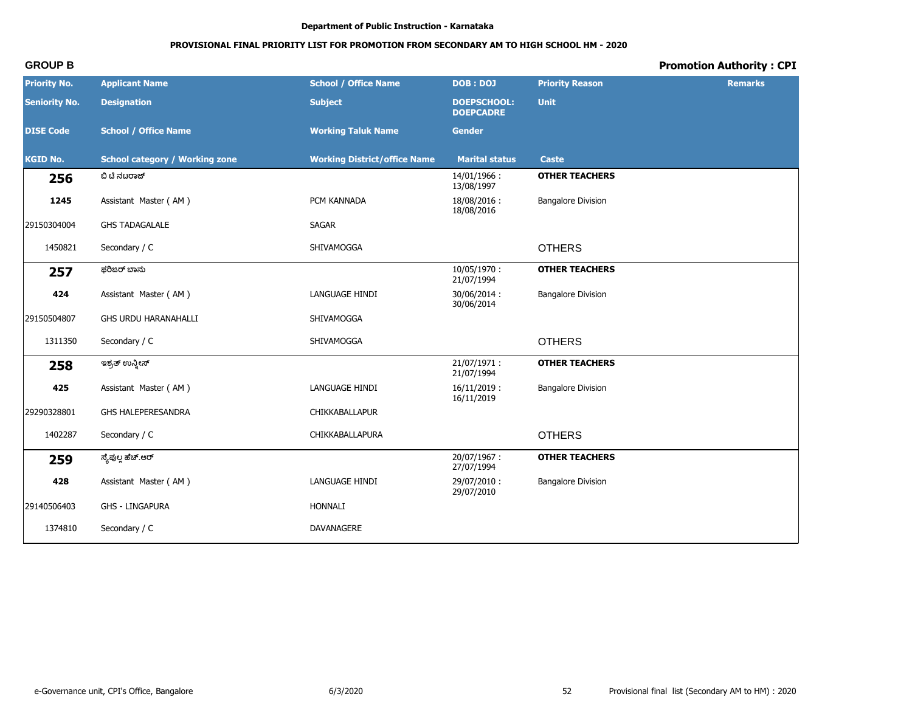Department of Public Instruction - Karnataka

**PROVISIONAL FINAL PRIORITY LIST FOR PROMOTION FROM SECONDARY AM TO HIGH SCHOOL HM - 2020**

**GROUP B** | **Promotion Authority : CPI**

| Priority No. / Seniority No. / DISE Code / KGID No. | Applicant Name / Designation / School / Office Name / School category / Working zone | School / Office Name / Subject / Working Taluk Name / Working District/office Name | DOB : DOJ / DOEPSCHOOL: DOEPCADRE / Gender / Marital status | Priority Reason / Unit / Caste | Remarks |
|---|---|---|---|---|---|
| **256** | ಬಿ ಟಿ ನಟರಾಜ್ | | 14/01/1966 : 13/08/1997 | **OTHER TEACHERS** | |
| 1245 | Assistant Master ( AM ) | PCM KANNADA | 18/08/2016 : 18/08/2016 | Bangalore Division | |
| 29150304004 | GHS TADAGALALE | SAGAR | | | |
| 1450821 | Secondary / C | SHIVAMOGGA | | OTHERS | |
| **257** | ಫರಿಜರ್ ಬಾನು | | 10/05/1970 : 21/07/1994 | **OTHER TEACHERS** | |
| 424 | Assistant Master ( AM ) | LANGUAGE HINDI | 30/06/2014 : 30/06/2014 | Bangalore Division | |
| 29150504807 | GHS URDU HARANAHALLI | SHIVAMOGGA | | | |
| 1311350 | Secondary / C | SHIVAMOGGA | | OTHERS | |
| **258** | ಇಶ್ರತ್ ಉನ್ನೀಸ್ | | 21/07/1971 : 21/07/1994 | **OTHER TEACHERS** | |
| 425 | Assistant Master ( AM ) | LANGUAGE HINDI | 16/11/2019 : 16/11/2019 | Bangalore Division | |
| 29290328801 | GHS HALEPERESANDRA | CHIKKABALLAPUR | | | |
| 1402287 | Secondary / C | CHIKKABALLAPURA | | OTHERS | |
| **259** | ಸೈಪುಲ್ಲ ಹೆಚ್.ಆರ್ | | 20/07/1967 : 27/07/1994 | **OTHER TEACHERS** | |
| 428 | Assistant Master ( AM ) | LANGUAGE HINDI | 29/07/2010 : 29/07/2010 | Bangalore Division | |
| 29140506403 | GHS - LINGAPURA | HONNALI | | | |
| 1374810 | Secondary / C | DAVANAGERE | | | |

e-Governance unit, CPI's Office, Bangalore 6/3/2020 Provisional final list (Secondary AM to HM) : 2020